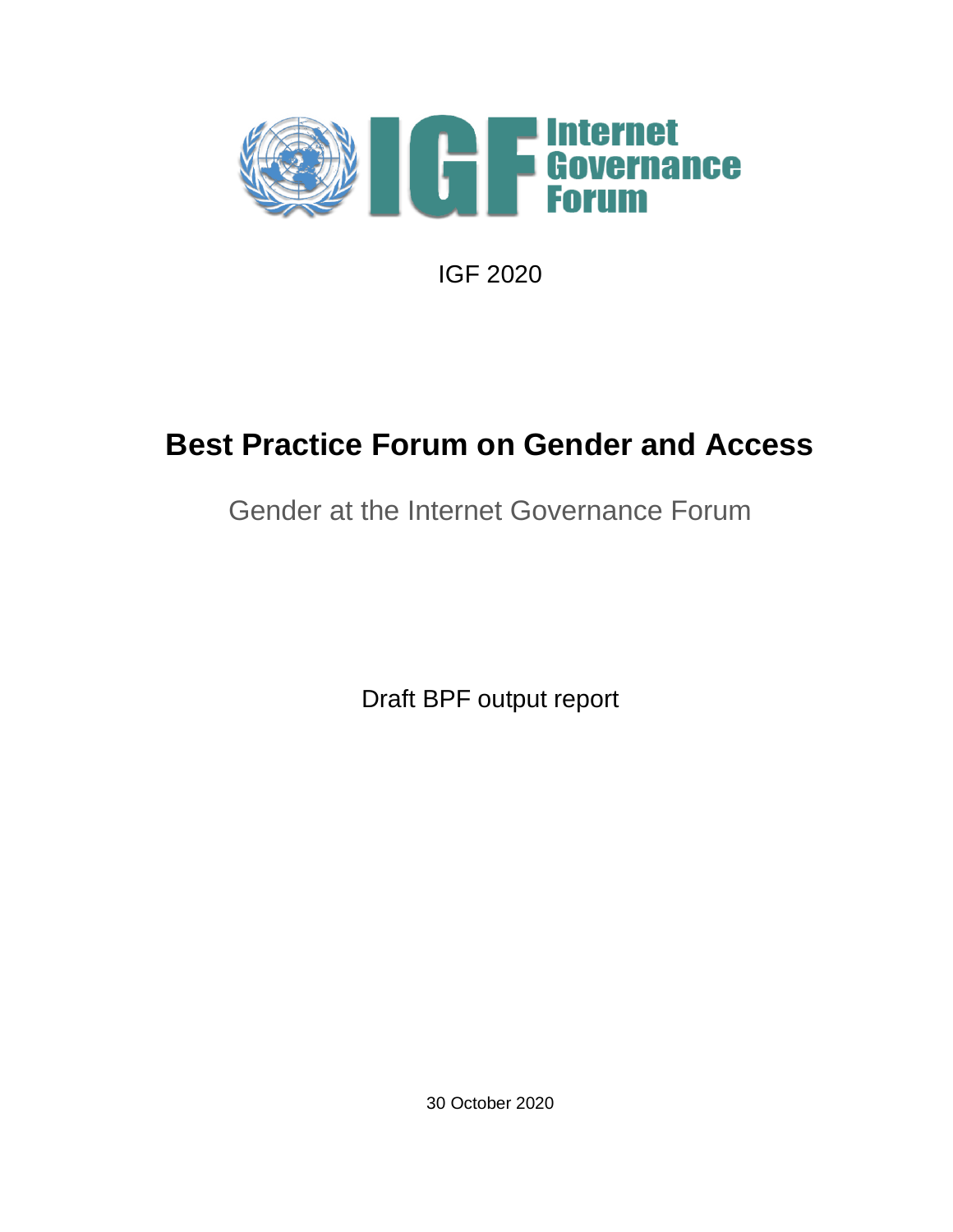IGF 2020

# Best Practice Forum on Gender and Access

Gender at the Internet Governance Forum

Draft BPF output report

30 October 2020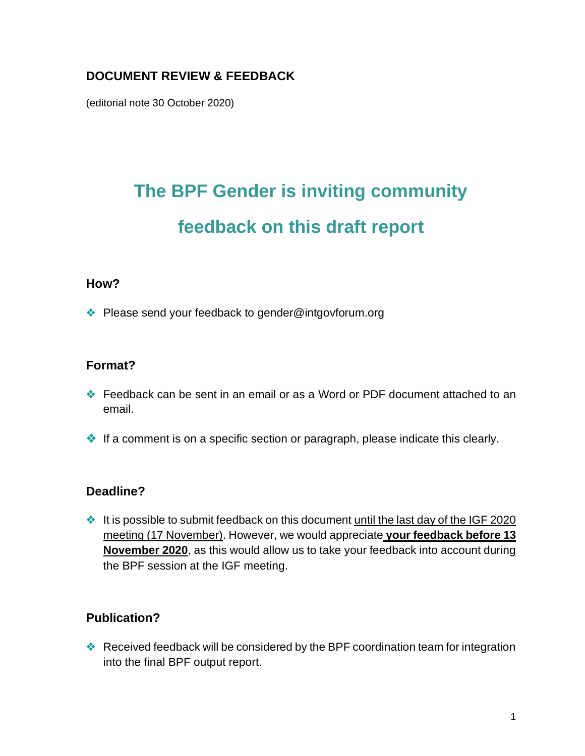**DOCUMENT REVIEW & FEEDBACK**

(editorial note 30 October 2020)

# The BPF Gender is inviting community feedback on this draft report

### How?

- Please send your feedback to gender@intgovforum.org

### Format?

- Feedback can be sent in an email or as a Word or PDF document attached to an email.
- If a comment is on a specific section or paragraph, please indicate this clearly.

### Deadline?

- It is possible to submit feedback on this document until the last day of the IGF 2020 meeting (17 November). However, we would appreciate **your feedback before 13 November 2020**, as this would allow us to take your feedback into account during the BPF session at the IGF meeting.

### Publication?

- Received feedback will be considered by the BPF coordination team for integration into the final BPF output report.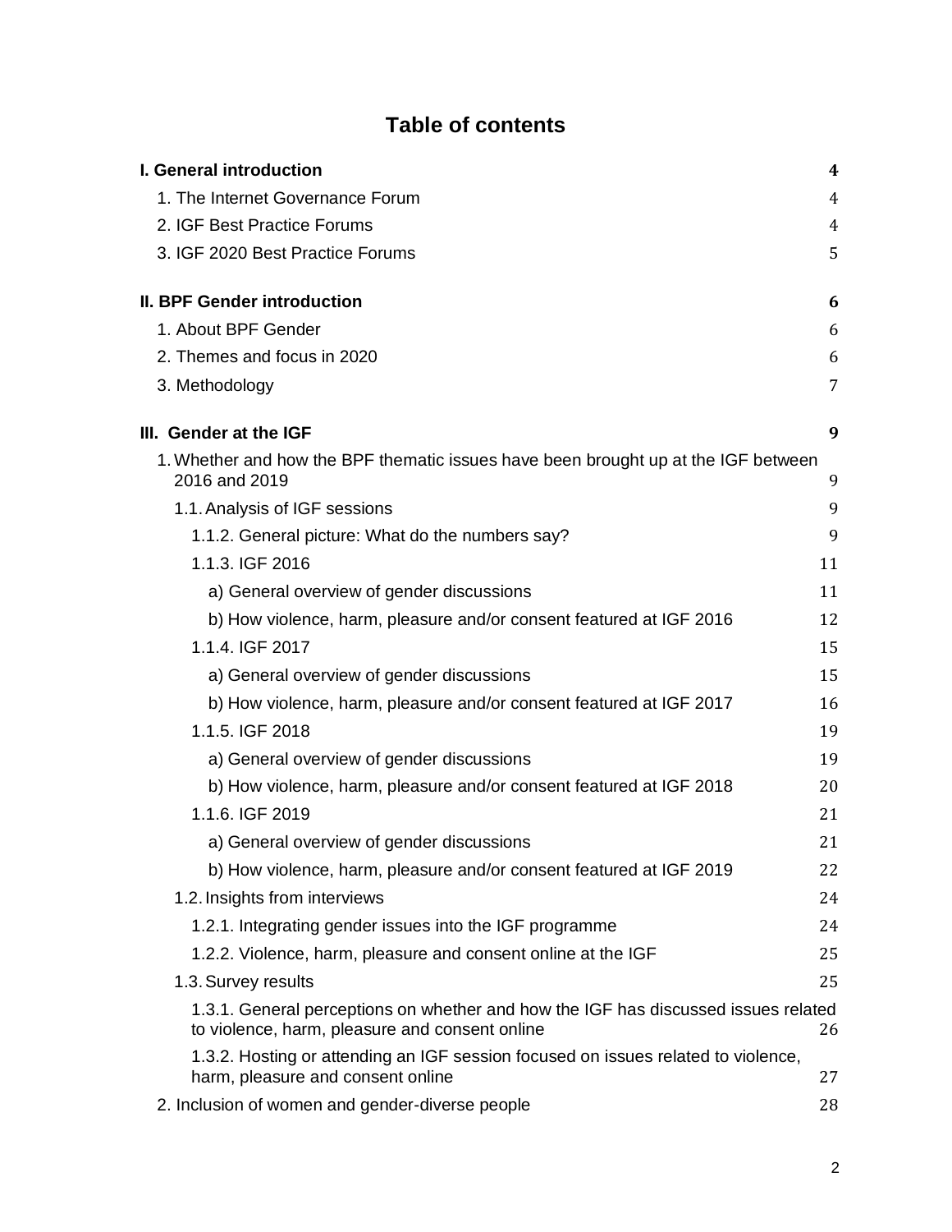# Table of contents

| | |
|---|---|
| **I. General introduction** | **4** |
| 1. The Internet Governance Forum | 4 |
| 2. IGF Best Practice Forums | 4 |
| 3. IGF 2020 Best Practice Forums | 5 |
| **II. BPF Gender introduction** | **6** |
| 1. About BPF Gender | 6 |
| 2. Themes and focus in 2020 | 6 |
| 3. Methodology | 7 |
| **III. Gender at the IGF** | **9** |
| 1. Whether and how the BPF thematic issues have been brought up at the IGF between 2016 and 2019 | 9 |
| 1.1. Analysis of IGF sessions | 9 |
| 1.1.2. General picture: What do the numbers say? | 9 |
| 1.1.3. IGF 2016 | 11 |
| a) General overview of gender discussions | 11 |
| b) How violence, harm, pleasure and/or consent featured at IGF 2016 | 12 |
| 1.1.4. IGF 2017 | 15 |
| a) General overview of gender discussions | 15 |
| b) How violence, harm, pleasure and/or consent featured at IGF 2017 | 16 |
| 1.1.5. IGF 2018 | 19 |
| a) General overview of gender discussions | 19 |
| b) How violence, harm, pleasure and/or consent featured at IGF 2018 | 20 |
| 1.1.6. IGF 2019 | 21 |
| a) General overview of gender discussions | 21 |
| b) How violence, harm, pleasure and/or consent featured at IGF 2019 | 22 |
| 1.2. Insights from interviews | 24 |
| 1.2.1. Integrating gender issues into the IGF programme | 24 |
| 1.2.2. Violence, harm, pleasure and consent online at the IGF | 25 |
| 1.3. Survey results | 25 |
| 1.3.1. General perceptions on whether and how the IGF has discussed issues related to violence, harm, pleasure and consent online | 26 |
| 1.3.2. Hosting or attending an IGF session focused on issues related to violence, harm, pleasure and consent online | 27 |
| 2. Inclusion of women and gender-diverse people | 28 |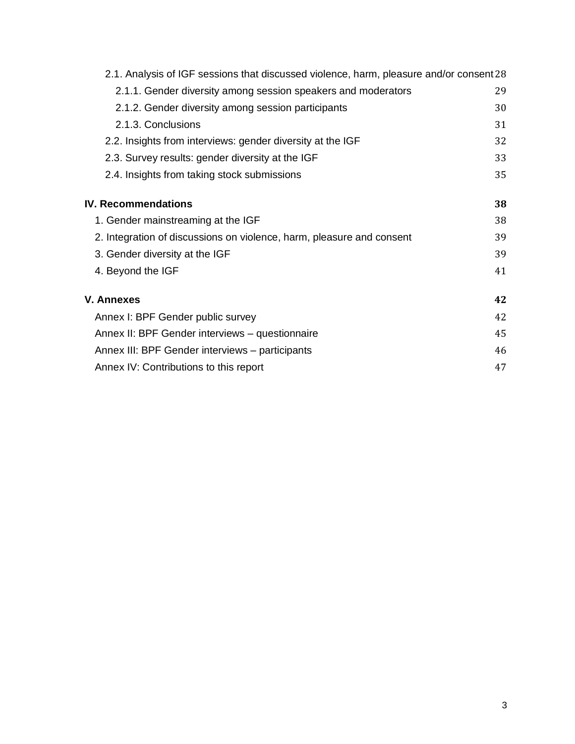- 2.1. Analysis of IGF sessions that discussed violence, harm, pleasure and/or consent 28
  - 2.1.1. Gender diversity among session speakers and moderators 29
  - 2.1.2. Gender diversity among session participants 30
  - 2.1.3. Conclusions 31
- 2.2. Insights from interviews: gender diversity at the IGF 32
- 2.3. Survey results: gender diversity at the IGF 33
- 2.4. Insights from taking stock submissions 35

**IV. Recommendations 38**

- 1. Gender mainstreaming at the IGF 38
- 2. Integration of discussions on violence, harm, pleasure and consent 39
- 3. Gender diversity at the IGF 39
- 4. Beyond the IGF 41

**V. Annexes 42**

- Annex I: BPF Gender public survey 42
- Annex II: BPF Gender interviews – questionnaire 45
- Annex III: BPF Gender interviews – participants 46
- Annex IV: Contributions to this report 47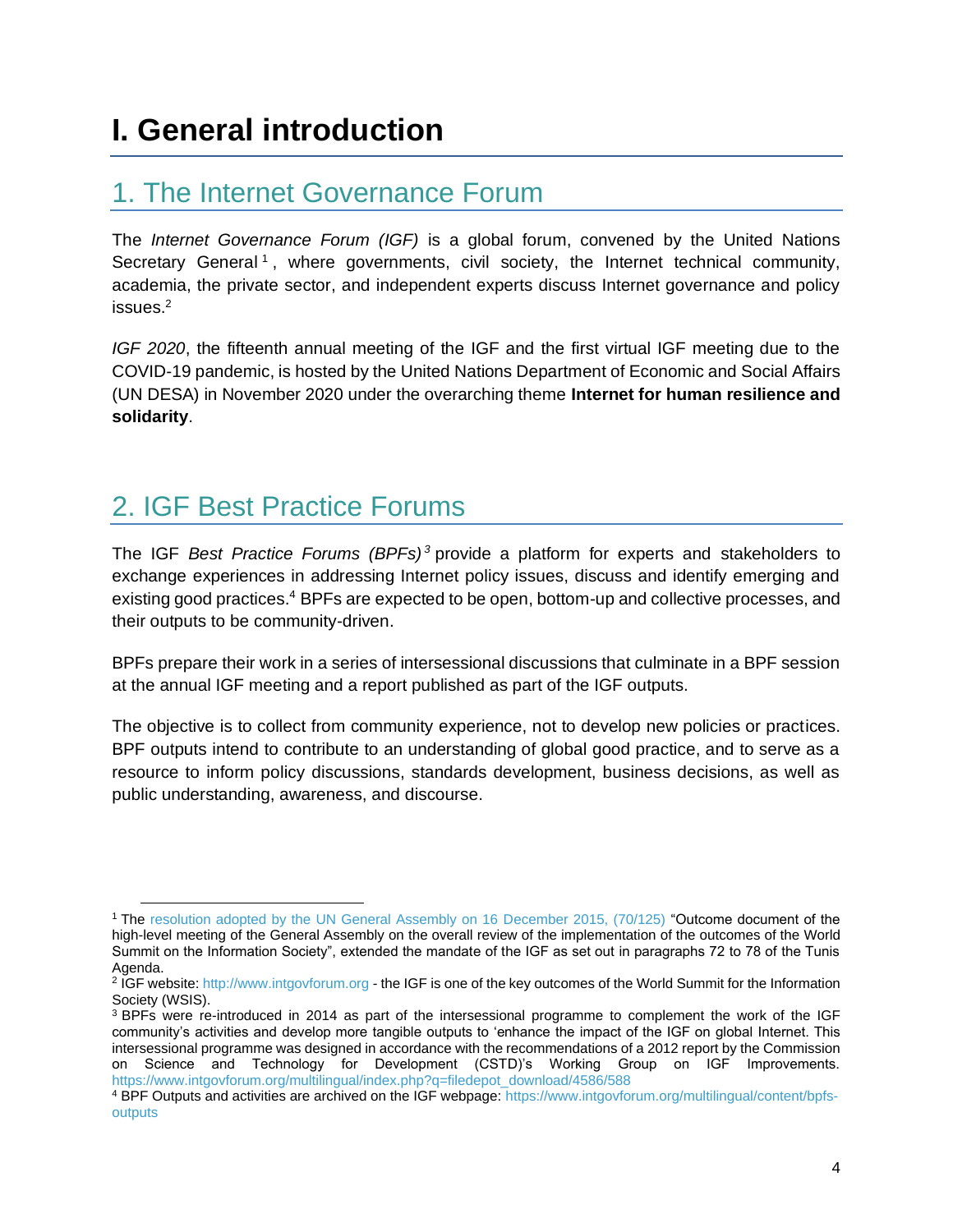# I. General introduction

## 1. The Internet Governance Forum

The *Internet Governance Forum (IGF)* is a global forum, convened by the United Nations Secretary General[1], where governments, civil society, the Internet technical community, academia, the private sector, and independent experts discuss Internet governance and policy issues.[2]

*IGF 2020*, the fifteenth annual meeting of the IGF and the first virtual IGF meeting due to the COVID-19 pandemic, is hosted by the United Nations Department of Economic and Social Affairs (UN DESA) in November 2020 under the overarching theme **Internet for human resilience and solidarity**.

## 2. IGF Best Practice Forums

The IGF *Best Practice Forums (BPFs)*[3] provide a platform for experts and stakeholders to exchange experiences in addressing Internet policy issues, discuss and identify emerging and existing good practices.[4] BPFs are expected to be open, bottom-up and collective processes, and their outputs to be community-driven.

BPFs prepare their work in a series of intersessional discussions that culminate in a BPF session at the annual IGF meeting and a report published as part of the IGF outputs.

The objective is to collect from community experience, not to develop new policies or practices. BPF outputs intend to contribute to an understanding of global good practice, and to serve as a resource to inform policy discussions, standards development, business decisions, as well as public understanding, awareness, and discourse.

---

[1] The resolution adopted by the UN General Assembly on 16 December 2015, (70/125) "Outcome document of the high-level meeting of the General Assembly on the overall review of the implementation of the outcomes of the World Summit on the Information Society", extended the mandate of the IGF as set out in paragraphs 72 to 78 of the Tunis Agenda.

[2] IGF website: http://www.intgovforum.org - the IGF is one of the key outcomes of the World Summit for the Information Society (WSIS).

[3] BPFs were re-introduced in 2014 as part of the intersessional programme to complement the work of the IGF community's activities and develop more tangible outputs to 'enhance the impact of the IGF on global Internet. This intersessional programme was designed in accordance with the recommendations of a 2012 report by the Commission on Science and Technology for Development (CSTD)'s Working Group on IGF Improvements. https://www.intgovforum.org/multilingual/index.php?q=filedepot_download/4586/588

[4] BPF Outputs and activities are archived on the IGF webpage: https://www.intgovforum.org/multilingual/content/bpfs-outputs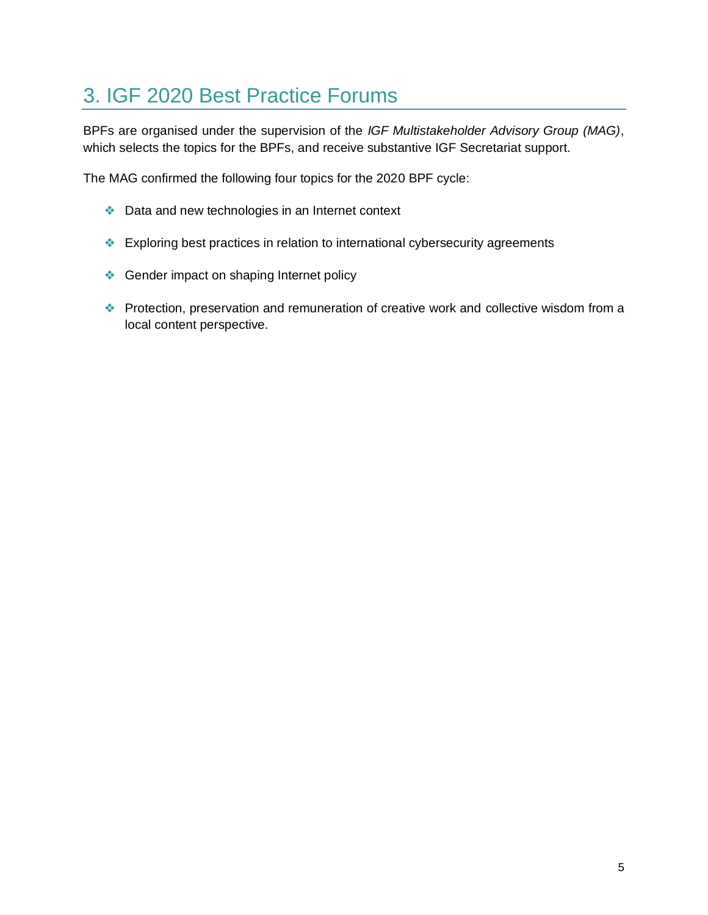# 3. IGF 2020 Best Practice Forums

BPFs are organised under the supervision of the *IGF Multistakeholder Advisory Group (MAG)*, which selects the topics for the BPFs, and receive substantive IGF Secretariat support.

The MAG confirmed the following four topics for the 2020 BPF cycle:

- Data and new technologies in an Internet context
- Exploring best practices in relation to international cybersecurity agreements
- Gender impact on shaping Internet policy
- Protection, preservation and remuneration of creative work and collective wisdom from a local content perspective.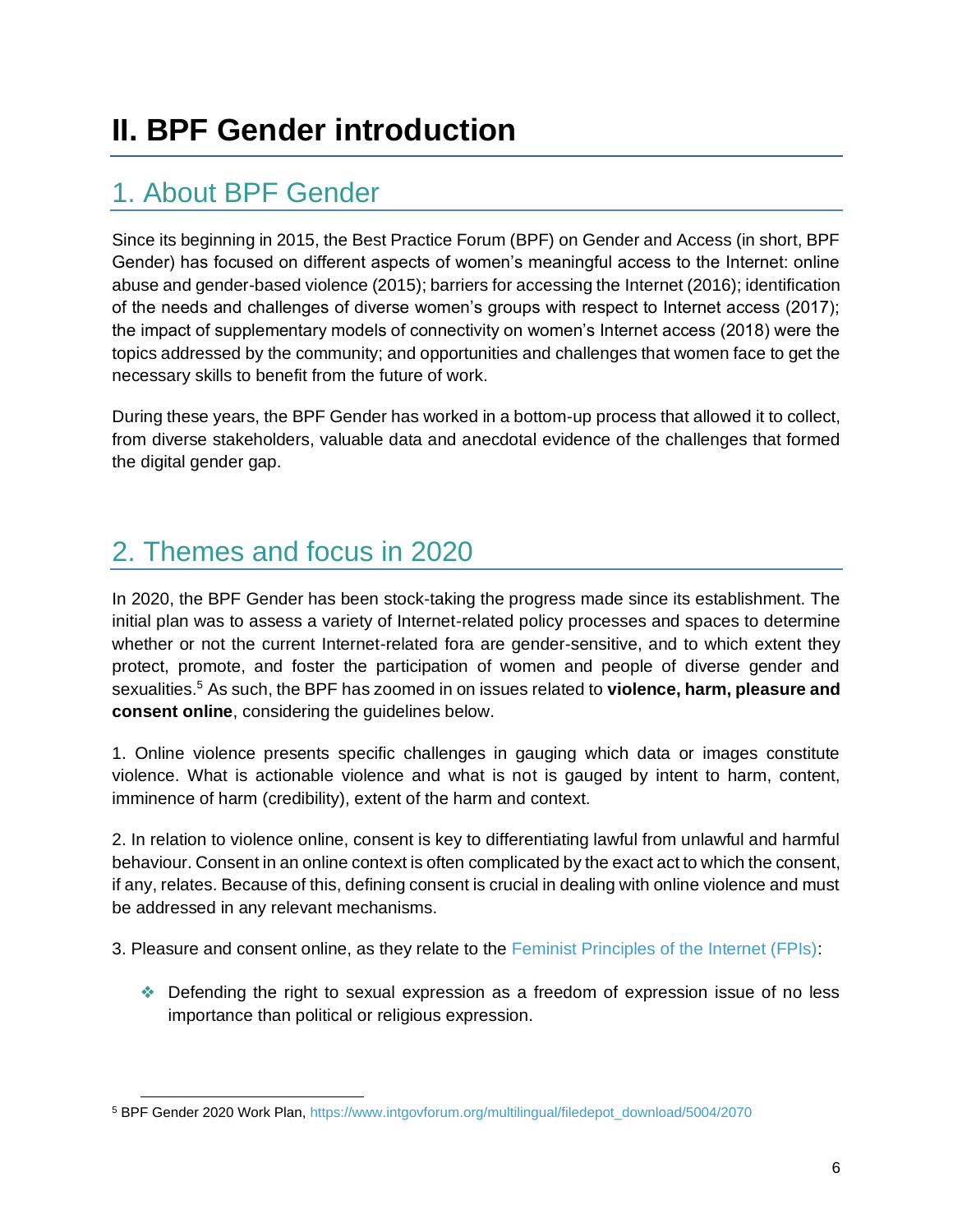# II. BPF Gender introduction

## 1. About BPF Gender

Since its beginning in 2015, the Best Practice Forum (BPF) on Gender and Access (in short, BPF Gender) has focused on different aspects of women's meaningful access to the Internet: online abuse and gender-based violence (2015); barriers for accessing the Internet (2016); identification of the needs and challenges of diverse women's groups with respect to Internet access (2017); the impact of supplementary models of connectivity on women's Internet access (2018) were the topics addressed by the community; and opportunities and challenges that women face to get the necessary skills to benefit from the future of work.

During these years, the BPF Gender has worked in a bottom-up process that allowed it to collect, from diverse stakeholders, valuable data and anecdotal evidence of the challenges that formed the digital gender gap.

## 2. Themes and focus in 2020

In 2020, the BPF Gender has been stock-taking the progress made since its establishment. The initial plan was to assess a variety of Internet-related policy processes and spaces to determine whether or not the current Internet-related fora are gender-sensitive, and to which extent they protect, promote, and foster the participation of women and people of diverse gender and sexualities.[5] As such, the BPF has zoomed in on issues related to **violence, harm, pleasure and consent online**, considering the guidelines below.

1. Online violence presents specific challenges in gauging which data or images constitute violence. What is actionable violence and what is not is gauged by intent to harm, content, imminence of harm (credibility), extent of the harm and context.

2. In relation to violence online, consent is key to differentiating lawful from unlawful and harmful behaviour. Consent in an online context is often complicated by the exact act to which the consent, if any, relates. Because of this, defining consent is crucial in dealing with online violence and must be addressed in any relevant mechanisms.

3. Pleasure and consent online, as they relate to the Feminist Principles of the Internet (FPIs):

- Defending the right to sexual expression as a freedom of expression issue of no less importance than political or religious expression.

[5] BPF Gender 2020 Work Plan, https://www.intgovforum.org/multilingual/filedepot_download/5004/2070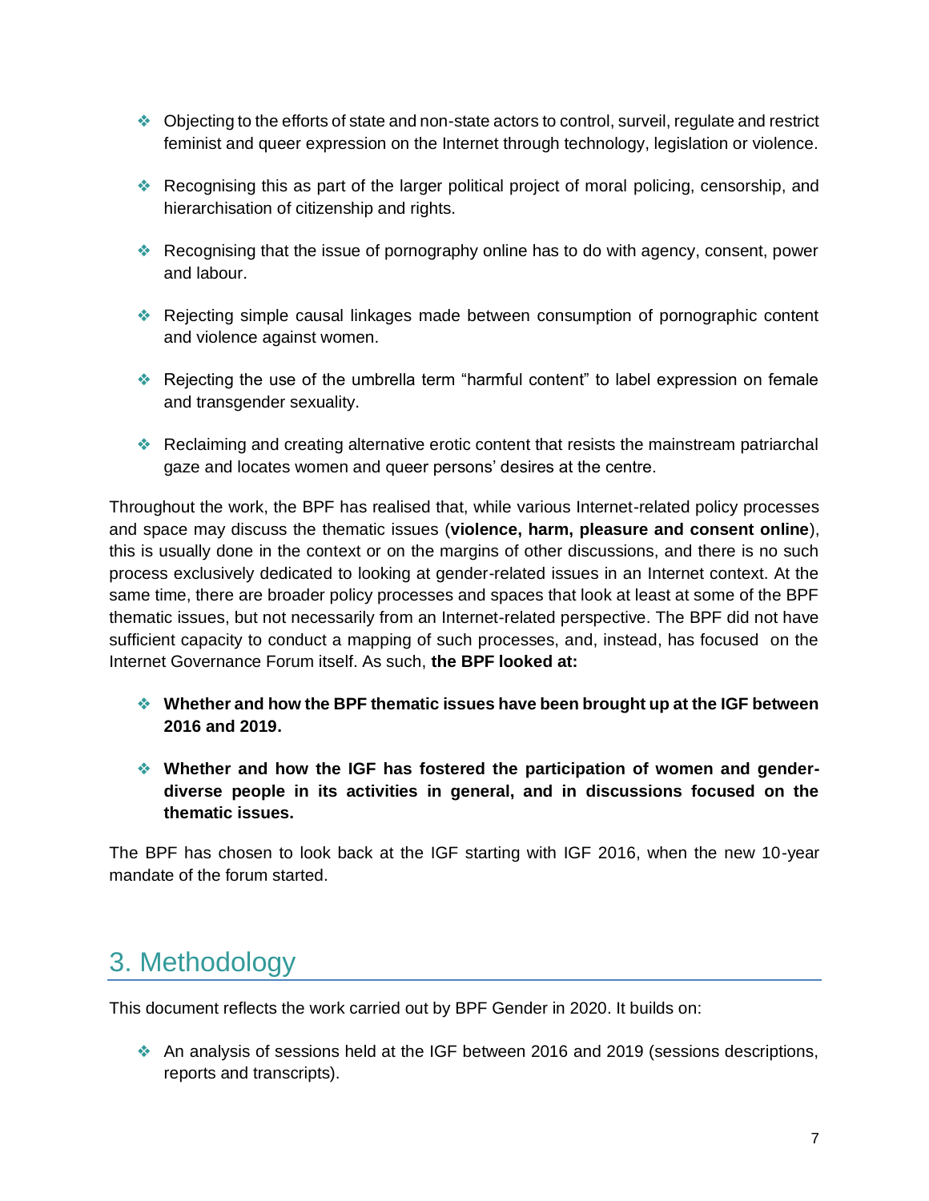- Objecting to the efforts of state and non-state actors to control, surveil, regulate and restrict feminist and queer expression on the Internet through technology, legislation or violence.

- Recognising this as part of the larger political project of moral policing, censorship, and hierarchisation of citizenship and rights.

- Recognising that the issue of pornography online has to do with agency, consent, power and labour.

- Rejecting simple causal linkages made between consumption of pornographic content and violence against women.

- Rejecting the use of the umbrella term "harmful content" to label expression on female and transgender sexuality.

- Reclaiming and creating alternative erotic content that resists the mainstream patriarchal gaze and locates women and queer persons' desires at the centre.

Throughout the work, the BPF has realised that, while various Internet-related policy processes and space may discuss the thematic issues (**violence, harm, pleasure and consent online**), this is usually done in the context or on the margins of other discussions, and there is no such process exclusively dedicated to looking at gender-related issues in an Internet context. At the same time, there are broader policy processes and spaces that look at least at some of the BPF thematic issues, but not necessarily from an Internet-related perspective. The BPF did not have sufficient capacity to conduct a mapping of such processes, and, instead, has focused on the Internet Governance Forum itself. As such, **the BPF looked at:**

- **Whether and how the BPF thematic issues have been brought up at the IGF between 2016 and 2019.**

- **Whether and how the IGF has fostered the participation of women and gender-diverse people in its activities in general, and in discussions focused on the thematic issues.**

The BPF has chosen to look back at the IGF starting with IGF 2016, when the new 10-year mandate of the forum started.

## 3. Methodology

This document reflects the work carried out by BPF Gender in 2020. It builds on:

- An analysis of sessions held at the IGF between 2016 and 2019 (sessions descriptions, reports and transcripts).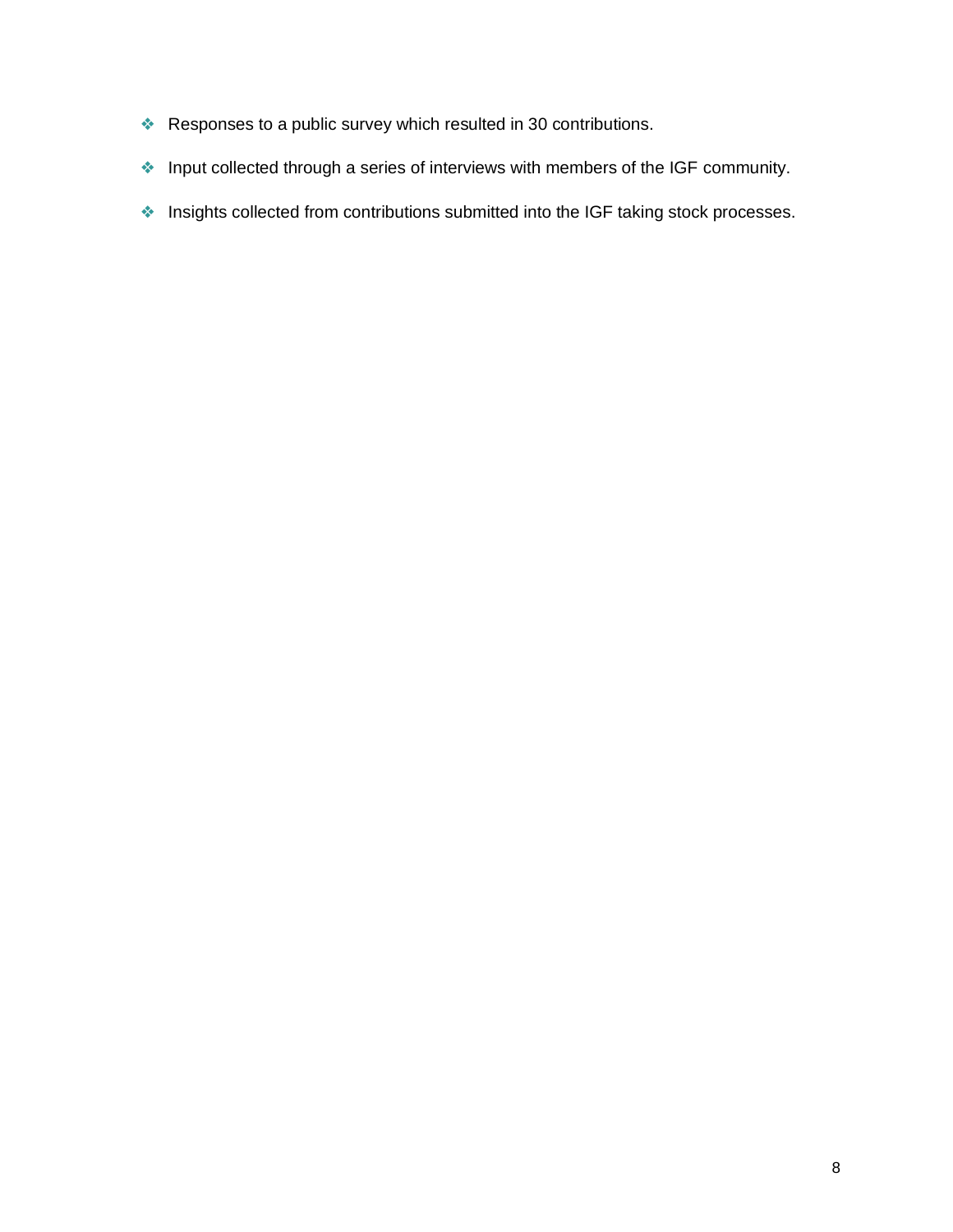- Responses to a public survey which resulted in 30 contributions.
- Input collected through a series of interviews with members of the IGF community.
- Insights collected from contributions submitted into the IGF taking stock processes.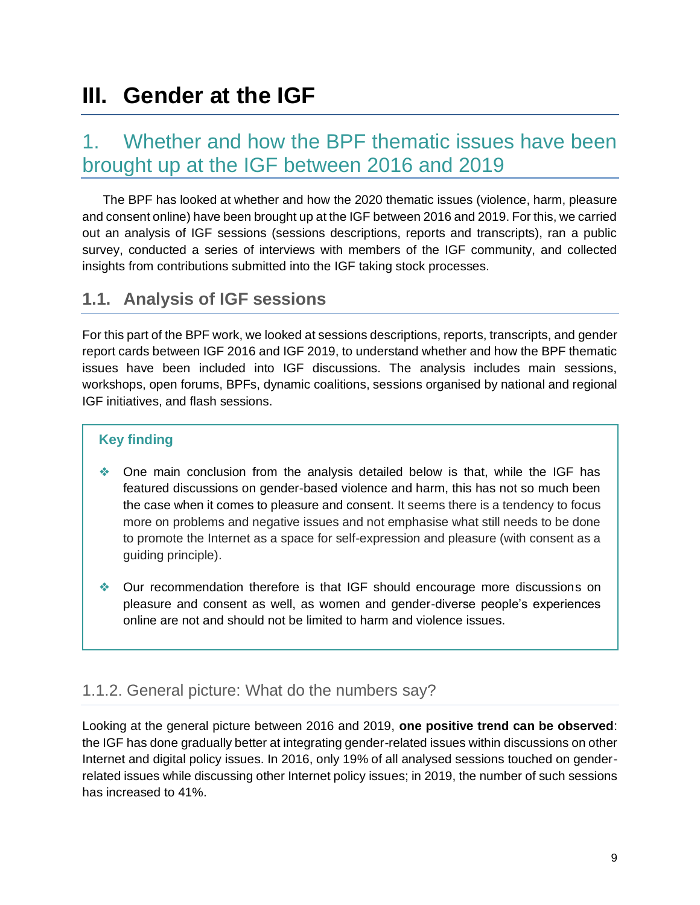# III. Gender at the IGF

## 1. Whether and how the BPF thematic issues have been brought up at the IGF between 2016 and 2019

The BPF has looked at whether and how the 2020 thematic issues (violence, harm, pleasure and consent online) have been brought up at the IGF between 2016 and 2019. For this, we carried out an analysis of IGF sessions (sessions descriptions, reports and transcripts), ran a public survey, conducted a series of interviews with members of the IGF community, and collected insights from contributions submitted into the IGF taking stock processes.

### 1.1. Analysis of IGF sessions

For this part of the BPF work, we looked at sessions descriptions, reports, transcripts, and gender report cards between IGF 2016 and IGF 2019, to understand whether and how the BPF thematic issues have been included into IGF discussions. The analysis includes main sessions, workshops, open forums, BPFs, dynamic coalitions, sessions organised by national and regional IGF initiatives, and flash sessions.

**Key finding**

- One main conclusion from the analysis detailed below is that, while the IGF has featured discussions on gender-based violence and harm, this has not so much been the case when it comes to pleasure and consent. It seems there is a tendency to focus more on problems and negative issues and not emphasise what still needs to be done to promote the Internet as a space for self-expression and pleasure (with consent as a guiding principle).
- Our recommendation therefore is that IGF should encourage more discussions on pleasure and consent as well, as women and gender-diverse people's experiences online are not and should not be limited to harm and violence issues.

#### 1.1.2. General picture: What do the numbers say?

Looking at the general picture between 2016 and 2019, **one positive trend can be observed**: the IGF has done gradually better at integrating gender-related issues within discussions on other Internet and digital policy issues. In 2016, only 19% of all analysed sessions touched on gender-related issues while discussing other Internet policy issues; in 2019, the number of such sessions has increased to 41%.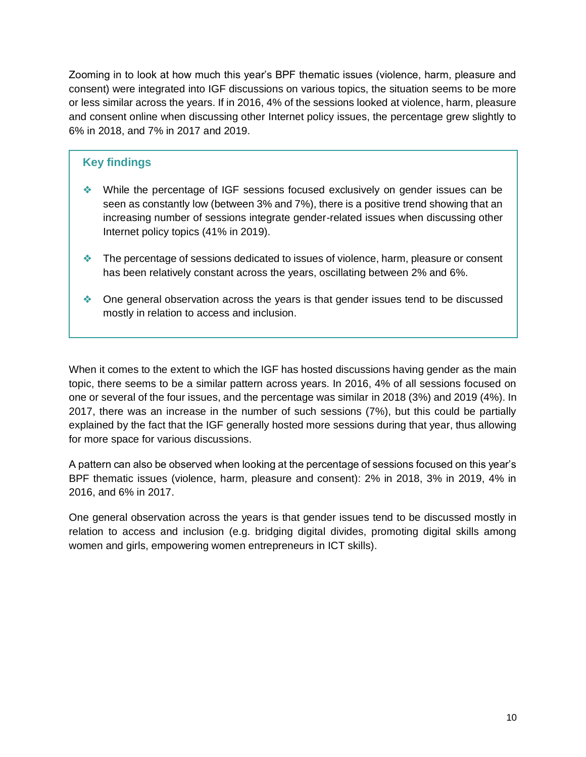Zooming in to look at how much this year's BPF thematic issues (violence, harm, pleasure and consent) were integrated into IGF discussions on various topics, the situation seems to be more or less similar across the years. If in 2016, 4% of the sessions looked at violence, harm, pleasure and consent online when discussing other Internet policy issues, the percentage grew slightly to 6% in 2018, and 7% in 2017 and 2019.

### Key findings

- While the percentage of IGF sessions focused exclusively on gender issues can be seen as constantly low (between 3% and 7%), there is a positive trend showing that an increasing number of sessions integrate gender-related issues when discussing other Internet policy topics (41% in 2019).
- The percentage of sessions dedicated to issues of violence, harm, pleasure or consent has been relatively constant across the years, oscillating between 2% and 6%.
- One general observation across the years is that gender issues tend to be discussed mostly in relation to access and inclusion.

When it comes to the extent to which the IGF has hosted discussions having gender as the main topic, there seems to be a similar pattern across years. In 2016, 4% of all sessions focused on one or several of the four issues, and the percentage was similar in 2018 (3%) and 2019 (4%). In 2017, there was an increase in the number of such sessions (7%), but this could be partially explained by the fact that the IGF generally hosted more sessions during that year, thus allowing for more space for various discussions.

A pattern can also be observed when looking at the percentage of sessions focused on this year's BPF thematic issues (violence, harm, pleasure and consent): 2% in 2018, 3% in 2019, 4% in 2016, and 6% in 2017.

One general observation across the years is that gender issues tend to be discussed mostly in relation to access and inclusion (e.g. bridging digital divides, promoting digital skills among women and girls, empowering women entrepreneurs in ICT skills).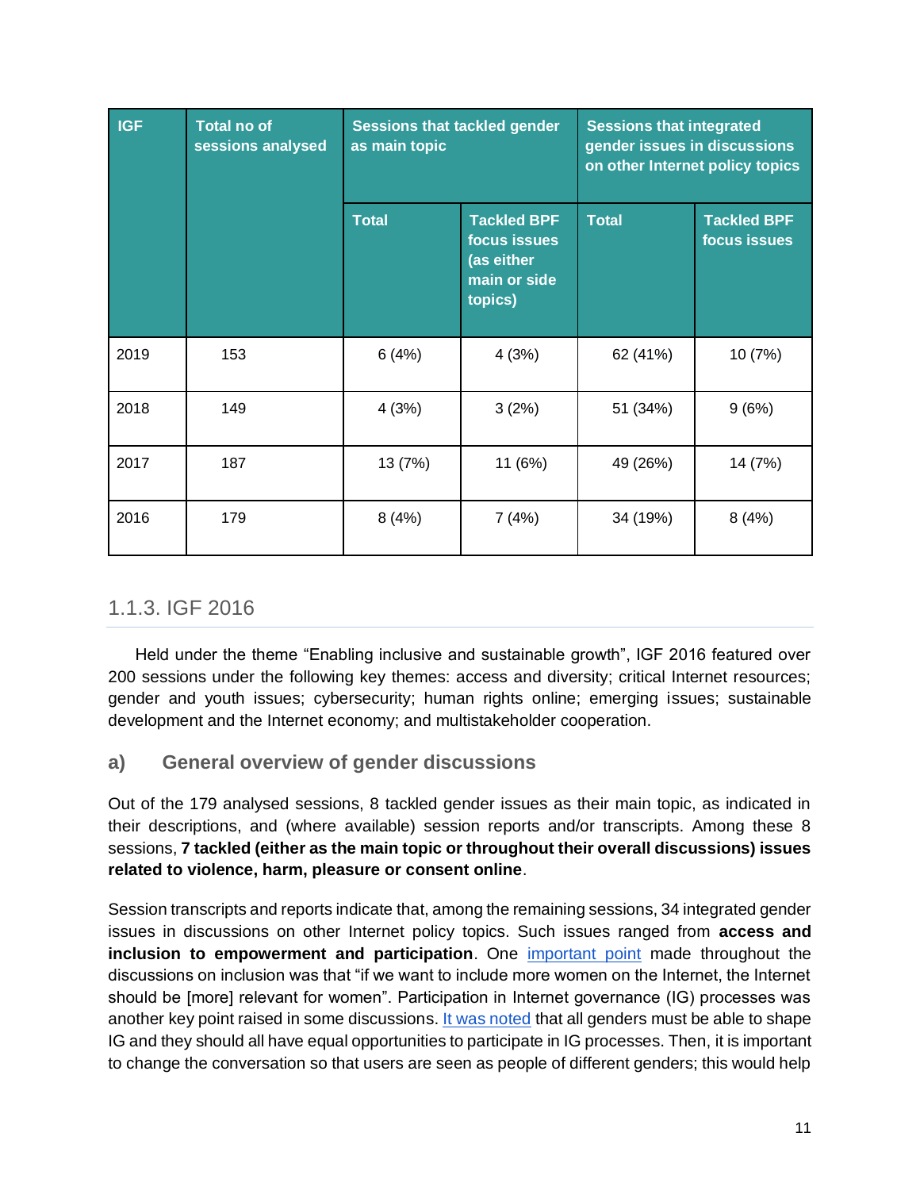| IGF | Total no of sessions analysed | Sessions that tackled gender as main topic | | Sessions that integrated gender issues in discussions on other Internet policy topics | |
|---|---|---|---|---|---|
| | | Total | Tackled BPF focus issues (as either main or side topics) | Total | Tackled BPF focus issues |
| 2019 | 153 | 6 (4%) | 4 (3%) | 62 (41%) | 10 (7%) |
| 2018 | 149 | 4 (3%) | 3 (2%) | 51 (34%) | 9 (6%) |
| 2017 | 187 | 13 (7%) | 11 (6%) | 49 (26%) | 14 (7%) |
| 2016 | 179 | 8 (4%) | 7 (4%) | 34 (19%) | 8 (4%) |

### 1.1.3. IGF 2016

Held under the theme "Enabling inclusive and sustainable growth", IGF 2016 featured over 200 sessions under the following key themes: access and diversity; critical Internet resources; gender and youth issues; cybersecurity; human rights online; emerging issues; sustainable development and the Internet economy; and multistakeholder cooperation.

#### a) General overview of gender discussions

Out of the 179 analysed sessions, 8 tackled gender issues as their main topic, as indicated in their descriptions, and (where available) session reports and/or transcripts. Among these 8 sessions, **7 tackled (either as the main topic or throughout their overall discussions) issues related to violence, harm, pleasure or consent online**.

Session transcripts and reports indicate that, among the remaining sessions, 34 integrated gender issues in discussions on other Internet policy topics. Such issues ranged from **access and inclusion to empowerment and participation**. One important point made throughout the discussions on inclusion was that "if we want to include more women on the Internet, the Internet should be [more] relevant for women". Participation in Internet governance (IG) processes was another key point raised in some discussions. It was noted that all genders must be able to shape IG and they should all have equal opportunities to participate in IG processes. Then, it is important to change the conversation so that users are seen as people of different genders; this would help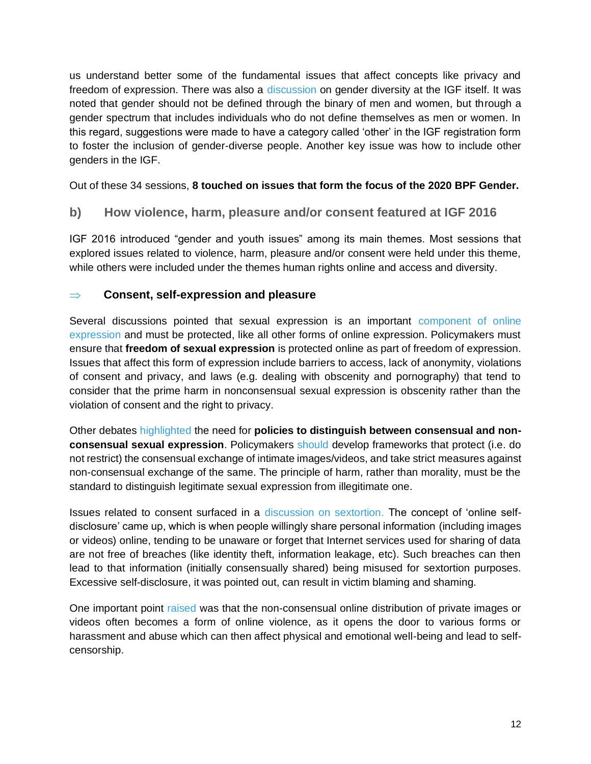us understand better some of the fundamental issues that affect concepts like privacy and freedom of expression. There was also a discussion on gender diversity at the IGF itself. It was noted that gender should not be defined through the binary of men and women, but through a gender spectrum that includes individuals who do not define themselves as men or women. In this regard, suggestions were made to have a category called 'other' in the IGF registration form to foster the inclusion of gender-diverse people. Another key issue was how to include other genders in the IGF.

Out of these 34 sessions, **8 touched on issues that form the focus of the 2020 BPF Gender.**

## b) How violence, harm, pleasure and/or consent featured at IGF 2016

IGF 2016 introduced "gender and youth issues" among its main themes. Most sessions that explored issues related to violence, harm, pleasure and/or consent were held under this theme, while others were included under the themes human rights online and access and diversity.

### ⇒ Consent, self-expression and pleasure

Several discussions pointed that sexual expression is an important component of online expression and must be protected, like all other forms of online expression. Policymakers must ensure that **freedom of sexual expression** is protected online as part of freedom of expression. Issues that affect this form of expression include barriers to access, lack of anonymity, violations of consent and privacy, and laws (e.g. dealing with obscenity and pornography) that tend to consider that the prime harm in nonconsensual sexual expression is obscenity rather than the violation of consent and the right to privacy.

Other debates highlighted the need for **policies to distinguish between consensual and non-consensual sexual expression**. Policymakers should develop frameworks that protect (i.e. do not restrict) the consensual exchange of intimate images/videos, and take strict measures against non-consensual exchange of the same. The principle of harm, rather than morality, must be the standard to distinguish legitimate sexual expression from illegitimate one.

Issues related to consent surfaced in a discussion on sextortion. The concept of 'online self-disclosure' came up, which is when people willingly share personal information (including images or videos) online, tending to be unaware or forget that Internet services used for sharing of data are not free of breaches (like identity theft, information leakage, etc). Such breaches can then lead to that information (initially consensually shared) being misused for sextortion purposes. Excessive self-disclosure, it was pointed out, can result in victim blaming and shaming.

One important point raised was that the non-consensual online distribution of private images or videos often becomes a form of online violence, as it opens the door to various forms or harassment and abuse which can then affect physical and emotional well-being and lead to self-censorship.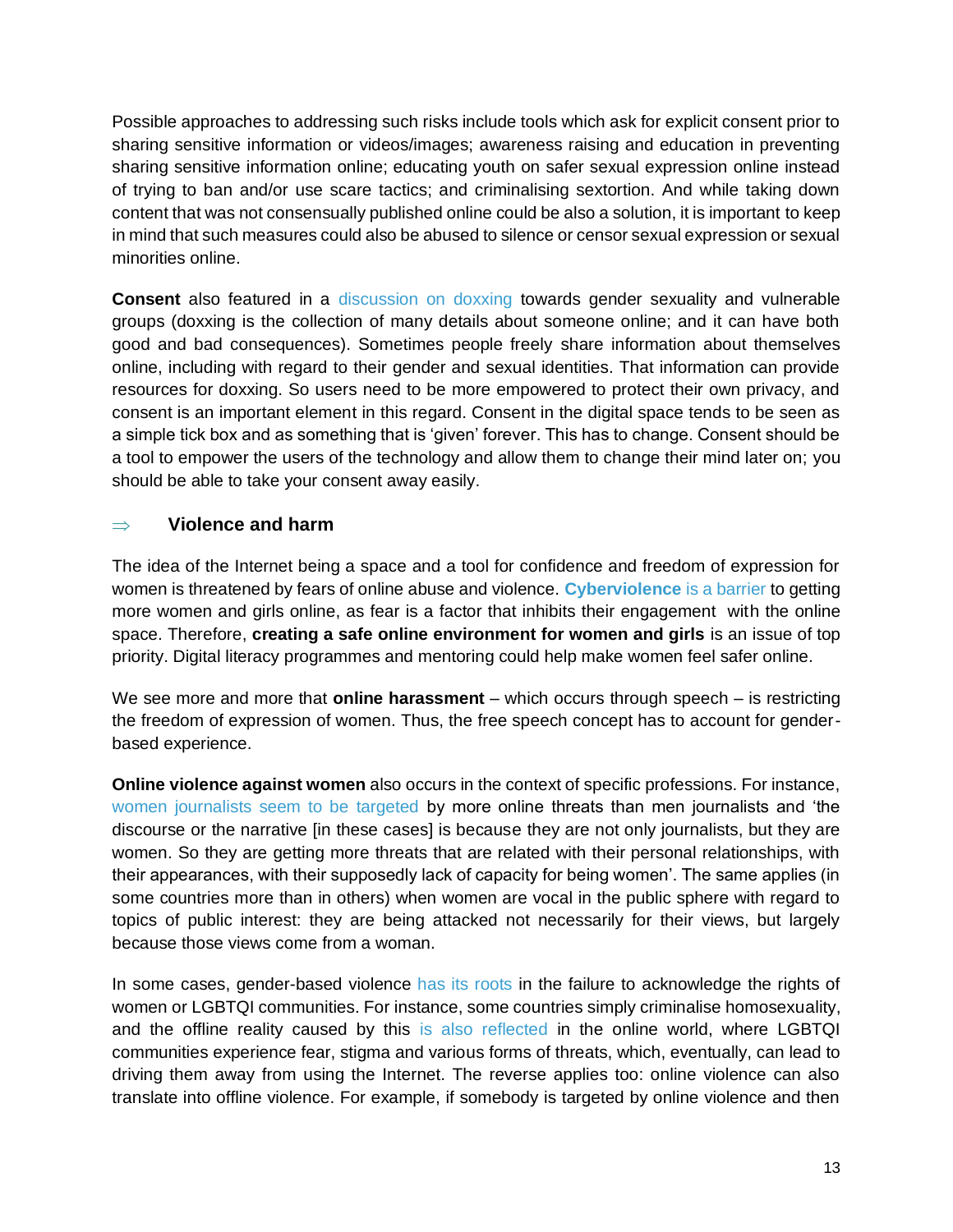Possible approaches to addressing such risks include tools which ask for explicit consent prior to sharing sensitive information or videos/images; awareness raising and education in preventing sharing sensitive information online; educating youth on safer sexual expression online instead of trying to ban and/or use scare tactics; and criminalising sextortion. And while taking down content that was not consensually published online could be also a solution, it is important to keep in mind that such measures could also be abused to silence or censor sexual expression or sexual minorities online.

**Consent** also featured in a discussion on doxxing towards gender sexuality and vulnerable groups (doxxing is the collection of many details about someone online; and it can have both good and bad consequences). Sometimes people freely share information about themselves online, including with regard to their gender and sexual identities. That information can provide resources for doxxing. So users need to be more empowered to protect their own privacy, and consent is an important element in this regard. Consent in the digital space tends to be seen as a simple tick box and as something that is 'given' forever. This has to change. Consent should be a tool to empower the users of the technology and allow them to change their mind later on; you should be able to take your consent away easily.

### ⇒ Violence and harm

The idea of the Internet being a space and a tool for confidence and freedom of expression for women is threatened by fears of online abuse and violence. **Cyberviolence** is a barrier to getting more women and girls online, as fear is a factor that inhibits their engagement with the online space. Therefore, **creating a safe online environment for women and girls** is an issue of top priority. Digital literacy programmes and mentoring could help make women feel safer online.

We see more and more that **online harassment** – which occurs through speech – is restricting the freedom of expression of women. Thus, the free speech concept has to account for gender-based experience.

**Online violence against women** also occurs in the context of specific professions. For instance, women journalists seem to be targeted by more online threats than men journalists and 'the discourse or the narrative [in these cases] is because they are not only journalists, but they are women. So they are getting more threats that are related with their personal relationships, with their appearances, with their supposedly lack of capacity for being women'. The same applies (in some countries more than in others) when women are vocal in the public sphere with regard to topics of public interest: they are being attacked not necessarily for their views, but largely because those views come from a woman.

In some cases, gender-based violence has its roots in the failure to acknowledge the rights of women or LGBTQI communities. For instance, some countries simply criminalise homosexuality, and the offline reality caused by this is also reflected in the online world, where LGBTQI communities experience fear, stigma and various forms of threats, which, eventually, can lead to driving them away from using the Internet. The reverse applies too: online violence can also translate into offline violence. For example, if somebody is targeted by online violence and then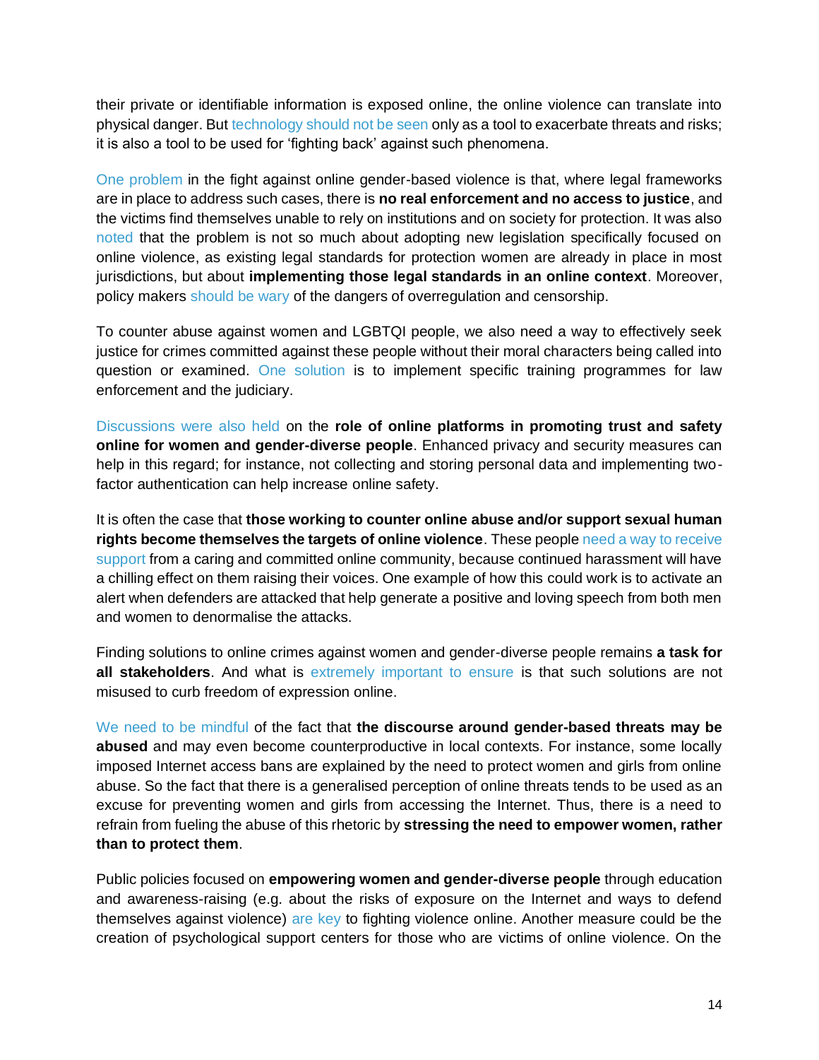their private or identifiable information is exposed online, the online violence can translate into physical danger. But technology should not be seen only as a tool to exacerbate threats and risks; it is also a tool to be used for 'fighting back' against such phenomena.

One problem in the fight against online gender-based violence is that, where legal frameworks are in place to address such cases, there is **no real enforcement and no access to justice**, and the victims find themselves unable to rely on institutions and on society for protection. It was also noted that the problem is not so much about adopting new legislation specifically focused on online violence, as existing legal standards for protection women are already in place in most jurisdictions, but about **implementing those legal standards in an online context**. Moreover, policy makers should be wary of the dangers of overregulation and censorship.

To counter abuse against women and LGBTQI people, we also need a way to effectively seek justice for crimes committed against these people without their moral characters being called into question or examined. One solution is to implement specific training programmes for law enforcement and the judiciary.

Discussions were also held on the **role of online platforms in promoting trust and safety online for women and gender-diverse people**. Enhanced privacy and security measures can help in this regard; for instance, not collecting and storing personal data and implementing two-factor authentication can help increase online safety.

It is often the case that **those working to counter online abuse and/or support sexual human rights become themselves the targets of online violence**. These people need a way to receive support from a caring and committed online community, because continued harassment will have a chilling effect on them raising their voices. One example of how this could work is to activate an alert when defenders are attacked that help generate a positive and loving speech from both men and women to denormalise the attacks.

Finding solutions to online crimes against women and gender-diverse people remains **a task for all stakeholders**. And what is extremely important to ensure is that such solutions are not misused to curb freedom of expression online.

We need to be mindful of the fact that **the discourse around gender-based threats may be abused** and may even become counterproductive in local contexts. For instance, some locally imposed Internet access bans are explained by the need to protect women and girls from online abuse. So the fact that there is a generalised perception of online threats tends to be used as an excuse for preventing women and girls from accessing the Internet. Thus, there is a need to refrain from fueling the abuse of this rhetoric by **stressing the need to empower women, rather than to protect them**.

Public policies focused on **empowering women and gender-diverse people** through education and awareness-raising (e.g. about the risks of exposure on the Internet and ways to defend themselves against violence) are key to fighting violence online. Another measure could be the creation of psychological support centers for those who are victims of online violence. On the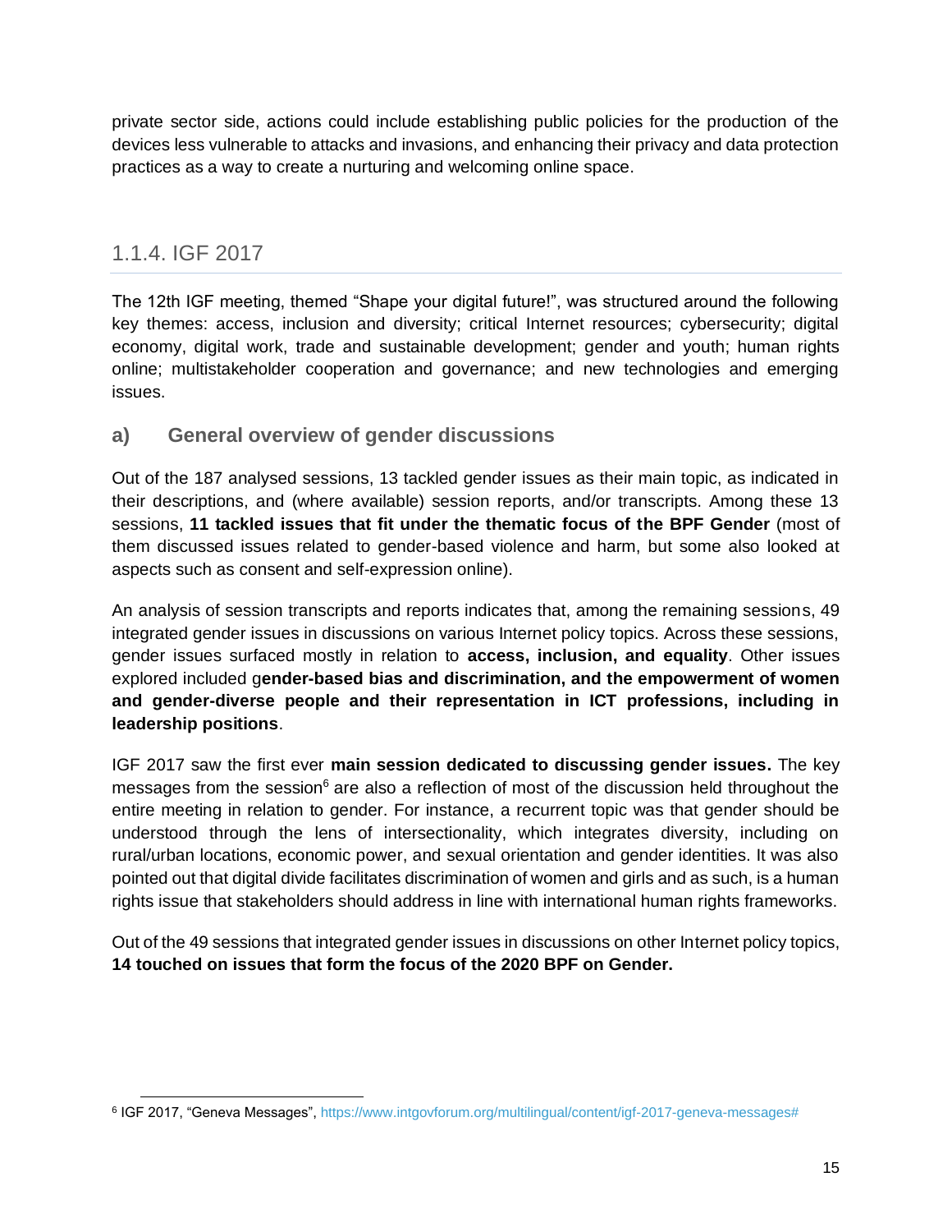private sector side, actions could include establishing public policies for the production of the devices less vulnerable to attacks and invasions, and enhancing their privacy and data protection practices as a way to create a nurturing and welcoming online space.

### 1.1.4. IGF 2017

The 12th IGF meeting, themed "Shape your digital future!", was structured around the following key themes: access, inclusion and diversity; critical Internet resources; cybersecurity; digital economy, digital work, trade and sustainable development; gender and youth; human rights online; multistakeholder cooperation and governance; and new technologies and emerging issues.

#### a) General overview of gender discussions

Out of the 187 analysed sessions, 13 tackled gender issues as their main topic, as indicated in their descriptions, and (where available) session reports, and/or transcripts. Among these 13 sessions, **11 tackled issues that fit under the thematic focus of the BPF Gender** (most of them discussed issues related to gender-based violence and harm, but some also looked at aspects such as consent and self-expression online).

An analysis of session transcripts and reports indicates that, among the remaining sessions, 49 integrated gender issues in discussions on various Internet policy topics. Across these sessions, gender issues surfaced mostly in relation to **access, inclusion, and equality**. Other issues explored included g**ender-based bias and discrimination, and the empowerment of women and gender-diverse people and their representation in ICT professions, including in leadership positions**.

IGF 2017 saw the first ever **main session dedicated to discussing gender issues.** The key messages from the session[6] are also a reflection of most of the discussion held throughout the entire meeting in relation to gender. For instance, a recurrent topic was that gender should be understood through the lens of intersectionality, which integrates diversity, including on rural/urban locations, economic power, and sexual orientation and gender identities. It was also pointed out that digital divide facilitates discrimination of women and girls and as such, is a human rights issue that stakeholders should address in line with international human rights frameworks.

Out of the 49 sessions that integrated gender issues in discussions on other Internet policy topics, **14 touched on issues that form the focus of the 2020 BPF on Gender.**

[6] IGF 2017, "Geneva Messages", https://www.intgovforum.org/multilingual/content/igf-2017-geneva-messages#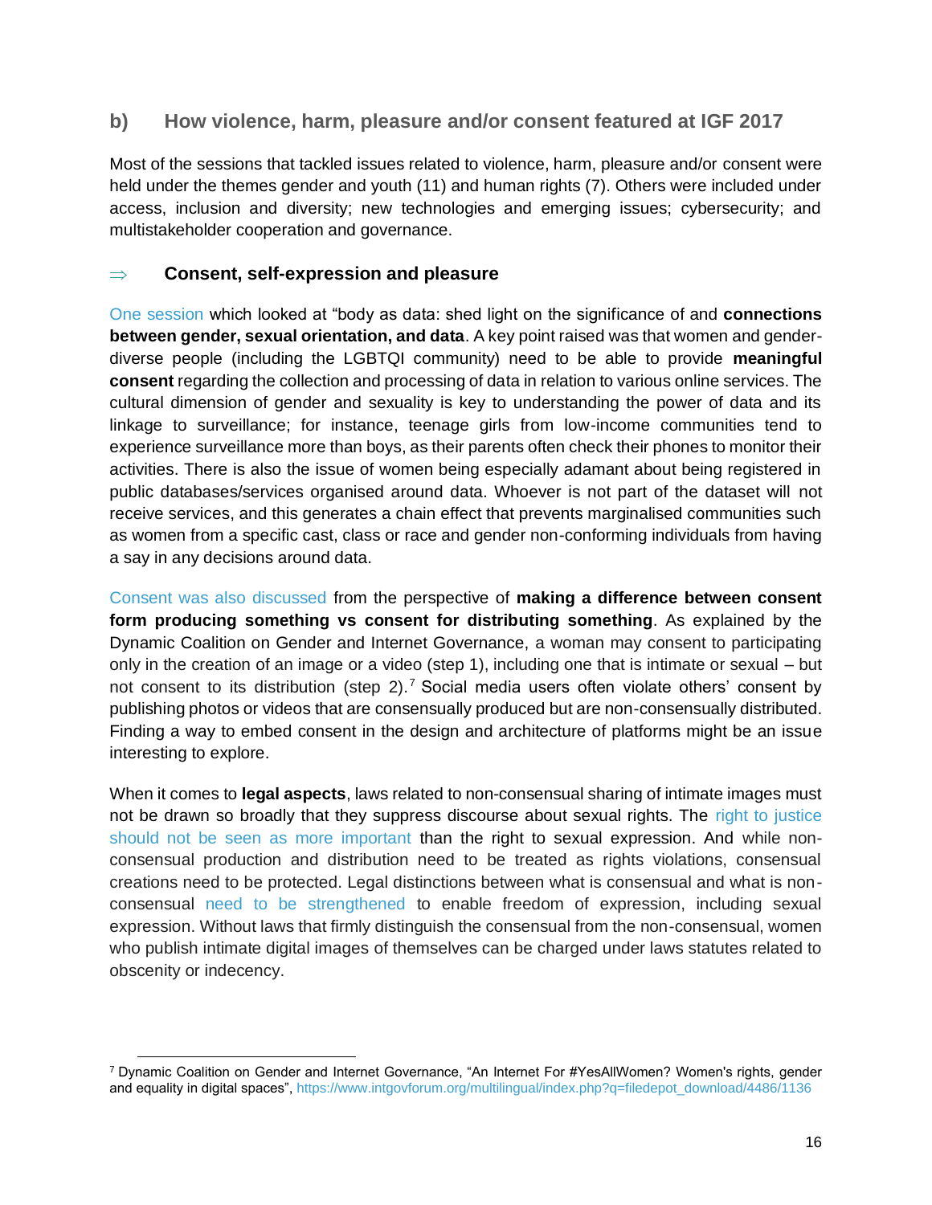### b) How violence, harm, pleasure and/or consent featured at IGF 2017

Most of the sessions that tackled issues related to violence, harm, pleasure and/or consent were held under the themes gender and youth (11) and human rights (7). Others were included under access, inclusion and diversity; new technologies and emerging issues; cybersecurity; and multistakeholder cooperation and governance.

#### ⇒ Consent, self-expression and pleasure

One session which looked at "body as data: shed light on the significance of and **connections between gender, sexual orientation, and data**. A key point raised was that women and gender-diverse people (including the LGBTQI community) need to be able to provide **meaningful consent** regarding the collection and processing of data in relation to various online services. The cultural dimension of gender and sexuality is key to understanding the power of data and its linkage to surveillance; for instance, teenage girls from low-income communities tend to experience surveillance more than boys, as their parents often check their phones to monitor their activities. There is also the issue of women being especially adamant about being registered in public databases/services organised around data. Whoever is not part of the dataset will not receive services, and this generates a chain effect that prevents marginalised communities such as women from a specific cast, class or race and gender non-conforming individuals from having a say in any decisions around data.

Consent was also discussed from the perspective of **making a difference between consent form producing something vs consent for distributing something**. As explained by the Dynamic Coalition on Gender and Internet Governance, a woman may consent to participating only in the creation of an image or a video (step 1), including one that is intimate or sexual – but not consent to its distribution (step 2).[7] Social media users often violate others' consent by publishing photos or videos that are consensually produced but are non-consensually distributed. Finding a way to embed consent in the design and architecture of platforms might be an issue interesting to explore.

When it comes to **legal aspects**, laws related to non-consensual sharing of intimate images must not be drawn so broadly that they suppress discourse about sexual rights. The right to justice should not be seen as more important than the right to sexual expression. And while non-consensual production and distribution need to be treated as rights violations, consensual creations need to be protected. Legal distinctions between what is consensual and what is non-consensual need to be strengthened to enable freedom of expression, including sexual expression. Without laws that firmly distinguish the consensual from the non-consensual, women who publish intimate digital images of themselves can be charged under laws statutes related to obscenity or indecency.

---

[7] Dynamic Coalition on Gender and Internet Governance, "An Internet For #YesAllWomen? Women's rights, gender and equality in digital spaces", https://www.intgovforum.org/multilingual/index.php?q=filedepot_download/4486/1136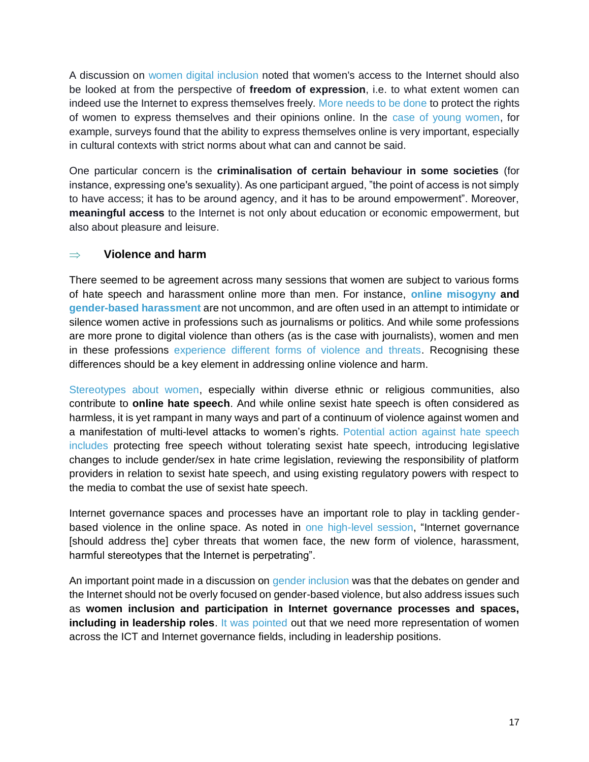A discussion on women digital inclusion noted that women's access to the Internet should also be looked at from the perspective of **freedom of expression**, i.e. to what extent women can indeed use the Internet to express themselves freely. More needs to be done to protect the rights of women to express themselves and their opinions online. In the case of young women, for example, surveys found that the ability to express themselves online is very important, especially in cultural contexts with strict norms about what can and cannot be said.

One particular concern is the **criminalisation of certain behaviour in some societies** (for instance, expressing one's sexuality). As one participant argued, "the point of access is not simply to have access; it has to be around agency, and it has to be around empowerment". Moreover, **meaningful access** to the Internet is not only about education or economic empowerment, but also about pleasure and leisure.

### ⇒ Violence and harm

There seemed to be agreement across many sessions that women are subject to various forms of hate speech and harassment online more than men. For instance, **online misogyny and gender-based harassment** are not uncommon, and are often used in an attempt to intimidate or silence women active in professions such as journalisms or politics. And while some professions are more prone to digital violence than others (as is the case with journalists), women and men in these professions experience different forms of violence and threats. Recognising these differences should be a key element in addressing online violence and harm.

Stereotypes about women, especially within diverse ethnic or religious communities, also contribute to **online hate speech**. And while online sexist hate speech is often considered as harmless, it is yet rampant in many ways and part of a continuum of violence against women and a manifestation of multi-level attacks to women's rights. Potential action against hate speech includes protecting free speech without tolerating sexist hate speech, introducing legislative changes to include gender/sex in hate crime legislation, reviewing the responsibility of platform providers in relation to sexist hate speech, and using existing regulatory powers with respect to the media to combat the use of sexist hate speech.

Internet governance spaces and processes have an important role to play in tackling gender-based violence in the online space. As noted in one high-level session, "Internet governance [should address the] cyber threats that women face, the new form of violence, harassment, harmful stereotypes that the Internet is perpetrating".

An important point made in a discussion on gender inclusion was that the debates on gender and the Internet should not be overly focused on gender-based violence, but also address issues such as **women inclusion and participation in Internet governance processes and spaces, including in leadership roles**. It was pointed out that we need more representation of women across the ICT and Internet governance fields, including in leadership positions.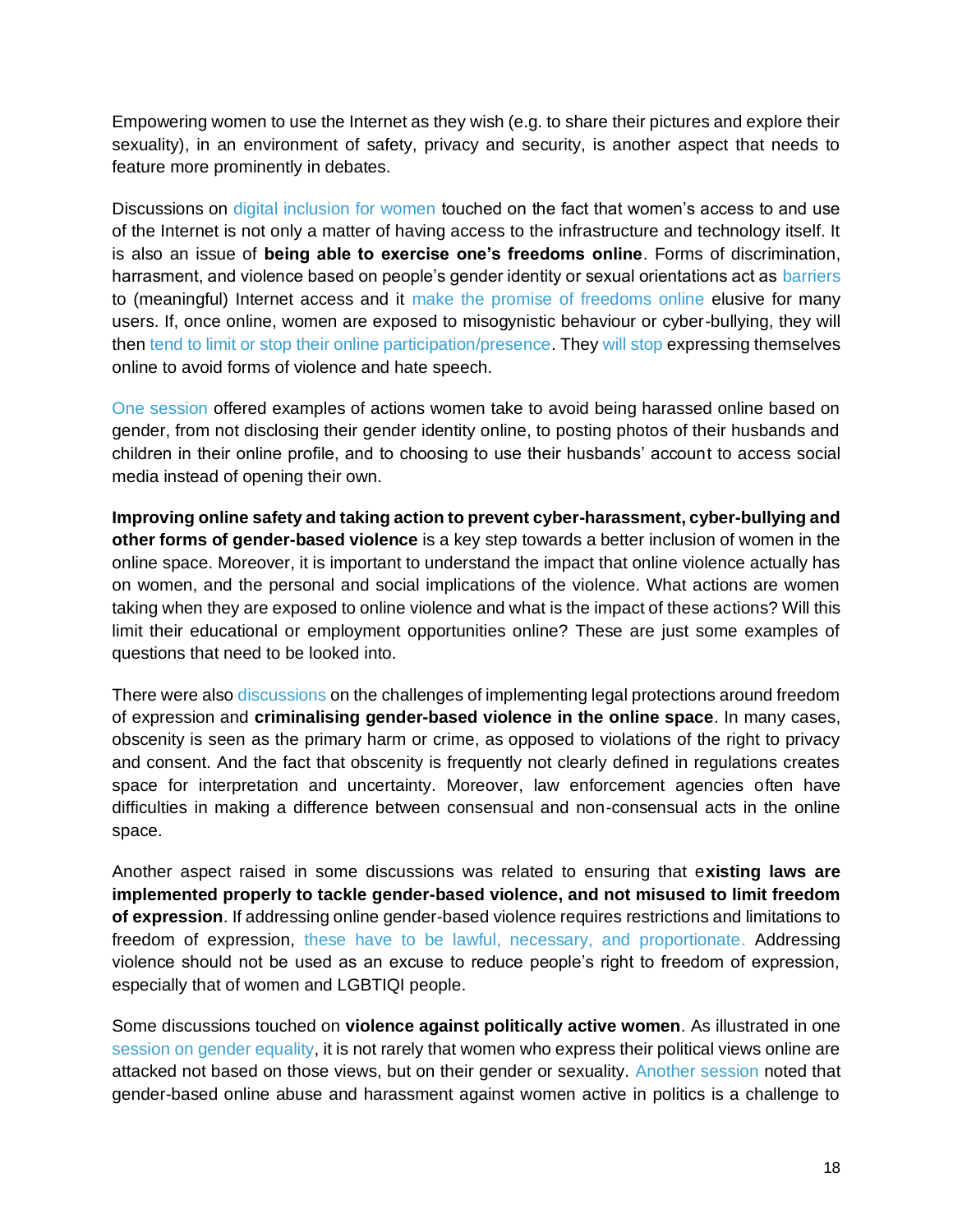Empowering women to use the Internet as they wish (e.g. to share their pictures and explore their sexuality), in an environment of safety, privacy and security, is another aspect that needs to feature more prominently in debates.

Discussions on digital inclusion for women touched on the fact that women's access to and use of the Internet is not only a matter of having access to the infrastructure and technology itself. It is also an issue of **being able to exercise one's freedoms online**. Forms of discrimination, harrasment, and violence based on people's gender identity or sexual orientations act as barriers to (meaningful) Internet access and it make the promise of freedoms online elusive for many users. If, once online, women are exposed to misogynistic behaviour or cyber-bullying, they will then tend to limit or stop their online participation/presence. They will stop expressing themselves online to avoid forms of violence and hate speech.

One session offered examples of actions women take to avoid being harassed online based on gender, from not disclosing their gender identity online, to posting photos of their husbands and children in their online profile, and to choosing to use their husbands' account to access social media instead of opening their own.

**Improving online safety and taking action to prevent cyber-harassment, cyber-bullying and other forms of gender-based violence** is a key step towards a better inclusion of women in the online space. Moreover, it is important to understand the impact that online violence actually has on women, and the personal and social implications of the violence. What actions are women taking when they are exposed to online violence and what is the impact of these actions? Will this limit their educational or employment opportunities online? These are just some examples of questions that need to be looked into.

There were also discussions on the challenges of implementing legal protections around freedom of expression and **criminalising gender-based violence in the online space**. In many cases, obscenity is seen as the primary harm or crime, as opposed to violations of the right to privacy and consent. And the fact that obscenity is frequently not clearly defined in regulations creates space for interpretation and uncertainty. Moreover, law enforcement agencies often have difficulties in making a difference between consensual and non-consensual acts in the online space.

Another aspect raised in some discussions was related to ensuring that e**xisting laws are implemented properly to tackle gender-based violence, and not misused to limit freedom of expression**. If addressing online gender-based violence requires restrictions and limitations to freedom of expression, these have to be lawful, necessary, and proportionate. Addressing violence should not be used as an excuse to reduce people's right to freedom of expression, especially that of women and LGBTIQI people.

Some discussions touched on **violence against politically active women**. As illustrated in one session on gender equality, it is not rarely that women who express their political views online are attacked not based on those views, but on their gender or sexuality. Another session noted that gender-based online abuse and harassment against women active in politics is a challenge to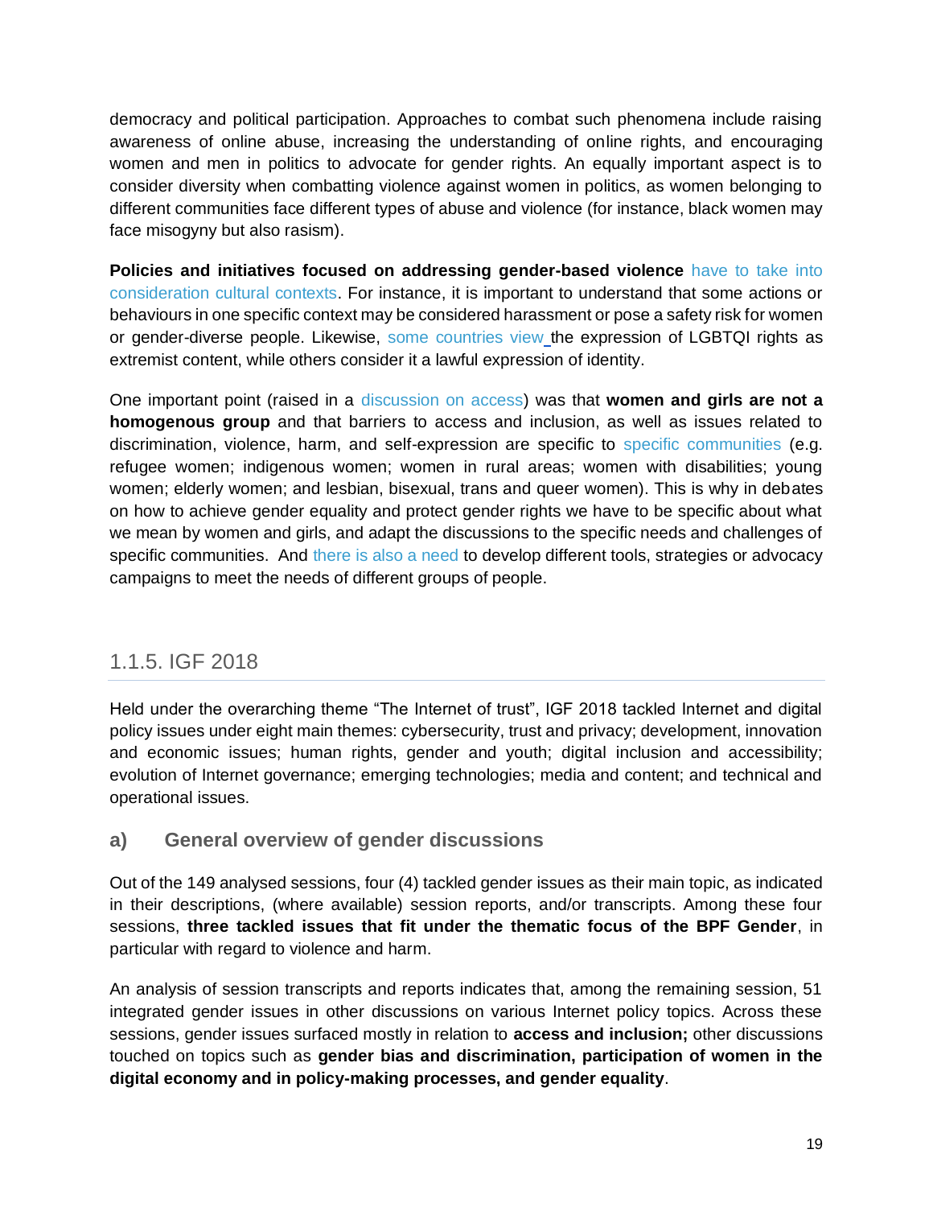democracy and political participation. Approaches to combat such phenomena include raising awareness of online abuse, increasing the understanding of online rights, and encouraging women and men in politics to advocate for gender rights. An equally important aspect is to consider diversity when combatting violence against women in politics, as women belonging to different communities face different types of abuse and violence (for instance, black women may face misogyny but also rasism).

**Policies and initiatives focused on addressing gender-based violence** have to take into consideration cultural contexts. For instance, it is important to understand that some actions or behaviours in one specific context may be considered harassment or pose a safety risk for women or gender-diverse people. Likewise, some countries view the expression of LGBTQI rights as extremist content, while others consider it a lawful expression of identity.

One important point (raised in a discussion on access) was that **women and girls are not a homogenous group** and that barriers to access and inclusion, as well as issues related to discrimination, violence, harm, and self-expression are specific to specific communities (e.g. refugee women; indigenous women; women in rural areas; women with disabilities; young women; elderly women; and lesbian, bisexual, trans and queer women). This is why in debates on how to achieve gender equality and protect gender rights we have to be specific about what we mean by women and girls, and adapt the discussions to the specific needs and challenges of specific communities. And there is also a need to develop different tools, strategies or advocacy campaigns to meet the needs of different groups of people.

## 1.1.5. IGF 2018

Held under the overarching theme "The Internet of trust", IGF 2018 tackled Internet and digital policy issues under eight main themes: cybersecurity, trust and privacy; development, innovation and economic issues; human rights, gender and youth; digital inclusion and accessibility; evolution of Internet governance; emerging technologies; media and content; and technical and operational issues.

### a) General overview of gender discussions

Out of the 149 analysed sessions, four (4) tackled gender issues as their main topic, as indicated in their descriptions, (where available) session reports, and/or transcripts. Among these four sessions, **three tackled issues that fit under the thematic focus of the BPF Gender**, in particular with regard to violence and harm.

An analysis of session transcripts and reports indicates that, among the remaining session, 51 integrated gender issues in other discussions on various Internet policy topics. Across these sessions, gender issues surfaced mostly in relation to **access and inclusion;** other discussions touched on topics such as **gender bias and discrimination, participation of women in the digital economy and in policy-making processes, and gender equality**.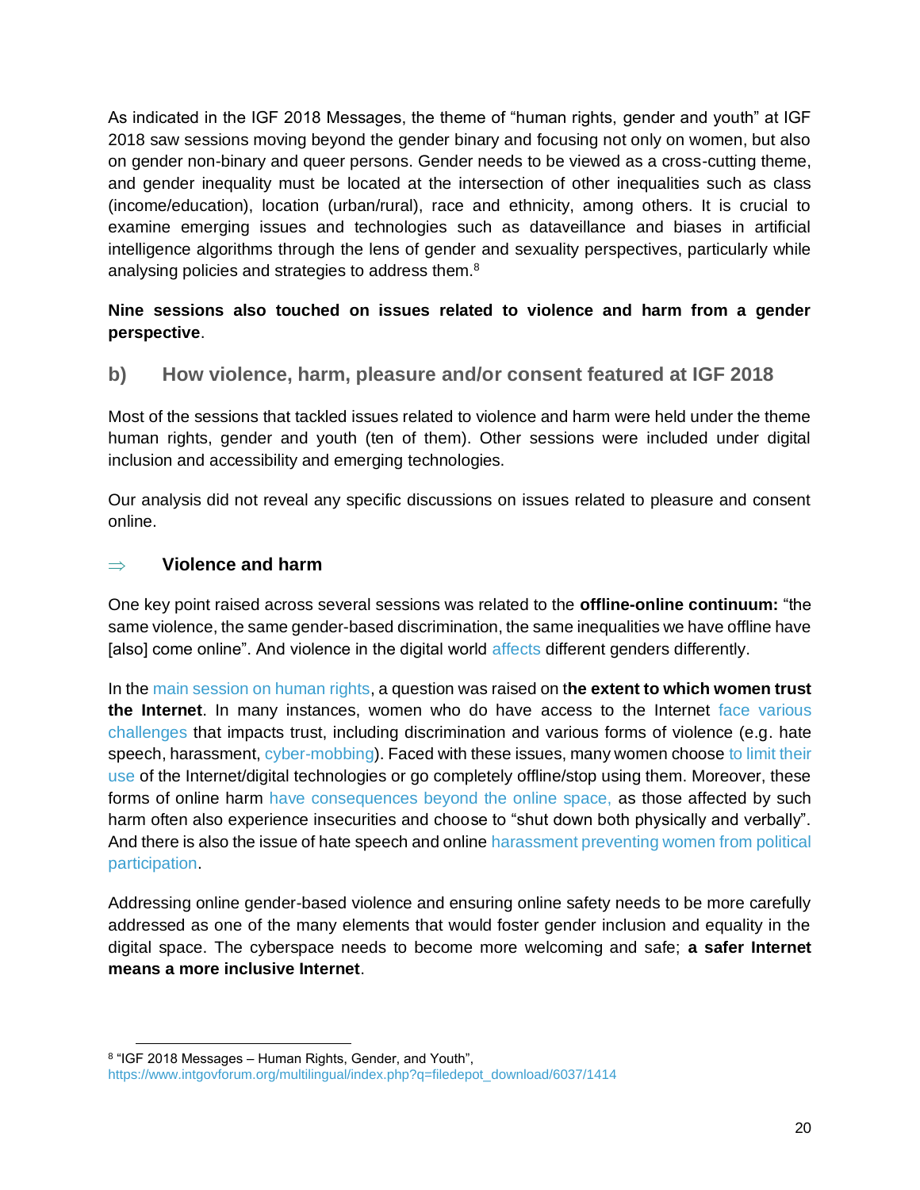As indicated in the IGF 2018 Messages, the theme of "human rights, gender and youth" at IGF 2018 saw sessions moving beyond the gender binary and focusing not only on women, but also on gender non-binary and queer persons. Gender needs to be viewed as a cross-cutting theme, and gender inequality must be located at the intersection of other inequalities such as class (income/education), location (urban/rural), race and ethnicity, among others. It is crucial to examine emerging issues and technologies such as dataveillance and biases in artificial intelligence algorithms through the lens of gender and sexuality perspectives, particularly while analysing policies and strategies to address them.[8]

**Nine sessions also touched on issues related to violence and harm from a gender perspective**.

## b) How violence, harm, pleasure and/or consent featured at IGF 2018

Most of the sessions that tackled issues related to violence and harm were held under the theme human rights, gender and youth (ten of them). Other sessions were included under digital inclusion and accessibility and emerging technologies.

Our analysis did not reveal any specific discussions on issues related to pleasure and consent online.

### ⇒ Violence and harm

One key point raised across several sessions was related to the **offline-online continuum:** "the same violence, the same gender-based discrimination, the same inequalities we have offline have [also] come online". And violence in the digital world affects different genders differently.

In the main session on human rights, a question was raised on **the extent to which women trust the Internet**. In many instances, women who do have access to the Internet face various challenges that impacts trust, including discrimination and various forms of violence (e.g. hate speech, harassment, cyber-mobbing). Faced with these issues, many women choose to limit their use of the Internet/digital technologies or go completely offline/stop using them. Moreover, these forms of online harm have consequences beyond the online space, as those affected by such harm often also experience insecurities and choose to "shut down both physically and verbally". And there is also the issue of hate speech and online harassment preventing women from political participation.

Addressing online gender-based violence and ensuring online safety needs to be more carefully addressed as one of the many elements that would foster gender inclusion and equality in the digital space. The cyberspace needs to become more welcoming and safe; **a safer Internet means a more inclusive Internet**.

---

[8] "IGF 2018 Messages – Human Rights, Gender, and Youth", https://www.intgovforum.org/multilingual/index.php?q=filedepot_download/6037/1414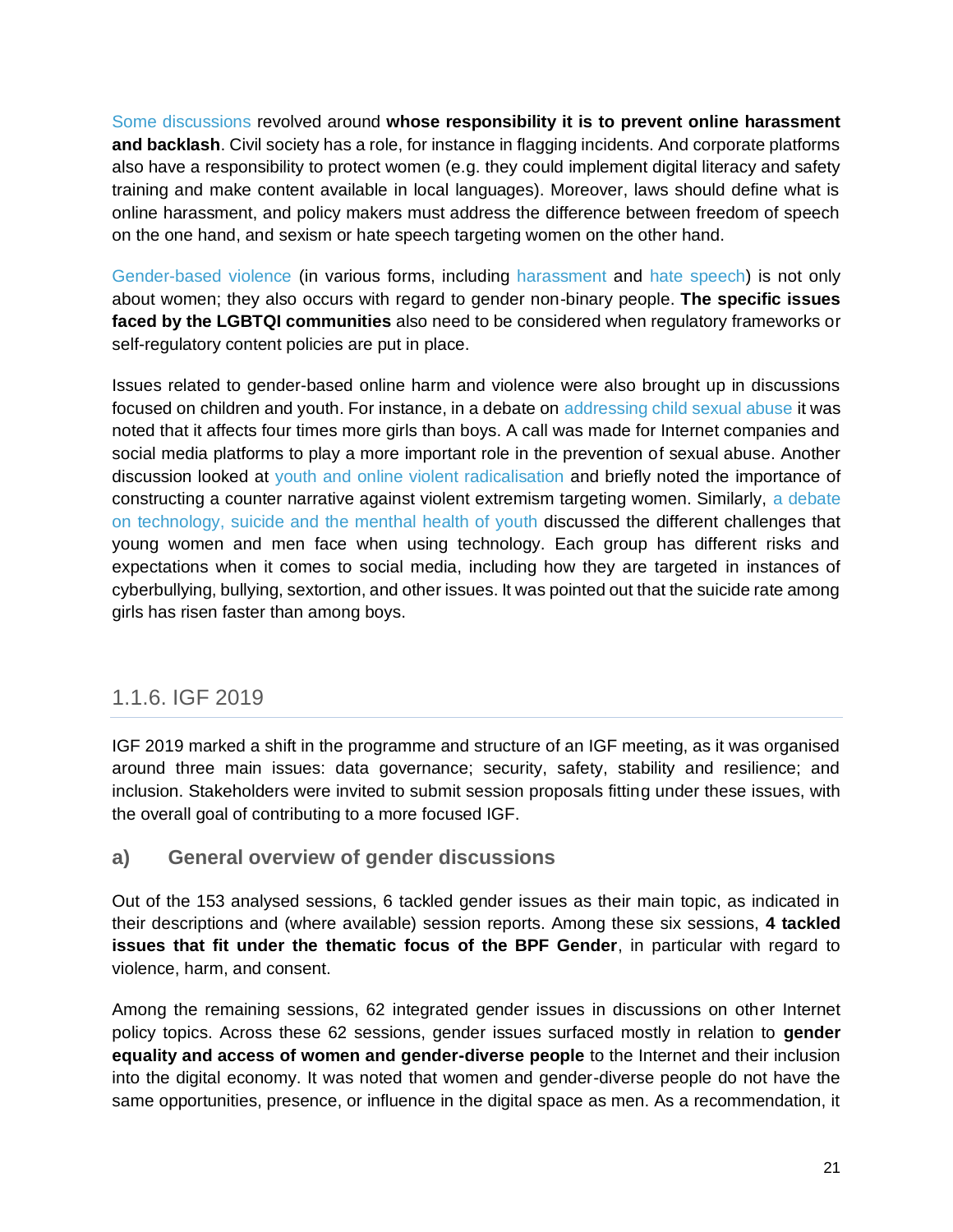Some discussions revolved around **whose responsibility it is to prevent online harassment and backlash**. Civil society has a role, for instance in flagging incidents. And corporate platforms also have a responsibility to protect women (e.g. they could implement digital literacy and safety training and make content available in local languages). Moreover, laws should define what is online harassment, and policy makers must address the difference between freedom of speech on the one hand, and sexism or hate speech targeting women on the other hand.

Gender-based violence (in various forms, including harassment and hate speech) is not only about women; they also occurs with regard to gender non-binary people. **The specific issues faced by the LGBTQI communities** also need to be considered when regulatory frameworks or self-regulatory content policies are put in place.

Issues related to gender-based online harm and violence were also brought up in discussions focused on children and youth. For instance, in a debate on addressing child sexual abuse it was noted that it affects four times more girls than boys. A call was made for Internet companies and social media platforms to play a more important role in the prevention of sexual abuse. Another discussion looked at youth and online violent radicalisation and briefly noted the importance of constructing a counter narrative against violent extremism targeting women. Similarly, a debate on technology, suicide and the menthal health of youth discussed the different challenges that young women and men face when using technology. Each group has different risks and expectations when it comes to social media, including how they are targeted in instances of cyberbullying, bullying, sextortion, and other issues. It was pointed out that the suicide rate among girls has risen faster than among boys.

## 1.1.6. IGF 2019

IGF 2019 marked a shift in the programme and structure of an IGF meeting, as it was organised around three main issues: data governance; security, safety, stability and resilience; and inclusion. Stakeholders were invited to submit session proposals fitting under these issues, with the overall goal of contributing to a more focused IGF.

### a) General overview of gender discussions

Out of the 153 analysed sessions, 6 tackled gender issues as their main topic, as indicated in their descriptions and (where available) session reports. Among these six sessions, **4 tackled issues that fit under the thematic focus of the BPF Gender**, in particular with regard to violence, harm, and consent.

Among the remaining sessions, 62 integrated gender issues in discussions on other Internet policy topics. Across these 62 sessions, gender issues surfaced mostly in relation to **gender equality and access of women and gender-diverse people** to the Internet and their inclusion into the digital economy. It was noted that women and gender-diverse people do not have the same opportunities, presence, or influence in the digital space as men. As a recommendation, it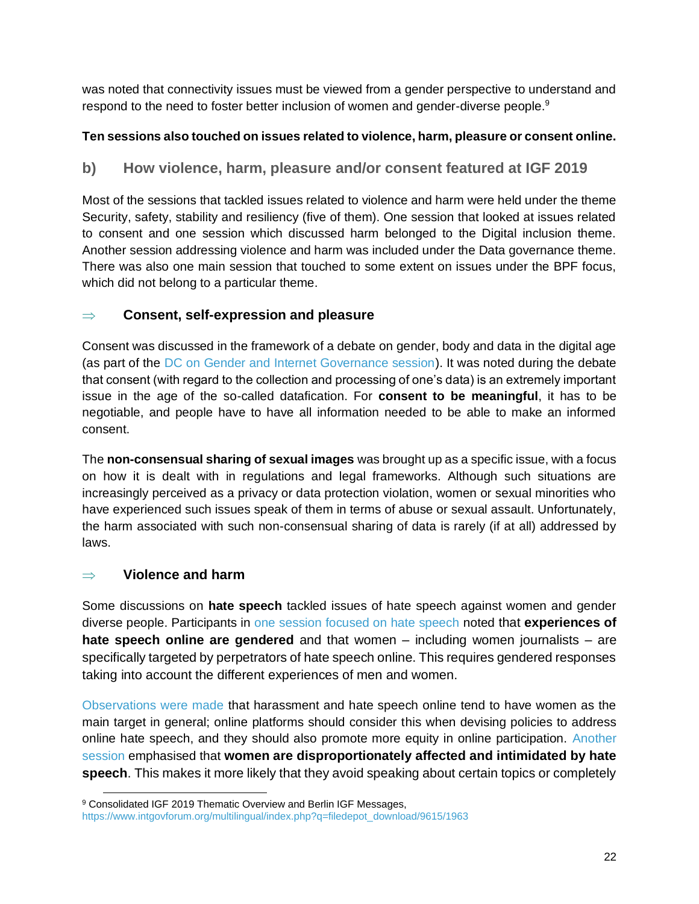was noted that connectivity issues must be viewed from a gender perspective to understand and respond to the need to foster better inclusion of women and gender-diverse people.[9]

**Ten sessions also touched on issues related to violence, harm, pleasure or consent online.**

### b) How violence, harm, pleasure and/or consent featured at IGF 2019

Most of the sessions that tackled issues related to violence and harm were held under the theme Security, safety, stability and resiliency (five of them). One session that looked at issues related to consent and one session which discussed harm belonged to the Digital inclusion theme. Another session addressing violence and harm was included under the Data governance theme. There was also one main session that touched to some extent on issues under the BPF focus, which did not belong to a particular theme.

#### ⇒ Consent, self-expression and pleasure

Consent was discussed in the framework of a debate on gender, body and data in the digital age (as part of the DC on Gender and Internet Governance session). It was noted during the debate that consent (with regard to the collection and processing of one's data) is an extremely important issue in the age of the so-called datafication. For **consent to be meaningful**, it has to be negotiable, and people have to have all information needed to be able to make an informed consent.

The **non-consensual sharing of sexual images** was brought up as a specific issue, with a focus on how it is dealt with in regulations and legal frameworks. Although such situations are increasingly perceived as a privacy or data protection violation, women or sexual minorities who have experienced such issues speak of them in terms of abuse or sexual assault. Unfortunately, the harm associated with such non-consensual sharing of data is rarely (if at all) addressed by laws.

#### ⇒ Violence and harm

Some discussions on **hate speech** tackled issues of hate speech against women and gender diverse people. Participants in one session focused on hate speech noted that **experiences of hate speech online are gendered** and that women – including women journalists – are specifically targeted by perpetrators of hate speech online. This requires gendered responses taking into account the different experiences of men and women.

Observations were made that harassment and hate speech online tend to have women as the main target in general; online platforms should consider this when devising policies to address online hate speech, and they should also promote more equity in online participation. Another session emphasised that **women are disproportionately affected and intimidated by hate speech**. This makes it more likely that they avoid speaking about certain topics or completely

[9] Consolidated IGF 2019 Thematic Overview and Berlin IGF Messages, https://www.intgovforum.org/multilingual/index.php?q=filedepot_download/9615/1963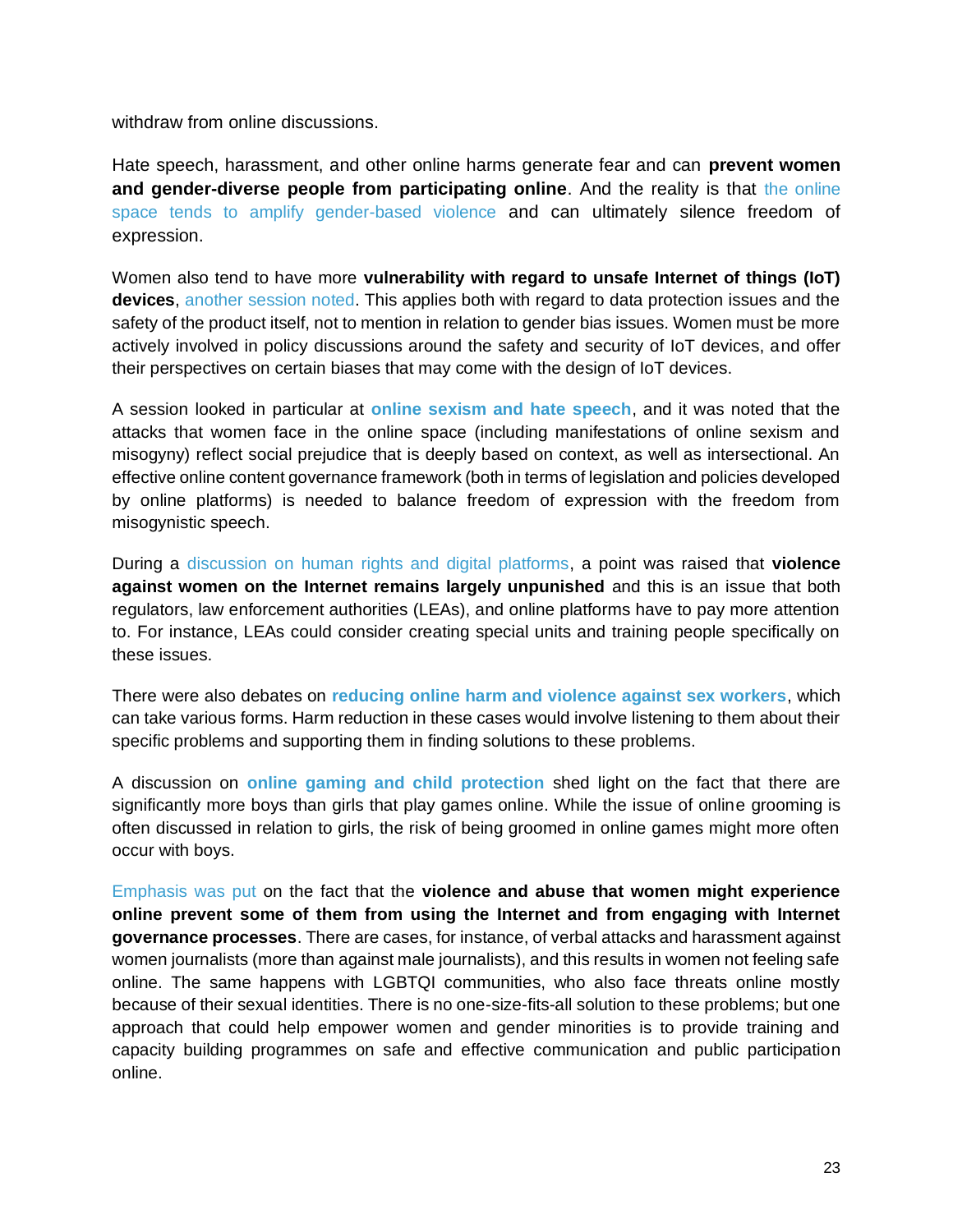withdraw from online discussions.

Hate speech, harassment, and other online harms generate fear and can **prevent women and gender-diverse people from participating online**. And the reality is that the online space tends to amplify gender-based violence and can ultimately silence freedom of expression.

Women also tend to have more **vulnerability with regard to unsafe Internet of things (IoT) devices**, another session noted. This applies both with regard to data protection issues and the safety of the product itself, not to mention in relation to gender bias issues. Women must be more actively involved in policy discussions around the safety and security of IoT devices, and offer their perspectives on certain biases that may come with the design of IoT devices.

A session looked in particular at **online sexism and hate speech**, and it was noted that the attacks that women face in the online space (including manifestations of online sexism and misogyny) reflect social prejudice that is deeply based on context, as well as intersectional. An effective online content governance framework (both in terms of legislation and policies developed by online platforms) is needed to balance freedom of expression with the freedom from misogynistic speech.

During a discussion on human rights and digital platforms, a point was raised that **violence against women on the Internet remains largely unpunished** and this is an issue that both regulators, law enforcement authorities (LEAs), and online platforms have to pay more attention to. For instance, LEAs could consider creating special units and training people specifically on these issues.

There were also debates on **reducing online harm and violence against sex workers**, which can take various forms. Harm reduction in these cases would involve listening to them about their specific problems and supporting them in finding solutions to these problems.

A discussion on **online gaming and child protection** shed light on the fact that there are significantly more boys than girls that play games online. While the issue of online grooming is often discussed in relation to girls, the risk of being groomed in online games might more often occur with boys.

Emphasis was put on the fact that the **violence and abuse that women might experience online prevent some of them from using the Internet and from engaging with Internet governance processes**. There are cases, for instance, of verbal attacks and harassment against women journalists (more than against male journalists), and this results in women not feeling safe online. The same happens with LGBTQI communities, who also face threats online mostly because of their sexual identities. There is no one-size-fits-all solution to these problems; but one approach that could help empower women and gender minorities is to provide training and capacity building programmes on safe and effective communication and public participation online.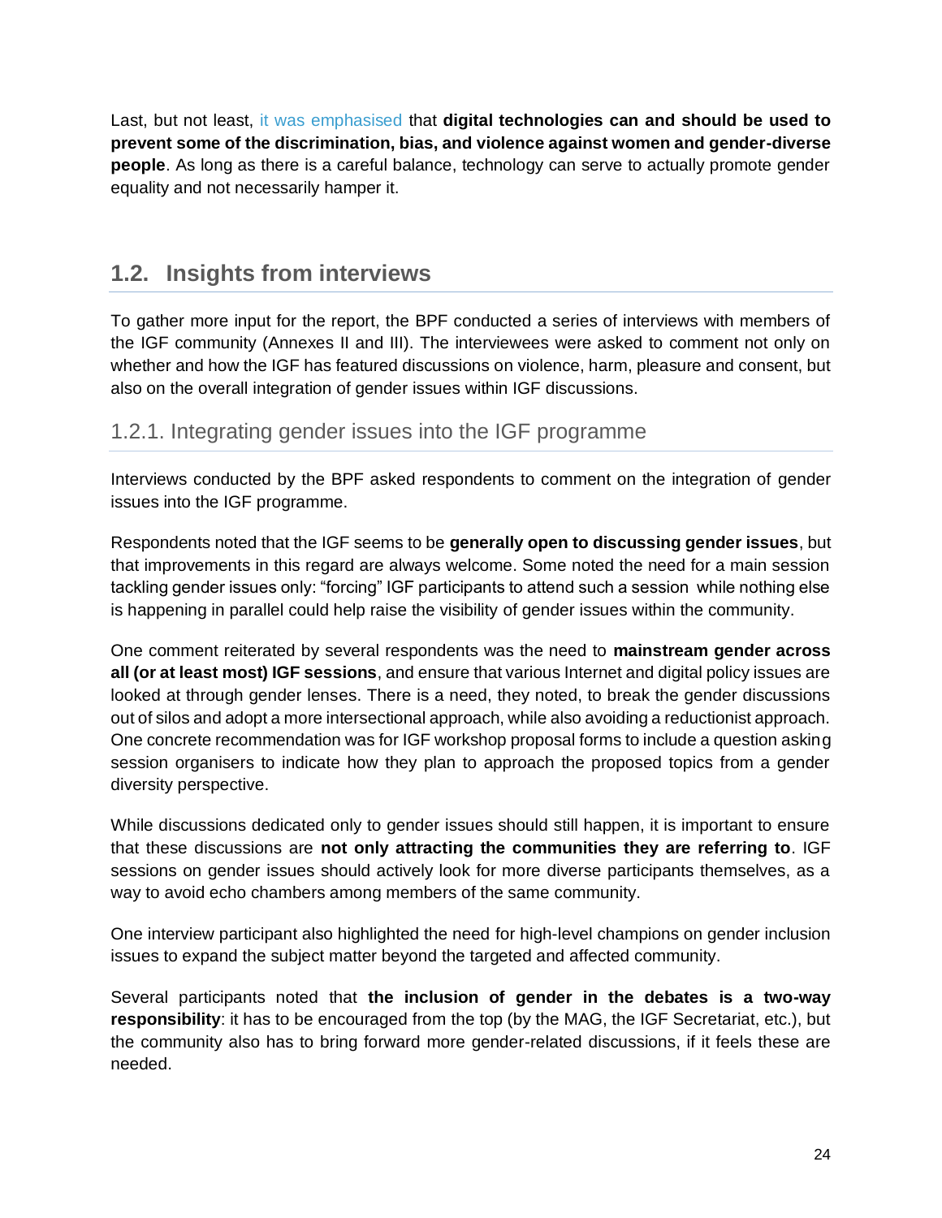Last, but not least, it was emphasised that **digital technologies can and should be used to prevent some of the discrimination, bias, and violence against women and gender-diverse people**. As long as there is a careful balance, technology can serve to actually promote gender equality and not necessarily hamper it.

## 1.2. Insights from interviews

To gather more input for the report, the BPF conducted a series of interviews with members of the IGF community (Annexes II and III). The interviewees were asked to comment not only on whether and how the IGF has featured discussions on violence, harm, pleasure and consent, but also on the overall integration of gender issues within IGF discussions.

### 1.2.1. Integrating gender issues into the IGF programme

Interviews conducted by the BPF asked respondents to comment on the integration of gender issues into the IGF programme.

Respondents noted that the IGF seems to be **generally open to discussing gender issues**, but that improvements in this regard are always welcome. Some noted the need for a main session tackling gender issues only: "forcing" IGF participants to attend such a session while nothing else is happening in parallel could help raise the visibility of gender issues within the community.

One comment reiterated by several respondents was the need to **mainstream gender across all (or at least most) IGF sessions**, and ensure that various Internet and digital policy issues are looked at through gender lenses. There is a need, they noted, to break the gender discussions out of silos and adopt a more intersectional approach, while also avoiding a reductionist approach. One concrete recommendation was for IGF workshop proposal forms to include a question asking session organisers to indicate how they plan to approach the proposed topics from a gender diversity perspective.

While discussions dedicated only to gender issues should still happen, it is important to ensure that these discussions are **not only attracting the communities they are referring to**. IGF sessions on gender issues should actively look for more diverse participants themselves, as a way to avoid echo chambers among members of the same community.

One interview participant also highlighted the need for high-level champions on gender inclusion issues to expand the subject matter beyond the targeted and affected community.

Several participants noted that **the inclusion of gender in the debates is a two-way responsibility**: it has to be encouraged from the top (by the MAG, the IGF Secretariat, etc.), but the community also has to bring forward more gender-related discussions, if it feels these are needed.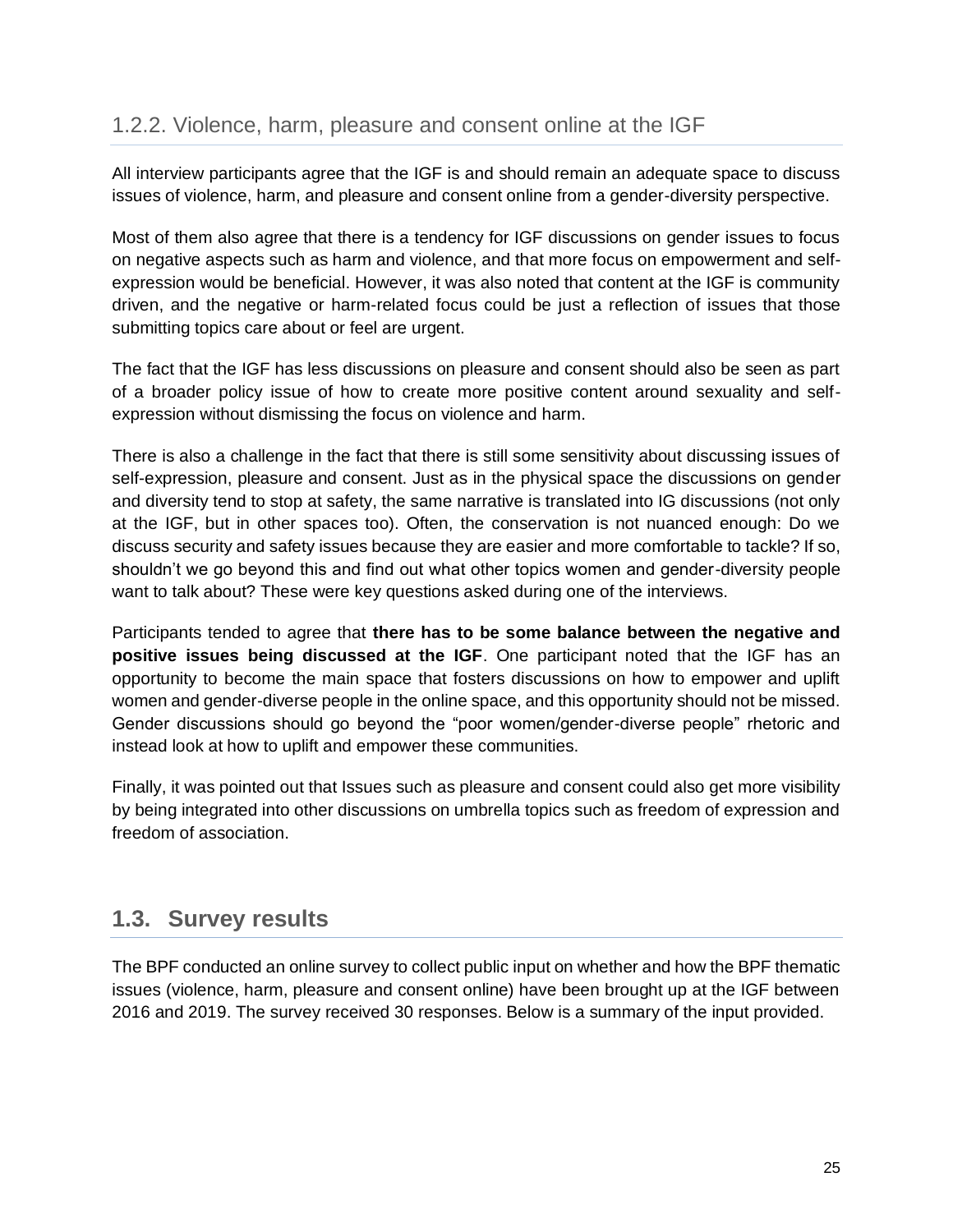### 1.2.2. Violence, harm, pleasure and consent online at the IGF

All interview participants agree that the IGF is and should remain an adequate space to discuss issues of violence, harm, and pleasure and consent online from a gender-diversity perspective.

Most of them also agree that there is a tendency for IGF discussions on gender issues to focus on negative aspects such as harm and violence, and that more focus on empowerment and self-expression would be beneficial. However, it was also noted that content at the IGF is community driven, and the negative or harm-related focus could be just a reflection of issues that those submitting topics care about or feel are urgent.

The fact that the IGF has less discussions on pleasure and consent should also be seen as part of a broader policy issue of how to create more positive content around sexuality and self-expression without dismissing the focus on violence and harm.

There is also a challenge in the fact that there is still some sensitivity about discussing issues of self-expression, pleasure and consent. Just as in the physical space the discussions on gender and diversity tend to stop at safety, the same narrative is translated into IG discussions (not only at the IGF, but in other spaces too). Often, the conservation is not nuanced enough: Do we discuss security and safety issues because they are easier and more comfortable to tackle? If so, shouldn't we go beyond this and find out what other topics women and gender-diversity people want to talk about? These were key questions asked during one of the interviews.

Participants tended to agree that **there has to be some balance between the negative and positive issues being discussed at the IGF**. One participant noted that the IGF has an opportunity to become the main space that fosters discussions on how to empower and uplift women and gender-diverse people in the online space, and this opportunity should not be missed. Gender discussions should go beyond the "poor women/gender-diverse people" rhetoric and instead look at how to uplift and empower these communities.

Finally, it was pointed out that Issues such as pleasure and consent could also get more visibility by being integrated into other discussions on umbrella topics such as freedom of expression and freedom of association.

## 1.3. Survey results

The BPF conducted an online survey to collect public input on whether and how the BPF thematic issues (violence, harm, pleasure and consent online) have been brought up at the IGF between 2016 and 2019. The survey received 30 responses. Below is a summary of the input provided.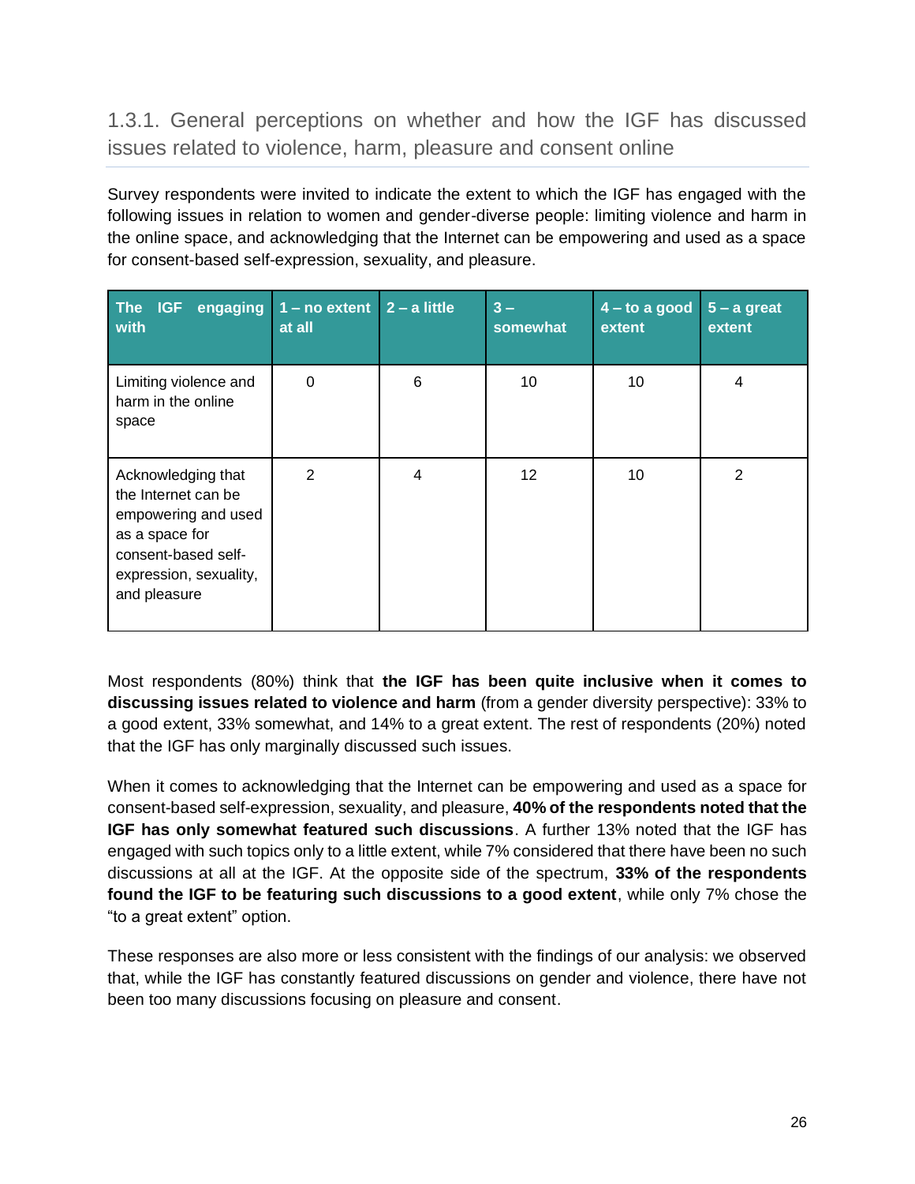### 1.3.1. General perceptions on whether and how the IGF has discussed issues related to violence, harm, pleasure and consent online

Survey respondents were invited to indicate the extent to which the IGF has engaged with the following issues in relation to women and gender-diverse people: limiting violence and harm in the online space, and acknowledging that the Internet can be empowering and used as a space for consent-based self-expression, sexuality, and pleasure.

| The IGF engaging with | 1 – no extent at all | 2 – a little | 3 – somewhat | 4 – to a good extent | 5 – a great extent |
|---|---|---|---|---|---|
| Limiting violence and harm in the online space | 0 | 6 | 10 | 10 | 4 |
| Acknowledging that the Internet can be empowering and used as a space for consent-based self-expression, sexuality, and pleasure | 2 | 4 | 12 | 10 | 2 |

Most respondents (80%) think that **the IGF has been quite inclusive when it comes to discussing issues related to violence and harm** (from a gender diversity perspective): 33% to a good extent, 33% somewhat, and 14% to a great extent. The rest of respondents (20%) noted that the IGF has only marginally discussed such issues.

When it comes to acknowledging that the Internet can be empowering and used as a space for consent-based self-expression, sexuality, and pleasure, **40% of the respondents noted that the IGF has only somewhat featured such discussions**. A further 13% noted that the IGF has engaged with such topics only to a little extent, while 7% considered that there have been no such discussions at all at the IGF. At the opposite side of the spectrum, **33% of the respondents found the IGF to be featuring such discussions to a good extent**, while only 7% chose the "to a great extent" option.

These responses are also more or less consistent with the findings of our analysis: we observed that, while the IGF has constantly featured discussions on gender and violence, there have not been too many discussions focusing on pleasure and consent.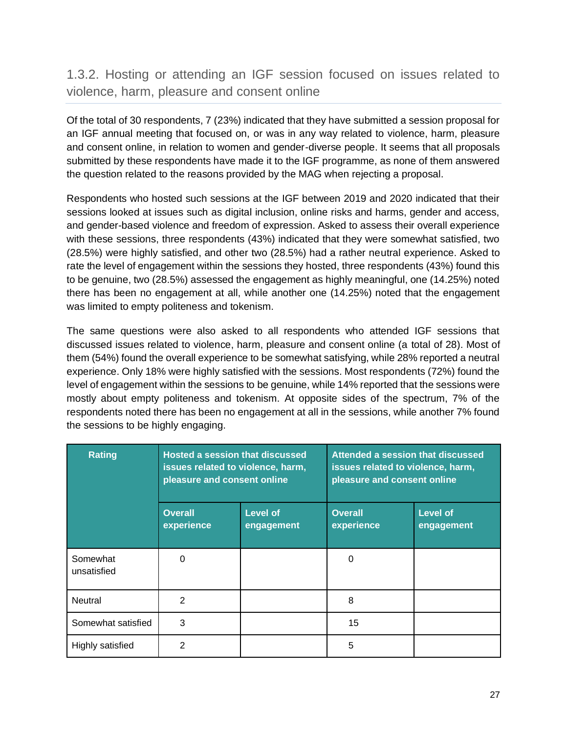### 1.3.2. Hosting or attending an IGF session focused on issues related to violence, harm, pleasure and consent online

Of the total of 30 respondents, 7 (23%) indicated that they have submitted a session proposal for an IGF annual meeting that focused on, or was in any way related to violence, harm, pleasure and consent online, in relation to women and gender-diverse people. It seems that all proposals submitted by these respondents have made it to the IGF programme, as none of them answered the question related to the reasons provided by the MAG when rejecting a proposal.

Respondents who hosted such sessions at the IGF between 2019 and 2020 indicated that their sessions looked at issues such as digital inclusion, online risks and harms, gender and access, and gender-based violence and freedom of expression. Asked to assess their overall experience with these sessions, three respondents (43%) indicated that they were somewhat satisfied, two (28.5%) were highly satisfied, and other two (28.5%) had a rather neutral experience. Asked to rate the level of engagement within the sessions they hosted, three respondents (43%) found this to be genuine, two (28.5%) assessed the engagement as highly meaningful, one (14.25%) noted there has been no engagement at all, while another one (14.25%) noted that the engagement was limited to empty politeness and tokenism.

The same questions were also asked to all respondents who attended IGF sessions that discussed issues related to violence, harm, pleasure and consent online (a total of 28). Most of them (54%) found the overall experience to be somewhat satisfying, while 28% reported a neutral experience. Only 18% were highly satisfied with the sessions. Most respondents (72%) found the level of engagement within the sessions to be genuine, while 14% reported that the sessions were mostly about empty politeness and tokenism. At opposite sides of the spectrum, 7% of the respondents noted there has been no engagement at all in the sessions, while another 7% found the sessions to be highly engaging.

| Rating | Hosted a session that discussed issues related to violence, harm, pleasure and consent online | | Attended a session that discussed issues related to violence, harm, pleasure and consent online | |
|---|---|---|---|---|
| | Overall experience | Level of engagement | Overall experience | Level of engagement |
| Somewhat unsatisfied | 0 | | 0 | |
| Neutral | 2 | | 8 | |
| Somewhat satisfied | 3 | | 15 | |
| Highly satisfied | 2 | | 5 | |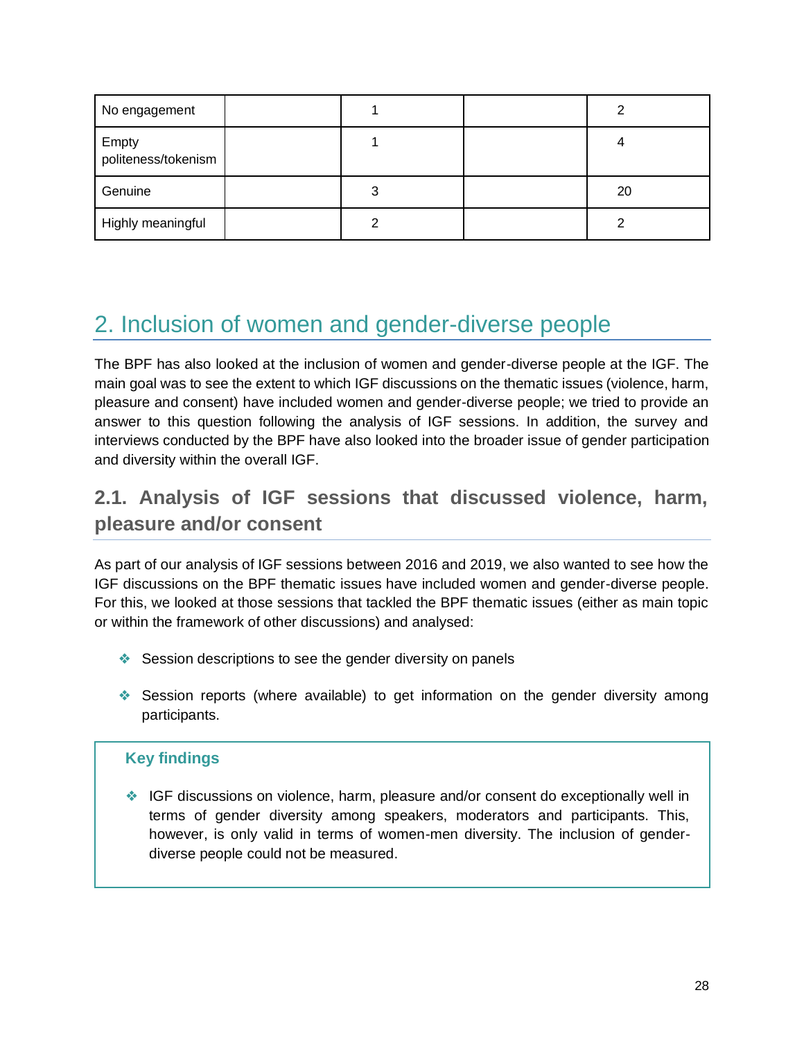| No engagement | | 1 | | 2 |
|---|---|---|---|---|
| Empty politeness/tokenism | | 1 | | 4 |
| Genuine | | 3 | | 20 |
| Highly meaningful | | 2 | | 2 |

## 2. Inclusion of women and gender-diverse people

The BPF has also looked at the inclusion of women and gender-diverse people at the IGF. The main goal was to see the extent to which IGF discussions on the thematic issues (violence, harm, pleasure and consent) have included women and gender-diverse people; we tried to provide an answer to this question following the analysis of IGF sessions. In addition, the survey and interviews conducted by the BPF have also looked into the broader issue of gender participation and diversity within the overall IGF.

### 2.1. Analysis of IGF sessions that discussed violence, harm, pleasure and/or consent

As part of our analysis of IGF sessions between 2016 and 2019, we also wanted to see how the IGF discussions on the BPF thematic issues have included women and gender-diverse people. For this, we looked at those sessions that tackled the BPF thematic issues (either as main topic or within the framework of other discussions) and analysed:

- Session descriptions to see the gender diversity on panels
- Session reports (where available) to get information on the gender diversity among participants.

**Key findings**

- IGF discussions on violence, harm, pleasure and/or consent do exceptionally well in terms of gender diversity among speakers, moderators and participants. This, however, is only valid in terms of women-men diversity. The inclusion of gender-diverse people could not be measured.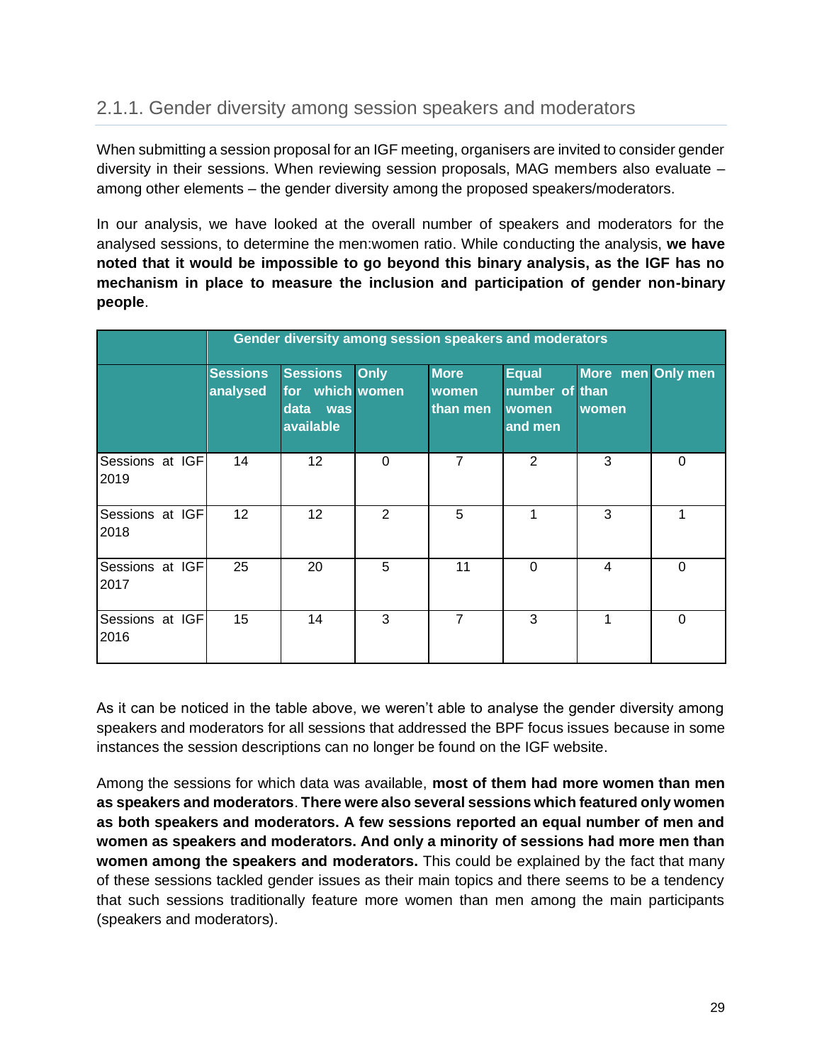### 2.1.1. Gender diversity among session speakers and moderators

When submitting a session proposal for an IGF meeting, organisers are invited to consider gender diversity in their sessions. When reviewing session proposals, MAG members also evaluate – among other elements – the gender diversity among the proposed speakers/moderators.

In our analysis, we have looked at the overall number of speakers and moderators for the analysed sessions, to determine the men:women ratio. While conducting the analysis, **we have noted that it would be impossible to go beyond this binary analysis, as the IGF has no mechanism in place to measure the inclusion and participation of gender non-binary people**.

| | Gender diversity among session speakers and moderators | | | | | | |
|---|---|---|---|---|---|---|---|
| | Sessions analysed | Sessions for which data was available | Only women | More women than men | Equal number of women and men | More men than women | Only men |
| Sessions at IGF 2019 | 14 | 12 | 0 | 7 | 2 | 3 | 0 |
| Sessions at IGF 2018 | 12 | 12 | 2 | 5 | 1 | 3 | 1 |
| Sessions at IGF 2017 | 25 | 20 | 5 | 11 | 0 | 4 | 0 |
| Sessions at IGF 2016 | 15 | 14 | 3 | 7 | 3 | 1 | 0 |

As it can be noticed in the table above, we weren't able to analyse the gender diversity among speakers and moderators for all sessions that addressed the BPF focus issues because in some instances the session descriptions can no longer be found on the IGF website.

Among the sessions for which data was available, **most of them had more women than men as speakers and moderators**. **There were also several sessions which featured only women as both speakers and moderators. A few sessions reported an equal number of men and women as speakers and moderators. And only a minority of sessions had more men than women among the speakers and moderators.** This could be explained by the fact that many of these sessions tackled gender issues as their main topics and there seems to be a tendency that such sessions traditionally feature more women than men among the main participants (speakers and moderators).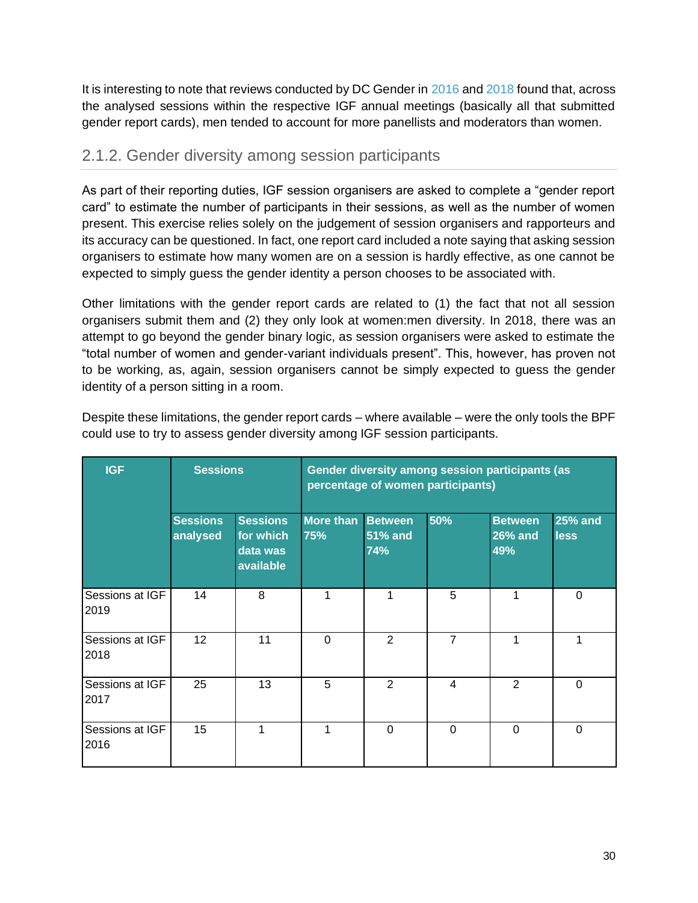It is interesting to note that reviews conducted by DC Gender in 2016 and 2018 found that, across the analysed sessions within the respective IGF annual meetings (basically all that submitted gender report cards), men tended to account for more panellists and moderators than women.

### 2.1.2. Gender diversity among session participants

As part of their reporting duties, IGF session organisers are asked to complete a "gender report card" to estimate the number of participants in their sessions, as well as the number of women present. This exercise relies solely on the judgement of session organisers and rapporteurs and its accuracy can be questioned. In fact, one report card included a note saying that asking session organisers to estimate how many women are on a session is hardly effective, as one cannot be expected to simply guess the gender identity a person chooses to be associated with.

Other limitations with the gender report cards are related to (1) the fact that not all session organisers submit them and (2) they only look at women:men diversity. In 2018, there was an attempt to go beyond the gender binary logic, as session organisers were asked to estimate the "total number of women and gender-variant individuals present". This, however, has proven not to be working, as, again, session organisers cannot be simply expected to guess the gender identity of a person sitting in a room.

Despite these limitations, the gender report cards – where available – were the only tools the BPF could use to try to assess gender diversity among IGF session participants.

| IGF | Sessions | | Gender diversity among session participants (as percentage of women participants) | | | | |
|---|---|---|---|---|---|---|---|
| | Sessions analysed | Sessions for which data was available | More than 75% | Between 51% and 74% | 50% | Between 26% and 49% | 25% and less |
| Sessions at IGF 2019 | 14 | 8 | 1 | 1 | 5 | 1 | 0 |
| Sessions at IGF 2018 | 12 | 11 | 0 | 2 | 7 | 1 | 1 |
| Sessions at IGF 2017 | 25 | 13 | 5 | 2 | 4 | 2 | 0 |
| Sessions at IGF 2016 | 15 | 1 | 1 | 0 | 0 | 0 | 0 |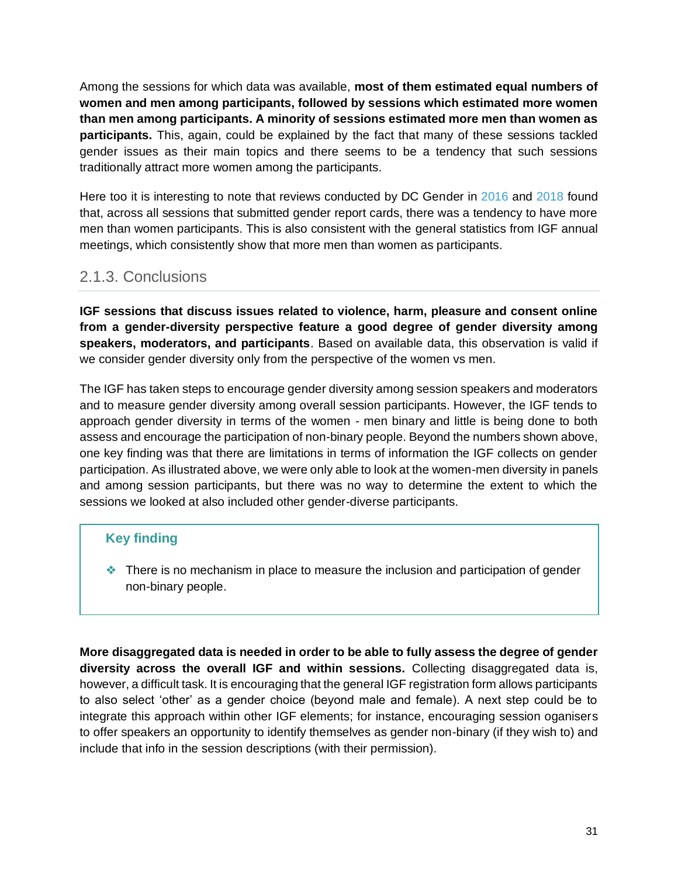Among the sessions for which data was available, **most of them estimated equal numbers of women and men among participants, followed by sessions which estimated more women than men among participants. A minority of sessions estimated more men than women as participants.** This, again, could be explained by the fact that many of these sessions tackled gender issues as their main topics and there seems to be a tendency that such sessions traditionally attract more women among the participants.

Here too it is interesting to note that reviews conducted by DC Gender in 2016 and 2018 found that, across all sessions that submitted gender report cards, there was a tendency to have more men than women participants. This is also consistent with the general statistics from IGF annual meetings, which consistently show that more men than women as participants.

### 2.1.3. Conclusions

**IGF sessions that discuss issues related to violence, harm, pleasure and consent online from a gender-diversity perspective feature a good degree of gender diversity among speakers, moderators, and participants**. Based on available data, this observation is valid if we consider gender diversity only from the perspective of the women vs men.

The IGF has taken steps to encourage gender diversity among session speakers and moderators and to measure gender diversity among overall session participants. However, the IGF tends to approach gender diversity in terms of the women - men binary and little is being done to both assess and encourage the participation of non-binary people. Beyond the numbers shown above, one key finding was that there are limitations in terms of information the IGF collects on gender participation. As illustrated above, we were only able to look at the women-men diversity in panels and among session participants, but there was no way to determine the extent to which the sessions we looked at also included other gender-diverse participants.

> **Key finding**
>
> - There is no mechanism in place to measure the inclusion and participation of gender non-binary people.

**More disaggregated data is needed in order to be able to fully assess the degree of gender diversity across the overall IGF and within sessions.** Collecting disaggregated data is, however, a difficult task. It is encouraging that the general IGF registration form allows participants to also select 'other' as a gender choice (beyond male and female). A next step could be to integrate this approach within other IGF elements; for instance, encouraging session oganisers to offer speakers an opportunity to identify themselves as gender non-binary (if they wish to) and include that info in the session descriptions (with their permission).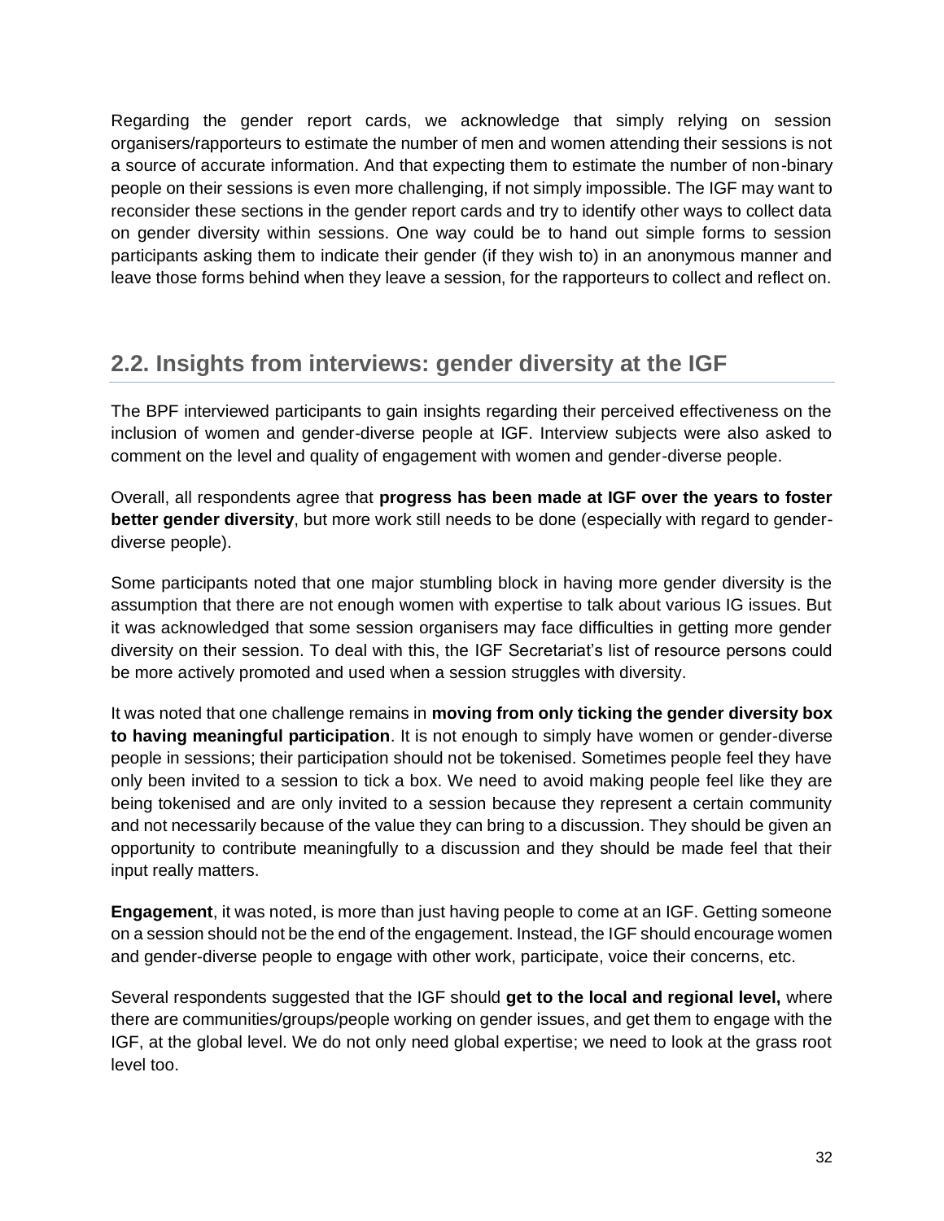Regarding the gender report cards, we acknowledge that simply relying on session organisers/rapporteurs to estimate the number of men and women attending their sessions is not a source of accurate information. And that expecting them to estimate the number of non-binary people on their sessions is even more challenging, if not simply impossible. The IGF may want to reconsider these sections in the gender report cards and try to identify other ways to collect data on gender diversity within sessions. One way could be to hand out simple forms to session participants asking them to indicate their gender (if they wish to) in an anonymous manner and leave those forms behind when they leave a session, for the rapporteurs to collect and reflect on.

## 2.2. Insights from interviews: gender diversity at the IGF

The BPF interviewed participants to gain insights regarding their perceived effectiveness on the inclusion of women and gender-diverse people at IGF. Interview subjects were also asked to comment on the level and quality of engagement with women and gender-diverse people.

Overall, all respondents agree that **progress has been made at IGF over the years to foster better gender diversity**, but more work still needs to be done (especially with regard to gender-diverse people).

Some participants noted that one major stumbling block in having more gender diversity is the assumption that there are not enough women with expertise to talk about various IG issues. But it was acknowledged that some session organisers may face difficulties in getting more gender diversity on their session. To deal with this, the IGF Secretariat's list of resource persons could be more actively promoted and used when a session struggles with diversity.

It was noted that one challenge remains in **moving from only ticking the gender diversity box to having meaningful participation**. It is not enough to simply have women or gender-diverse people in sessions; their participation should not be tokenised. Sometimes people feel they have only been invited to a session to tick a box. We need to avoid making people feel like they are being tokenised and are only invited to a session because they represent a certain community and not necessarily because of the value they can bring to a discussion. They should be given an opportunity to contribute meaningfully to a discussion and they should be made feel that their input really matters.

**Engagement**, it was noted, is more than just having people to come at an IGF. Getting someone on a session should not be the end of the engagement. Instead, the IGF should encourage women and gender-diverse people to engage with other work, participate, voice their concerns, etc.

Several respondents suggested that the IGF should **get to the local and regional level,** where there are communities/groups/people working on gender issues, and get them to engage with the IGF, at the global level. We do not only need global expertise; we need to look at the grass root level too.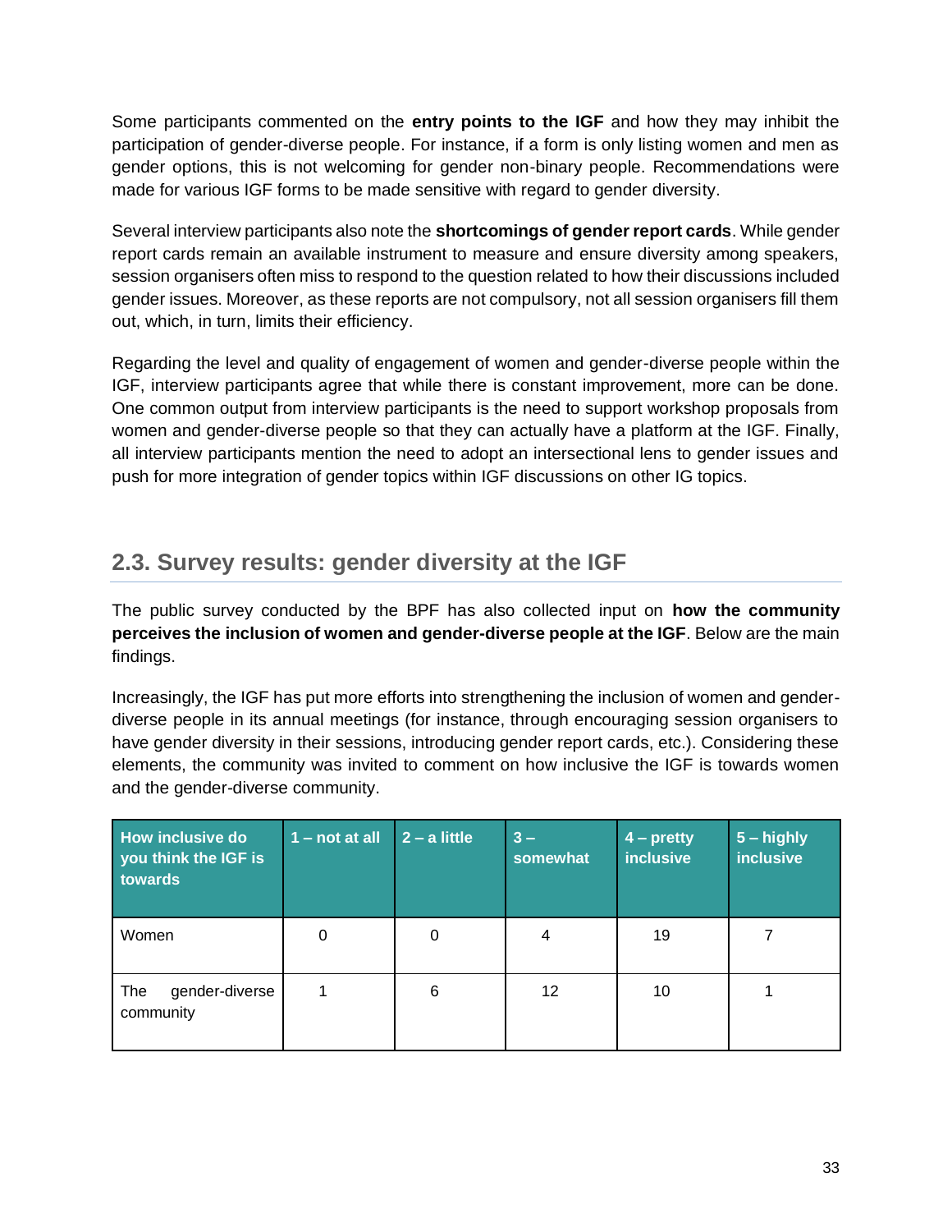Some participants commented on the **entry points to the IGF** and how they may inhibit the participation of gender-diverse people. For instance, if a form is only listing women and men as gender options, this is not welcoming for gender non-binary people. Recommendations were made for various IGF forms to be made sensitive with regard to gender diversity.

Several interview participants also note the **shortcomings of gender report cards**. While gender report cards remain an available instrument to measure and ensure diversity among speakers, session organisers often miss to respond to the question related to how their discussions included gender issues. Moreover, as these reports are not compulsory, not all session organisers fill them out, which, in turn, limits their efficiency.

Regarding the level and quality of engagement of women and gender-diverse people within the IGF, interview participants agree that while there is constant improvement, more can be done. One common output from interview participants is the need to support workshop proposals from women and gender-diverse people so that they can actually have a platform at the IGF. Finally, all interview participants mention the need to adopt an intersectional lens to gender issues and push for more integration of gender topics within IGF discussions on other IG topics.

## 2.3. Survey results: gender diversity at the IGF

The public survey conducted by the BPF has also collected input on **how the community perceives the inclusion of women and gender-diverse people at the IGF**. Below are the main findings.

Increasingly, the IGF has put more efforts into strengthening the inclusion of women and gender-diverse people in its annual meetings (for instance, through encouraging session organisers to have gender diversity in their sessions, introducing gender report cards, etc.). Considering these elements, the community was invited to comment on how inclusive the IGF is towards women and the gender-diverse community.

| How inclusive do you think the IGF is towards | 1 – not at all | 2 – a little | 3 – somewhat | 4 – pretty inclusive | 5 – highly inclusive |
|---|---|---|---|---|---|
| Women | 0 | 0 | 4 | 19 | 7 |
| The gender-diverse community | 1 | 6 | 12 | 10 | 1 |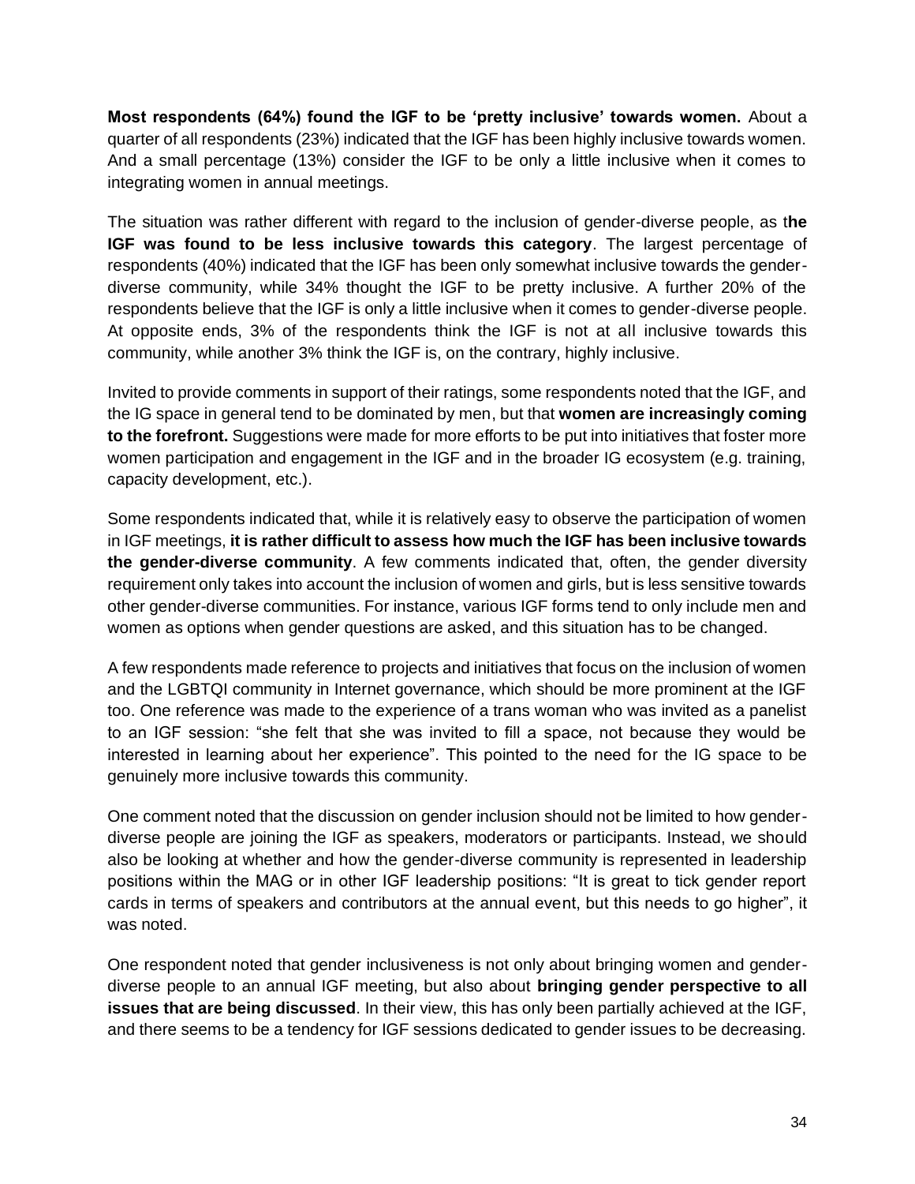**Most respondents (64%) found the IGF to be 'pretty inclusive' towards women.** About a quarter of all respondents (23%) indicated that the IGF has been highly inclusive towards women. And a small percentage (13%) consider the IGF to be only a little inclusive when it comes to integrating women in annual meetings.

The situation was rather different with regard to the inclusion of gender-diverse people, as t**he IGF was found to be less inclusive towards this category**. The largest percentage of respondents (40%) indicated that the IGF has been only somewhat inclusive towards the gender-diverse community, while 34% thought the IGF to be pretty inclusive. A further 20% of the respondents believe that the IGF is only a little inclusive when it comes to gender-diverse people. At opposite ends, 3% of the respondents think the IGF is not at all inclusive towards this community, while another 3% think the IGF is, on the contrary, highly inclusive.

Invited to provide comments in support of their ratings, some respondents noted that the IGF, and the IG space in general tend to be dominated by men, but that **women are increasingly coming to the forefront.** Suggestions were made for more efforts to be put into initiatives that foster more women participation and engagement in the IGF and in the broader IG ecosystem (e.g. training, capacity development, etc.).

Some respondents indicated that, while it is relatively easy to observe the participation of women in IGF meetings, **it is rather difficult to assess how much the IGF has been inclusive towards the gender-diverse community**. A few comments indicated that, often, the gender diversity requirement only takes into account the inclusion of women and girls, but is less sensitive towards other gender-diverse communities. For instance, various IGF forms tend to only include men and women as options when gender questions are asked, and this situation has to be changed.

A few respondents made reference to projects and initiatives that focus on the inclusion of women and the LGBTQI community in Internet governance, which should be more prominent at the IGF too. One reference was made to the experience of a trans woman who was invited as a panelist to an IGF session: "she felt that she was invited to fill a space, not because they would be interested in learning about her experience". This pointed to the need for the IG space to be genuinely more inclusive towards this community.

One comment noted that the discussion on gender inclusion should not be limited to how gender-diverse people are joining the IGF as speakers, moderators or participants. Instead, we should also be looking at whether and how the gender-diverse community is represented in leadership positions within the MAG or in other IGF leadership positions: "It is great to tick gender report cards in terms of speakers and contributors at the annual event, but this needs to go higher", it was noted.

One respondent noted that gender inclusiveness is not only about bringing women and gender-diverse people to an annual IGF meeting, but also about **bringing gender perspective to all issues that are being discussed**. In their view, this has only been partially achieved at the IGF, and there seems to be a tendency for IGF sessions dedicated to gender issues to be decreasing.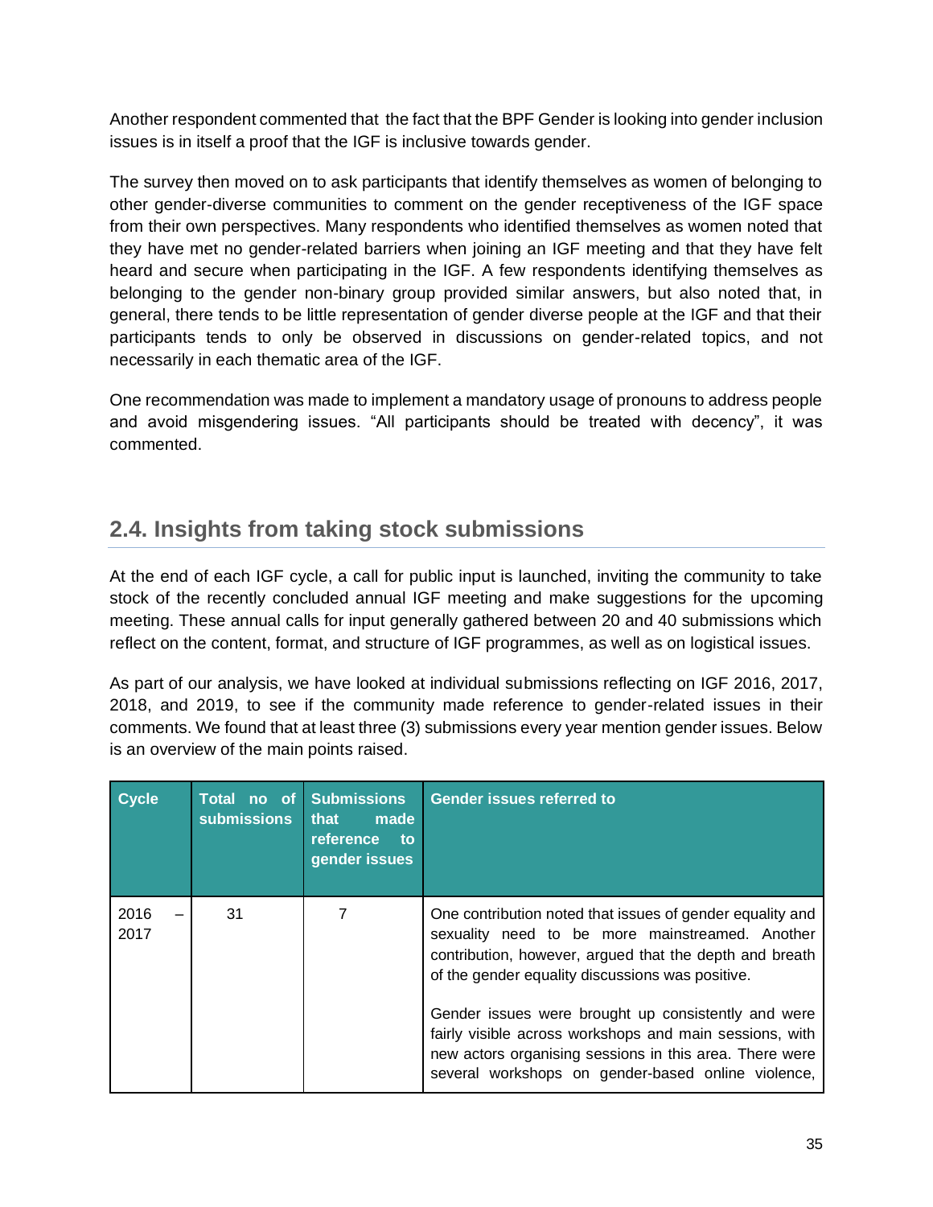Another respondent commented that the fact that the BPF Gender is looking into gender inclusion issues is in itself a proof that the IGF is inclusive towards gender.

The survey then moved on to ask participants that identify themselves as women of belonging to other gender-diverse communities to comment on the gender receptiveness of the IGF space from their own perspectives. Many respondents who identified themselves as women noted that they have met no gender-related barriers when joining an IGF meeting and that they have felt heard and secure when participating in the IGF. A few respondents identifying themselves as belonging to the gender non-binary group provided similar answers, but also noted that, in general, there tends to be little representation of gender diverse people at the IGF and that their participants tends to only be observed in discussions on gender-related topics, and not necessarily in each thematic area of the IGF.

One recommendation was made to implement a mandatory usage of pronouns to address people and avoid misgendering issues. "All participants should be treated with decency", it was commented.

## 2.4. Insights from taking stock submissions

At the end of each IGF cycle, a call for public input is launched, inviting the community to take stock of the recently concluded annual IGF meeting and make suggestions for the upcoming meeting. These annual calls for input generally gathered between 20 and 40 submissions which reflect on the content, format, and structure of IGF programmes, as well as on logistical issues.

As part of our analysis, we have looked at individual submissions reflecting on IGF 2016, 2017, 2018, and 2019, to see if the community made reference to gender-related issues in their comments. We found that at least three (3) submissions every year mention gender issues. Below is an overview of the main points raised.

| Cycle | Total no of submissions | Submissions that made reference to gender issues | Gender issues referred to |
|---|---|---|---|
| 2016 – 2017 | 31 | 7 | One contribution noted that issues of gender equality and sexuality need to be more mainstreamed. Another contribution, however, argued that the depth and breath of the gender equality discussions was positive.<br><br>Gender issues were brought up consistently and were fairly visible across workshops and main sessions, with new actors organising sessions in this area. There were several workshops on gender-based online violence, |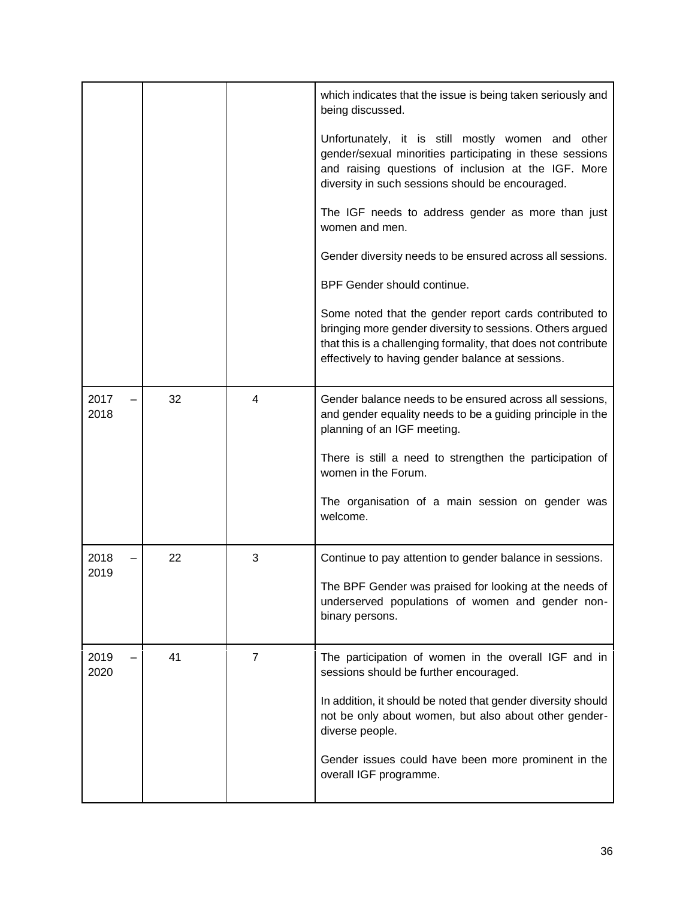| | | | |
|---|---|---|---|
| | | | which indicates that the issue is being taken seriously and being discussed.<br><br>Unfortunately, it is still mostly women and other gender/sexual minorities participating in these sessions and raising questions of inclusion at the IGF. More diversity in such sessions should be encouraged.<br><br>The IGF needs to address gender as more than just women and men.<br><br>Gender diversity needs to be ensured across all sessions.<br><br>BPF Gender should continue.<br><br>Some noted that the gender report cards contributed to bringing more gender diversity to sessions. Others argued that this is a challenging formality, that does not contribute effectively to having gender balance at sessions. |
| 2017 – 2018 | 32 | 4 | Gender balance needs to be ensured across all sessions, and gender equality needs to be a guiding principle in the planning of an IGF meeting.<br><br>There is still a need to strengthen the participation of women in the Forum.<br><br>The organisation of a main session on gender was welcome. |
| 2018 – 2019 | 22 | 3 | Continue to pay attention to gender balance in sessions.<br><br>The BPF Gender was praised for looking at the needs of underserved populations of women and gender non-binary persons. |
| 2019 – 2020 | 41 | 7 | The participation of women in the overall IGF and in sessions should be further encouraged.<br><br>In addition, it should be noted that gender diversity should not be only about women, but also about other gender-diverse people.<br><br>Gender issues could have been more prominent in the overall IGF programme. |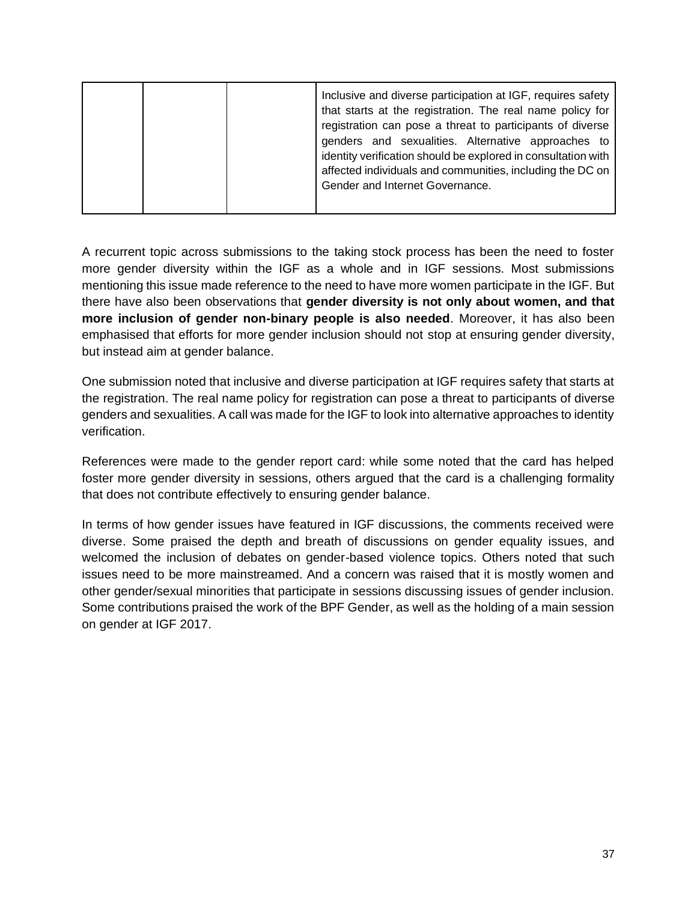| | | | |
|---|---|---|---|
| | | | Inclusive and diverse participation at IGF, requires safety that starts at the registration. The real name policy for registration can pose a threat to participants of diverse genders and sexualities. Alternative approaches to identity verification should be explored in consultation with affected individuals and communities, including the DC on Gender and Internet Governance. |

A recurrent topic across submissions to the taking stock process has been the need to foster more gender diversity within the IGF as a whole and in IGF sessions. Most submissions mentioning this issue made reference to the need to have more women participate in the IGF. But there have also been observations that **gender diversity is not only about women, and that more inclusion of gender non-binary people is also needed**. Moreover, it has also been emphasised that efforts for more gender inclusion should not stop at ensuring gender diversity, but instead aim at gender balance.

One submission noted that inclusive and diverse participation at IGF requires safety that starts at the registration. The real name policy for registration can pose a threat to participants of diverse genders and sexualities. A call was made for the IGF to look into alternative approaches to identity verification.

References were made to the gender report card: while some noted that the card has helped foster more gender diversity in sessions, others argued that the card is a challenging formality that does not contribute effectively to ensuring gender balance.

In terms of how gender issues have featured in IGF discussions, the comments received were diverse. Some praised the depth and breath of discussions on gender equality issues, and welcomed the inclusion of debates on gender-based violence topics. Others noted that such issues need to be more mainstreamed. And a concern was raised that it is mostly women and other gender/sexual minorities that participate in sessions discussing issues of gender inclusion. Some contributions praised the work of the BPF Gender, as well as the holding of a main session on gender at IGF 2017.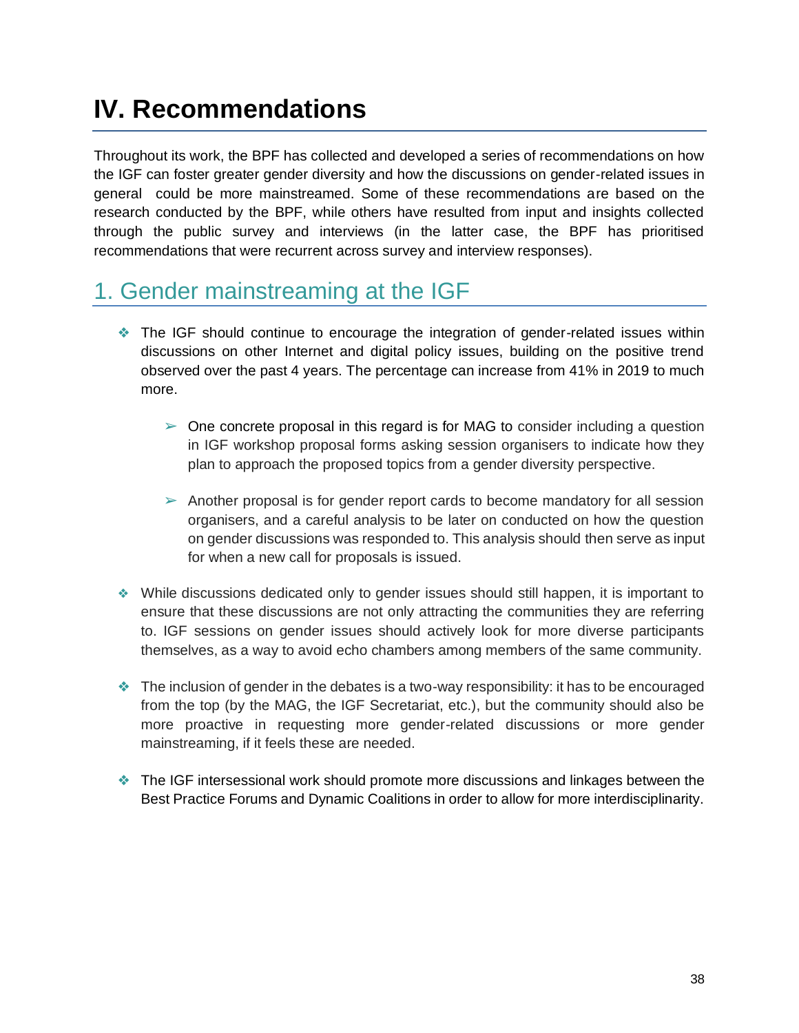# IV. Recommendations

Throughout its work, the BPF has collected and developed a series of recommendations on how the IGF can foster greater gender diversity and how the discussions on gender-related issues in general could be more mainstreamed. Some of these recommendations are based on the research conducted by the BPF, while others have resulted from input and insights collected through the public survey and interviews (in the latter case, the BPF has prioritised recommendations that were recurrent across survey and interview responses).

## 1. Gender mainstreaming at the IGF

- The IGF should continue to encourage the integration of gender-related issues within discussions on other Internet and digital policy issues, building on the positive trend observed over the past 4 years. The percentage can increase from 41% in 2019 to much more.
  - One concrete proposal in this regard is for MAG to consider including a question in IGF workshop proposal forms asking session organisers to indicate how they plan to approach the proposed topics from a gender diversity perspective.
  - Another proposal is for gender report cards to become mandatory for all session organisers, and a careful analysis to be later on conducted on how the question on gender discussions was responded to. This analysis should then serve as input for when a new call for proposals is issued.
- While discussions dedicated only to gender issues should still happen, it is important to ensure that these discussions are not only attracting the communities they are referring to. IGF sessions on gender issues should actively look for more diverse participants themselves, as a way to avoid echo chambers among members of the same community.
- The inclusion of gender in the debates is a two-way responsibility: it has to be encouraged from the top (by the MAG, the IGF Secretariat, etc.), but the community should also be more proactive in requesting more gender-related discussions or more gender mainstreaming, if it feels these are needed.
- The IGF intersessional work should promote more discussions and linkages between the Best Practice Forums and Dynamic Coalitions in order to allow for more interdisciplinarity.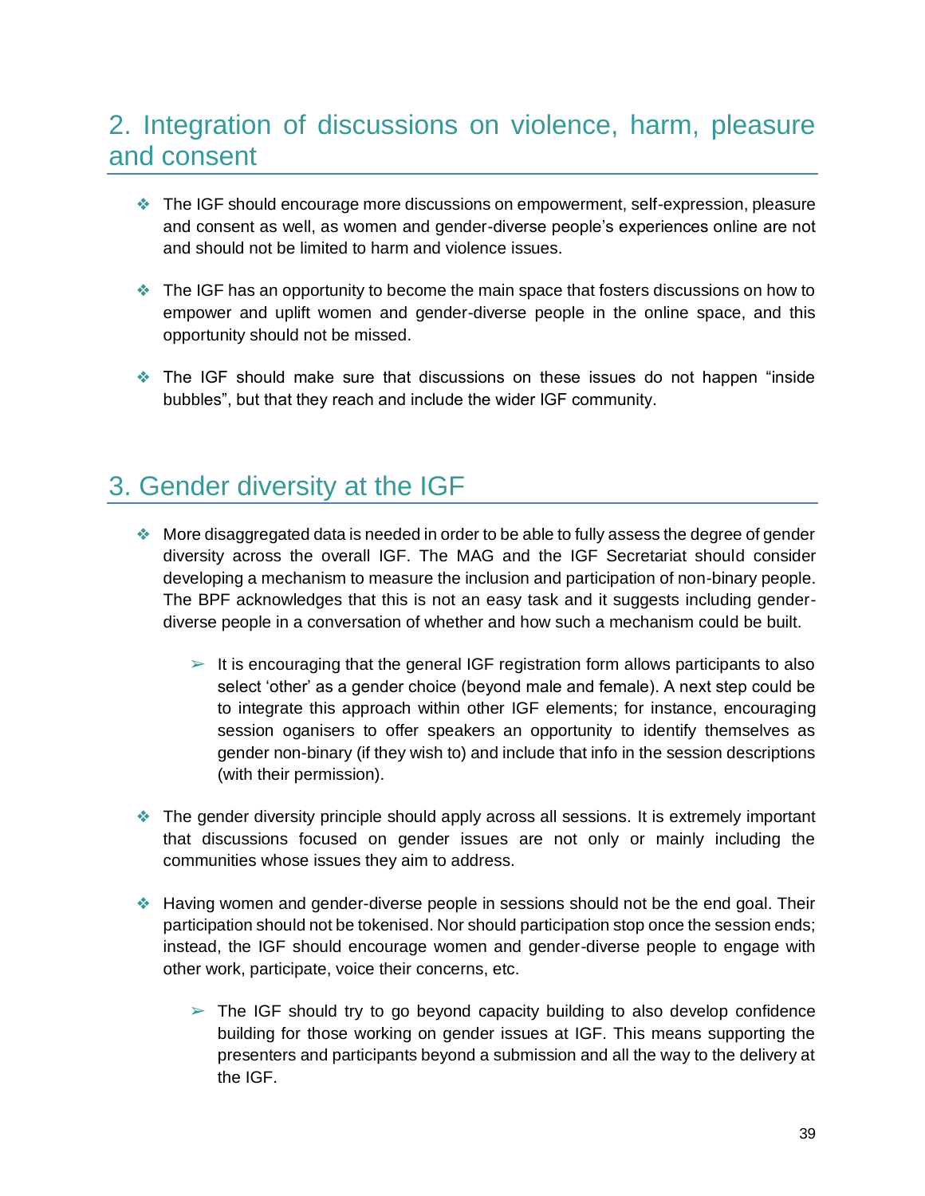## 2. Integration of discussions on violence, harm, pleasure and consent

- The IGF should encourage more discussions on empowerment, self-expression, pleasure and consent as well, as women and gender-diverse people's experiences online are not and should not be limited to harm and violence issues.

- The IGF has an opportunity to become the main space that fosters discussions on how to empower and uplift women and gender-diverse people in the online space, and this opportunity should not be missed.

- The IGF should make sure that discussions on these issues do not happen "inside bubbles", but that they reach and include the wider IGF community.

## 3. Gender diversity at the IGF

- More disaggregated data is needed in order to be able to fully assess the degree of gender diversity across the overall IGF. The MAG and the IGF Secretariat should consider developing a mechanism to measure the inclusion and participation of non-binary people. The BPF acknowledges that this is not an easy task and it suggests including gender-diverse people in a conversation of whether and how such a mechanism could be built.

    - It is encouraging that the general IGF registration form allows participants to also select 'other' as a gender choice (beyond male and female). A next step could be to integrate this approach within other IGF elements; for instance, encouraging session organisers to offer speakers an opportunity to identify themselves as gender non-binary (if they wish to) and include that info in the session descriptions (with their permission).

- The gender diversity principle should apply across all sessions. It is extremely important that discussions focused on gender issues are not only or mainly including the communities whose issues they aim to address.

- Having women and gender-diverse people in sessions should not be the end goal. Their participation should not be tokenised. Nor should participation stop once the session ends; instead, the IGF should encourage women and gender-diverse people to engage with other work, participate, voice their concerns, etc.

    - The IGF should try to go beyond capacity building to also develop confidence building for those working on gender issues at IGF. This means supporting the presenters and participants beyond a submission and all the way to the delivery at the IGF.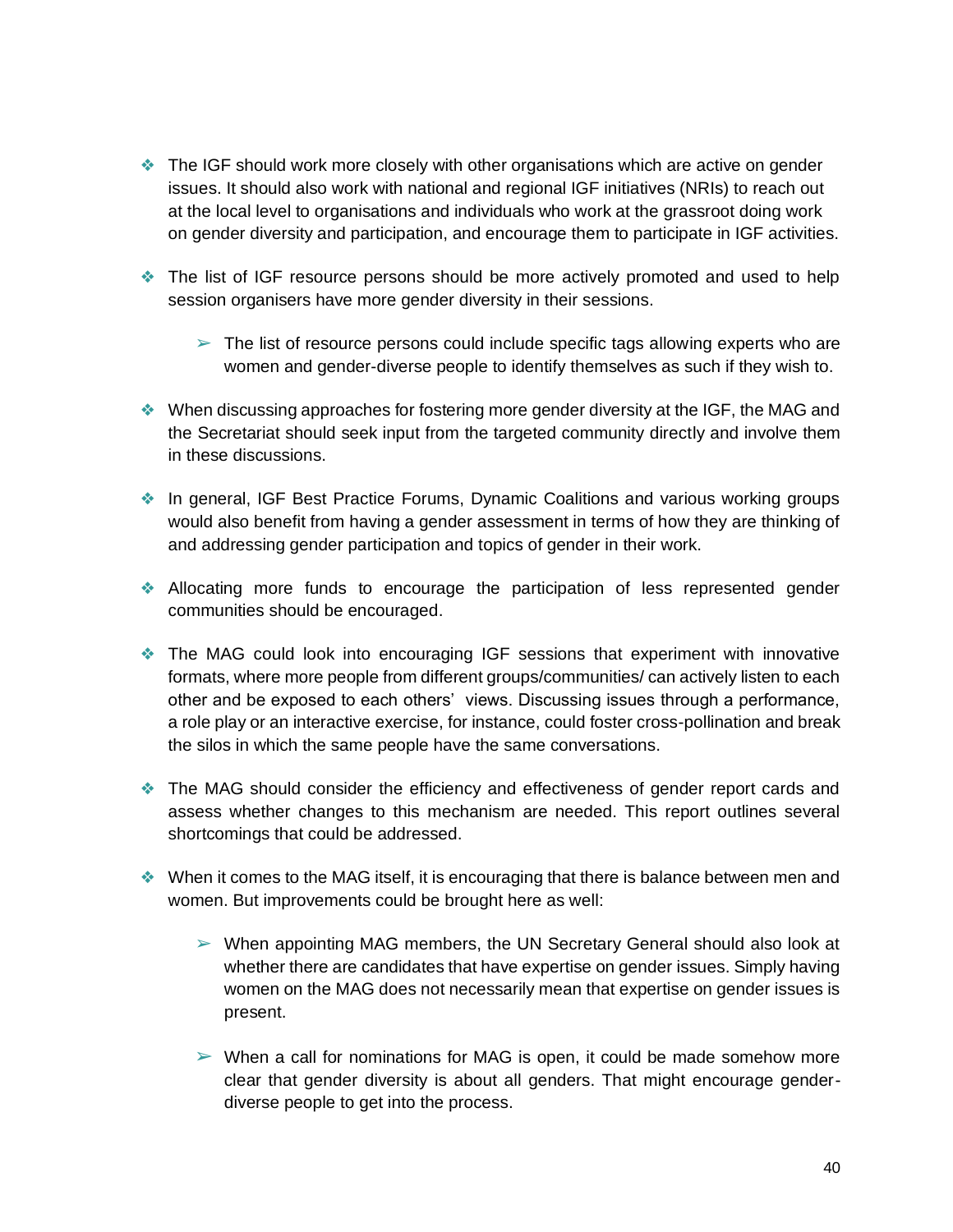- The IGF should work more closely with other organisations which are active on gender issues. It should also work with national and regional IGF initiatives (NRIs) to reach out at the local level to organisations and individuals who work at the grassroot doing work on gender diversity and participation, and encourage them to participate in IGF activities.

- The list of IGF resource persons should be more actively promoted and used to help session organisers have more gender diversity in their sessions.

  - The list of resource persons could include specific tags allowing experts who are women and gender-diverse people to identify themselves as such if they wish to.

- When discussing approaches for fostering more gender diversity at the IGF, the MAG and the Secretariat should seek input from the targeted community directly and involve them in these discussions.

- In general, IGF Best Practice Forums, Dynamic Coalitions and various working groups would also benefit from having a gender assessment in terms of how they are thinking of and addressing gender participation and topics of gender in their work.

- Allocating more funds to encourage the participation of less represented gender communities should be encouraged.

- The MAG could look into encouraging IGF sessions that experiment with innovative formats, where more people from different groups/communities/ can actively listen to each other and be exposed to each others' views. Discussing issues through a performance, a role play or an interactive exercise, for instance, could foster cross-pollination and break the silos in which the same people have the same conversations.

- The MAG should consider the efficiency and effectiveness of gender report cards and assess whether changes to this mechanism are needed. This report outlines several shortcomings that could be addressed.

- When it comes to the MAG itself, it is encouraging that there is balance between men and women. But improvements could be brought here as well:

  - When appointing MAG members, the UN Secretary General should also look at whether there are candidates that have expertise on gender issues. Simply having women on the MAG does not necessarily mean that expertise on gender issues is present.

  - When a call for nominations for MAG is open, it could be made somehow more clear that gender diversity is about all genders. That might encourage gender-diverse people to get into the process.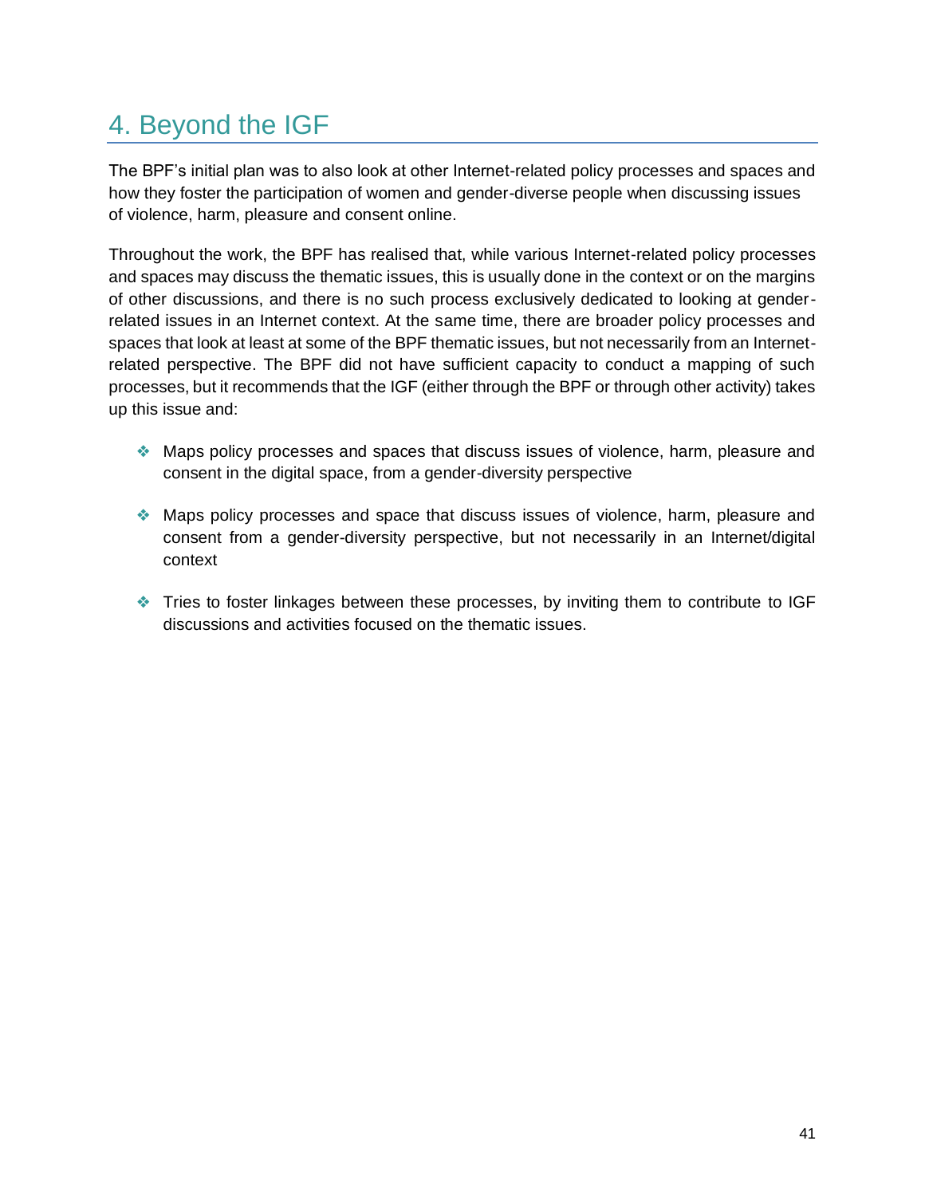# 4. Beyond the IGF

The BPF's initial plan was to also look at other Internet-related policy processes and spaces and how they foster the participation of women and gender-diverse people when discussing issues of violence, harm, pleasure and consent online.

Throughout the work, the BPF has realised that, while various Internet-related policy processes and spaces may discuss the thematic issues, this is usually done in the context or on the margins of other discussions, and there is no such process exclusively dedicated to looking at gender-related issues in an Internet context. At the same time, there are broader policy processes and spaces that look at least at some of the BPF thematic issues, but not necessarily from an Internet-related perspective. The BPF did not have sufficient capacity to conduct a mapping of such processes, but it recommends that the IGF (either through the BPF or through other activity) takes up this issue and:

- Maps policy processes and spaces that discuss issues of violence, harm, pleasure and consent in the digital space, from a gender-diversity perspective
- Maps policy processes and space that discuss issues of violence, harm, pleasure and consent from a gender-diversity perspective, but not necessarily in an Internet/digital context
- Tries to foster linkages between these processes, by inviting them to contribute to IGF discussions and activities focused on the thematic issues.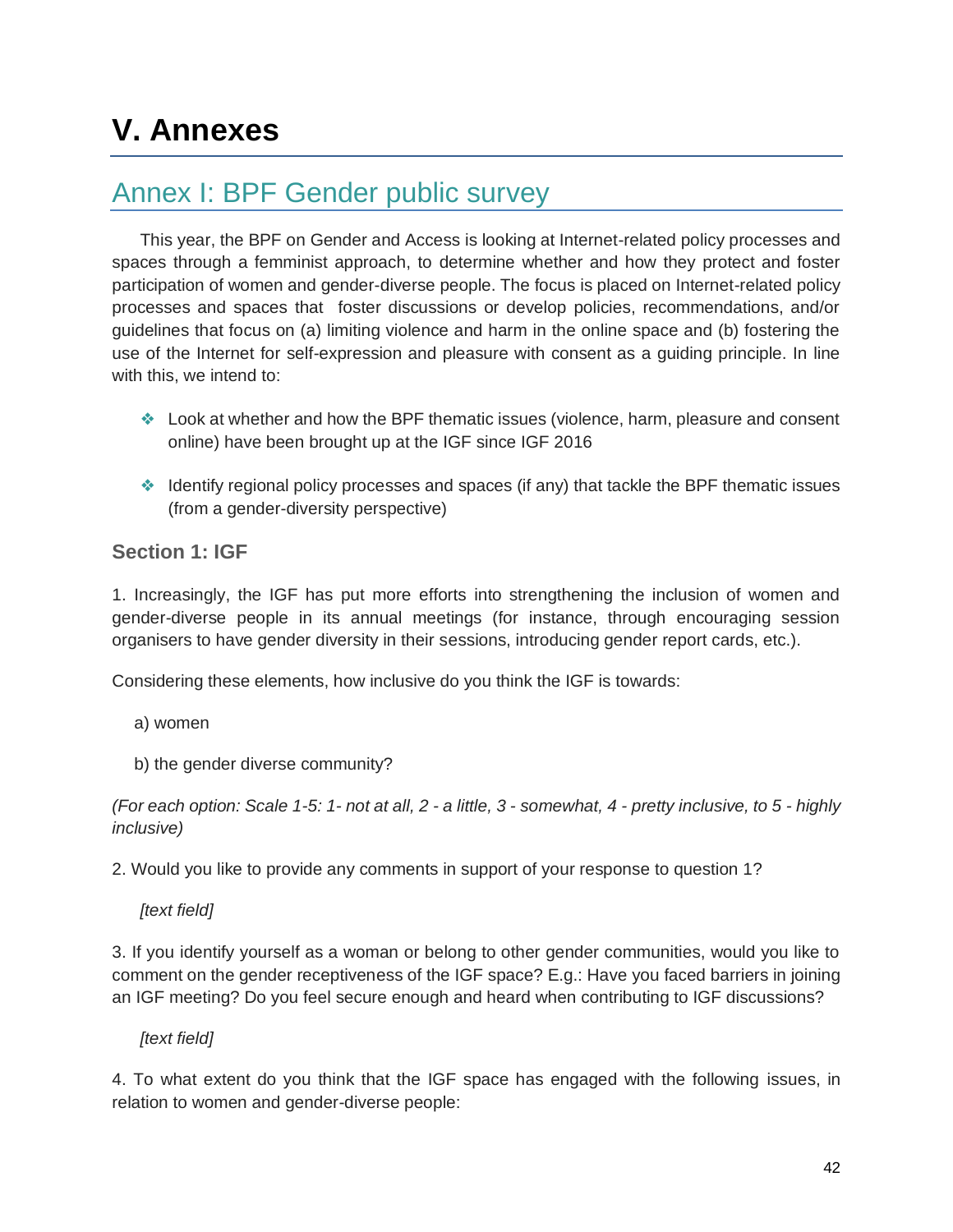# V. Annexes

## Annex I: BPF Gender public survey

This year, the BPF on Gender and Access is looking at Internet-related policy processes and spaces through a femminist approach, to determine whether and how they protect and foster participation of women and gender-diverse people. The focus is placed on Internet-related policy processes and spaces that foster discussions or develop policies, recommendations, and/or guidelines that focus on (a) limiting violence and harm in the online space and (b) fostering the use of the Internet for self-expression and pleasure with consent as a guiding principle. In line with this, we intend to:

- Look at whether and how the BPF thematic issues (violence, harm, pleasure and consent online) have been brought up at the IGF since IGF 2016
- Identify regional policy processes and spaces (if any) that tackle the BPF thematic issues (from a gender-diversity perspective)

### Section 1: IGF

1. Increasingly, the IGF has put more efforts into strengthening the inclusion of women and gender-diverse people in its annual meetings (for instance, through encouraging session organisers to have gender diversity in their sessions, introducing gender report cards, etc.).

Considering these elements, how inclusive do you think the IGF is towards:

a) women

b) the gender diverse community?

*(For each option: Scale 1-5: 1- not at all, 2 - a little, 3 - somewhat, 4 - pretty inclusive, to 5 - highly inclusive)*

2. Would you like to provide any comments in support of your response to question 1?

*[text field]*

3. If you identify yourself as a woman or belong to other gender communities, would you like to comment on the gender receptiveness of the IGF space? E.g.: Have you faced barriers in joining an IGF meeting? Do you feel secure enough and heard when contributing to IGF discussions?

*[text field]*

4. To what extent do you think that the IGF space has engaged with the following issues, in relation to women and gender-diverse people: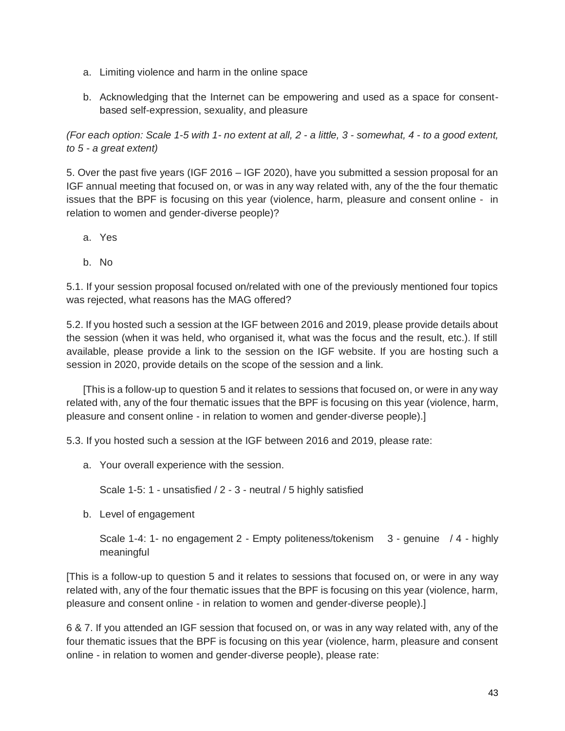a. Limiting violence and harm in the online space

b. Acknowledging that the Internet can be empowering and used as a space for consent-based self-expression, sexuality, and pleasure

*(For each option: Scale 1-5 with 1- no extent at all, 2 - a little, 3 - somewhat, 4 - to a good extent, to 5 - a great extent)*

5. Over the past five years (IGF 2016 – IGF 2020), have you submitted a session proposal for an IGF annual meeting that focused on, or was in any way related with, any of the the four thematic issues that the BPF is focusing on this year (violence, harm, pleasure and consent online - in relation to women and gender-diverse people)?

a. Yes

b. No

5.1. If your session proposal focused on/related with one of the previously mentioned four topics was rejected, what reasons has the MAG offered?

5.2. If you hosted such a session at the IGF between 2016 and 2019, please provide details about the session (when it was held, who organised it, what was the focus and the result, etc.). If still available, please provide a link to the session on the IGF website. If you are hosting such a session in 2020, provide details on the scope of the session and a link.

[This is a follow-up to question 5 and it relates to sessions that focused on, or were in any way related with, any of the four thematic issues that the BPF is focusing on this year (violence, harm, pleasure and consent online - in relation to women and gender-diverse people).]

5.3. If you hosted such a session at the IGF between 2016 and 2019, please rate:

a. Your overall experience with the session.

   Scale 1-5: 1 - unsatisfied / 2 - 3 - neutral / 5 highly satisfied

b. Level of engagement

   Scale 1-4: 1- no engagement 2 - Empty politeness/tokenism 3 - genuine / 4 - highly meaningful

[This is a follow-up to question 5 and it relates to sessions that focused on, or were in any way related with, any of the four thematic issues that the BPF is focusing on this year (violence, harm, pleasure and consent online - in relation to women and gender-diverse people).]

6 & 7. If you attended an IGF session that focused on, or was in any way related with, any of the four thematic issues that the BPF is focusing on this year (violence, harm, pleasure and consent online - in relation to women and gender-diverse people), please rate: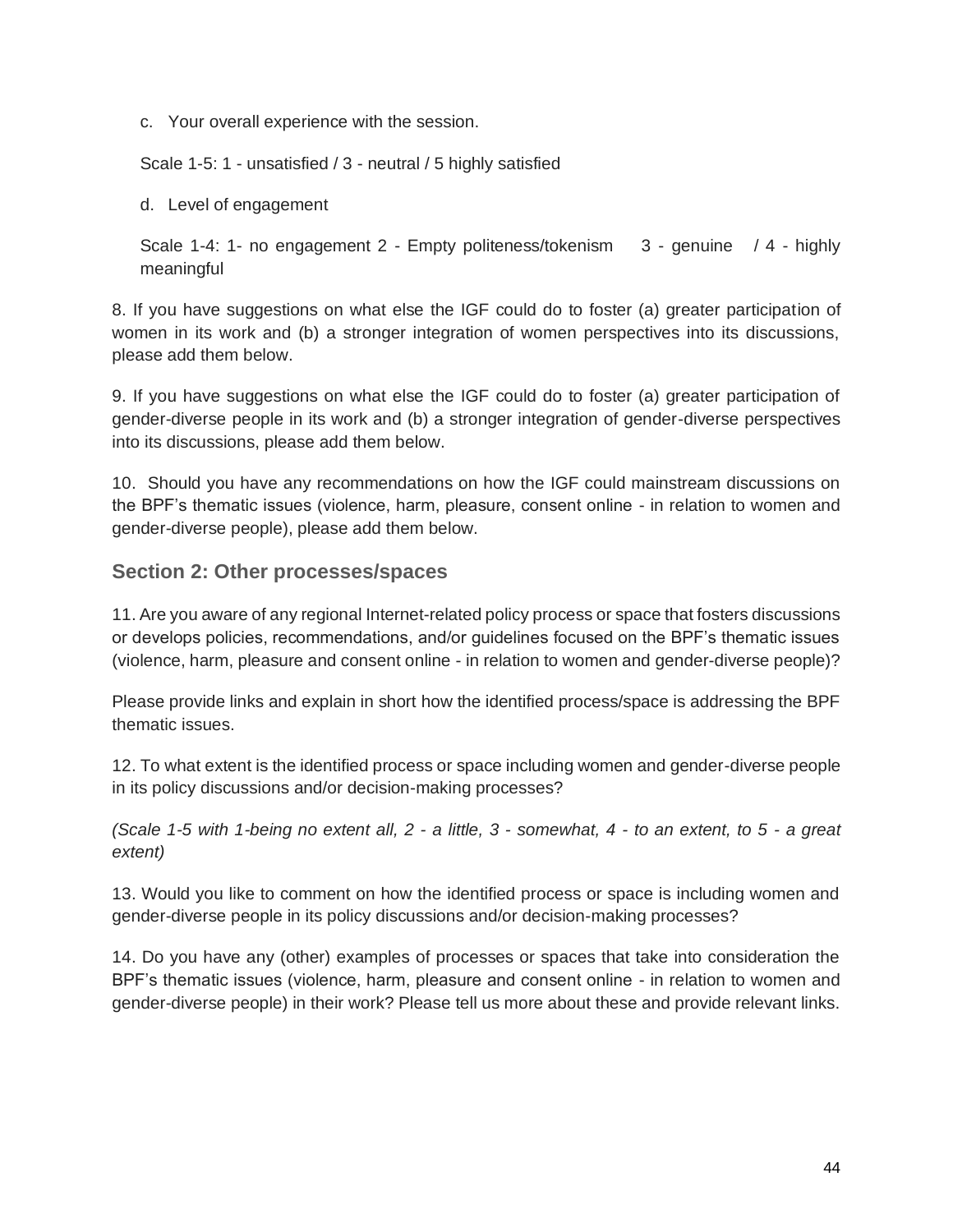c. Your overall experience with the session.

Scale 1-5: 1 - unsatisfied / 3 - neutral / 5 highly satisfied

d. Level of engagement

Scale 1-4: 1- no engagement 2 - Empty politeness/tokenism 3 - genuine / 4 - highly meaningful

8. If you have suggestions on what else the IGF could do to foster (a) greater participation of women in its work and (b) a stronger integration of women perspectives into its discussions, please add them below.

9. If you have suggestions on what else the IGF could do to foster (a) greater participation of gender-diverse people in its work and (b) a stronger integration of gender-diverse perspectives into its discussions, please add them below.

10. Should you have any recommendations on how the IGF could mainstream discussions on the BPF's thematic issues (violence, harm, pleasure, consent online - in relation to women and gender-diverse people), please add them below.

## Section 2: Other processes/spaces

11. Are you aware of any regional Internet-related policy process or space that fosters discussions or develops policies, recommendations, and/or guidelines focused on the BPF's thematic issues (violence, harm, pleasure and consent online - in relation to women and gender-diverse people)?

Please provide links and explain in short how the identified process/space is addressing the BPF thematic issues.

12. To what extent is the identified process or space including women and gender-diverse people in its policy discussions and/or decision-making processes?

*(Scale 1-5 with 1-being no extent all, 2 - a little, 3 - somewhat, 4 - to an extent, to 5 - a great extent)*

13. Would you like to comment on how the identified process or space is including women and gender-diverse people in its policy discussions and/or decision-making processes?

14. Do you have any (other) examples of processes or spaces that take into consideration the BPF's thematic issues (violence, harm, pleasure and consent online - in relation to women and gender-diverse people) in their work? Please tell us more about these and provide relevant links.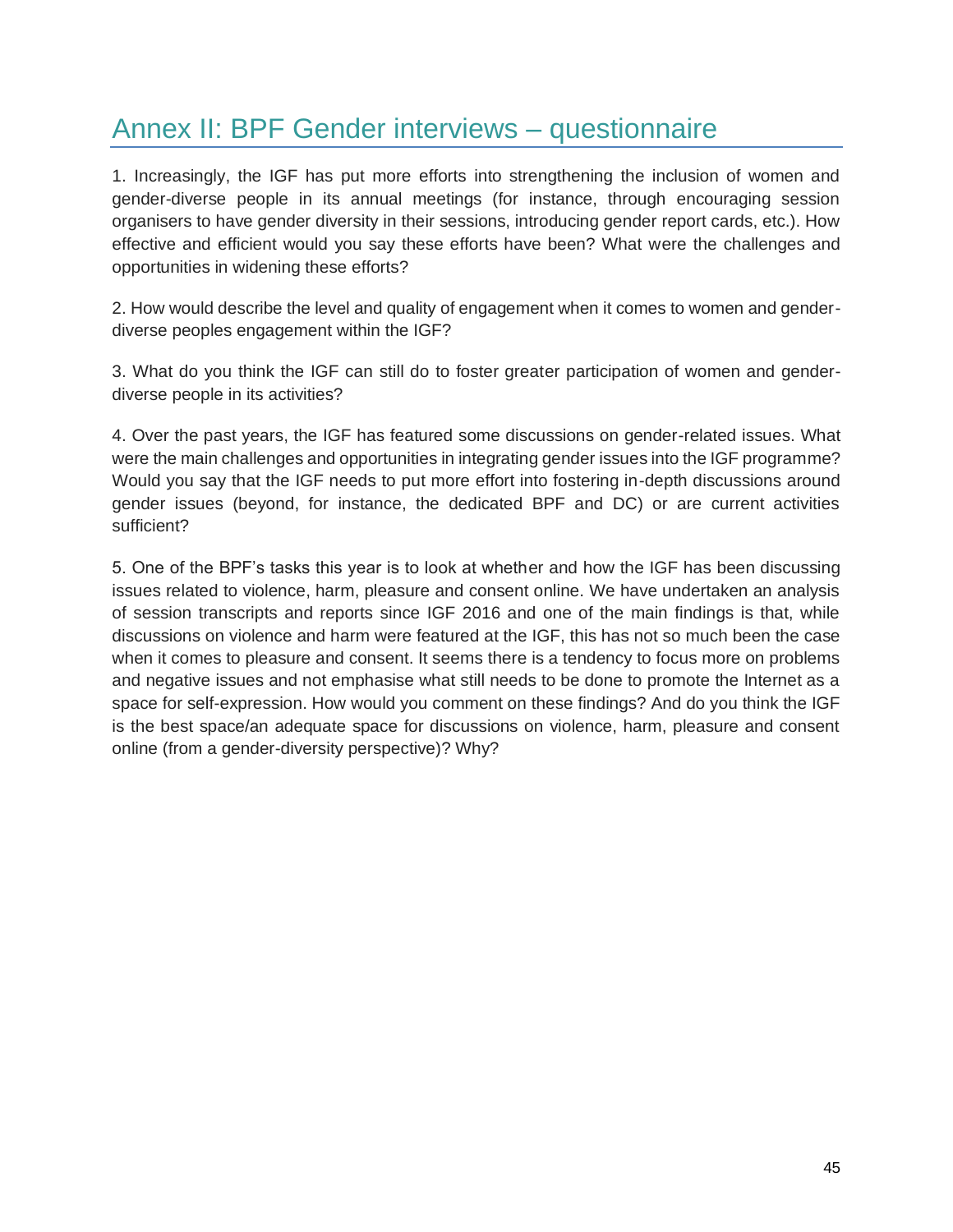# Annex II: BPF Gender interviews – questionnaire

1. Increasingly, the IGF has put more efforts into strengthening the inclusion of women and gender-diverse people in its annual meetings (for instance, through encouraging session organisers to have gender diversity in their sessions, introducing gender report cards, etc.). How effective and efficient would you say these efforts have been? What were the challenges and opportunities in widening these efforts?

2. How would describe the level and quality of engagement when it comes to women and gender-diverse peoples engagement within the IGF?

3. What do you think the IGF can still do to foster greater participation of women and gender-diverse people in its activities?

4. Over the past years, the IGF has featured some discussions on gender-related issues. What were the main challenges and opportunities in integrating gender issues into the IGF programme? Would you say that the IGF needs to put more effort into fostering in-depth discussions around gender issues (beyond, for instance, the dedicated BPF and DC) or are current activities sufficient?

5. One of the BPF's tasks this year is to look at whether and how the IGF has been discussing issues related to violence, harm, pleasure and consent online. We have undertaken an analysis of session transcripts and reports since IGF 2016 and one of the main findings is that, while discussions on violence and harm were featured at the IGF, this has not so much been the case when it comes to pleasure and consent. It seems there is a tendency to focus more on problems and negative issues and not emphasise what still needs to be done to promote the Internet as a space for self-expression. How would you comment on these findings? And do you think the IGF is the best space/an adequate space for discussions on violence, harm, pleasure and consent online (from a gender-diversity perspective)? Why?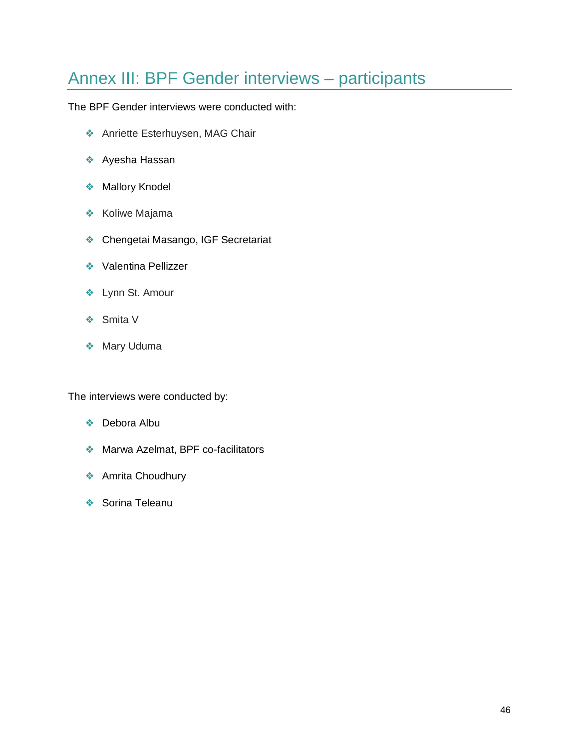# Annex III: BPF Gender interviews – participants

The BPF Gender interviews were conducted with:

- Anriette Esterhuysen, MAG Chair
- Ayesha Hassan
- Mallory Knodel
- Koliwe Majama
- Chengetai Masango, IGF Secretariat
- Valentina Pellizzer
- Lynn St. Amour
- Smita V
- Mary Uduma

The interviews were conducted by:

- Debora Albu
- Marwa Azelmat, BPF co-facilitators
- Amrita Choudhury
- Sorina Teleanu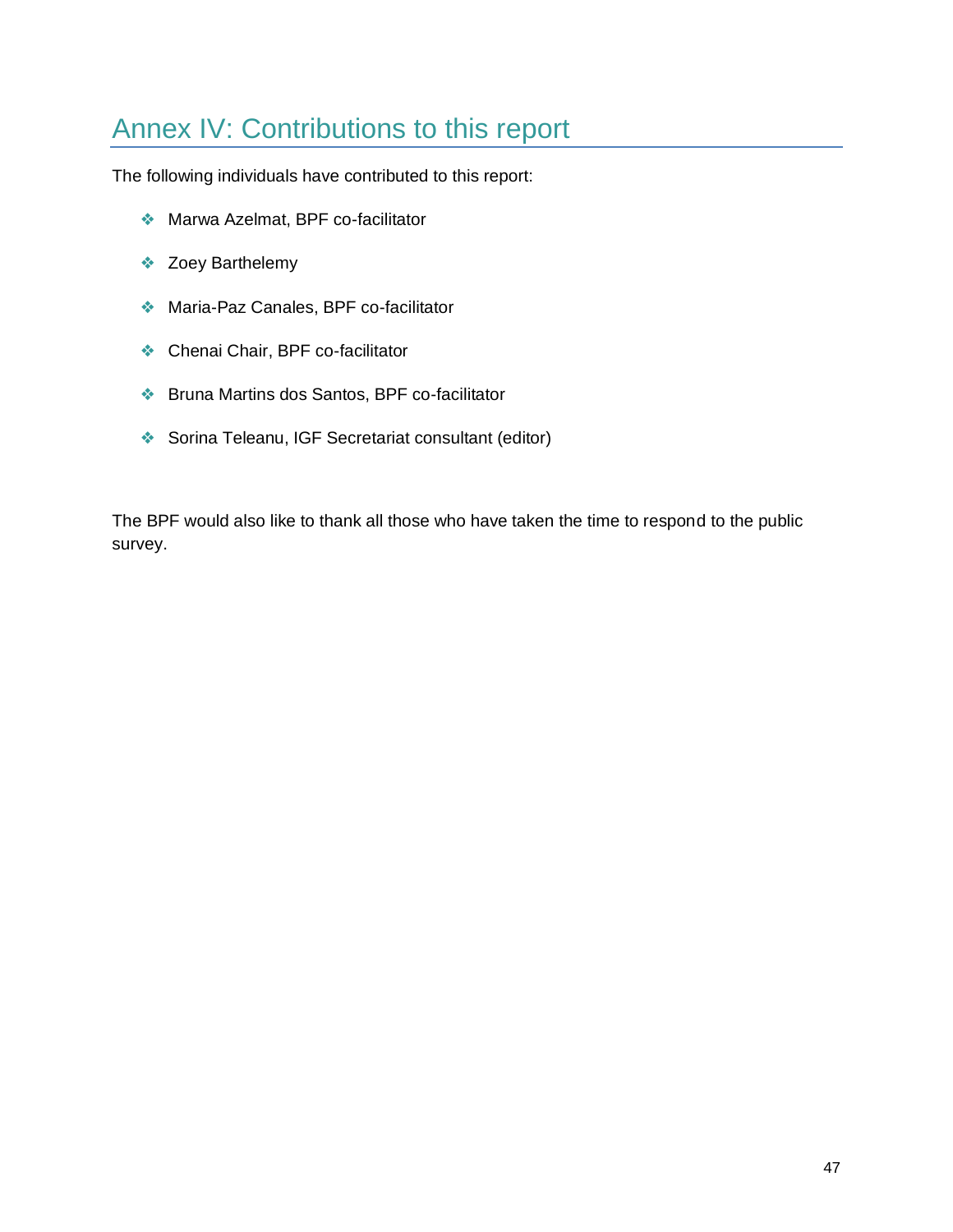# Annex IV: Contributions to this report

The following individuals have contributed to this report:

- Marwa Azelmat, BPF co-facilitator
- Zoey Barthelemy
- Maria-Paz Canales, BPF co-facilitator
- Chenai Chair, BPF co-facilitator
- Bruna Martins dos Santos, BPF co-facilitator
- Sorina Teleanu, IGF Secretariat consultant (editor)

The BPF would also like to thank all those who have taken the time to respond to the public survey.